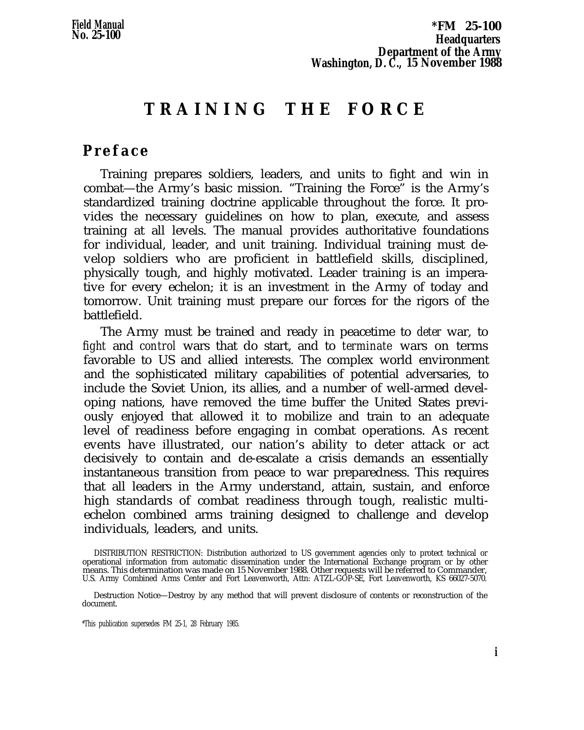Field Manual
No. 25-100

*FM 25-100
Headquarters
Department of the Army
Washington, D. C., 15 November 1988

# TRAINING THE FORCE

## Preface

Training prepares soldiers, leaders, and units to fight and win in combat—the Army's basic mission. "Training the Force" is the Army's standardized training doctrine applicable throughout the force. It provides the necessary guidelines on how to plan, execute, and assess training at all levels. The manual provides authoritative foundations for individual, leader, and unit training. Individual training must develop soldiers who are proficient in battlefield skills, disciplined, physically tough, and highly motivated. Leader training is an imperative for every echelon; it is an investment in the Army of today and tomorrow. Unit training must prepare our forces for the rigors of the battlefield.

The Army must be trained and ready in peacetime to *deter* war, to *fight* and *control* wars that do start, and to *terminate* wars on terms favorable to US and allied interests. The complex world environment and the sophisticated military capabilities of potential adversaries, to include the Soviet Union, its allies, and a number of well-armed developing nations, have removed the time buffer the United States previously enjoyed that allowed it to mobilize and train to an adequate level of readiness before engaging in combat operations. As recent events have illustrated, our nation's ability to deter attack or act decisively to contain and de-escalate a crisis demands an essentially instantaneous transition from peace to war preparedness. This requires that all leaders in the Army understand, attain, sustain, and enforce high standards of combat readiness through tough, realistic multi-echelon combined arms training designed to challenge and develop individuals, leaders, and units.

DISTRIBUTION RESTRICTION: Distribution authorized to US government agencies only to protect technical or operational information from automatic dissemination under the International Exchange program or by other means. This determination was made on 15 November 1988. Other requests will be referred to Commander, U.S. Army Combined Arms Center and Fort Leavenworth, Attn: ATZL-GOP-SE, Fort Leavenworth, KS 66027-5070.

Destruction Notice—Destroy by any method that will prevent disclosure of contents or reconstruction of the document.

*This publication supersedes FM 25-1, 28 February 1985.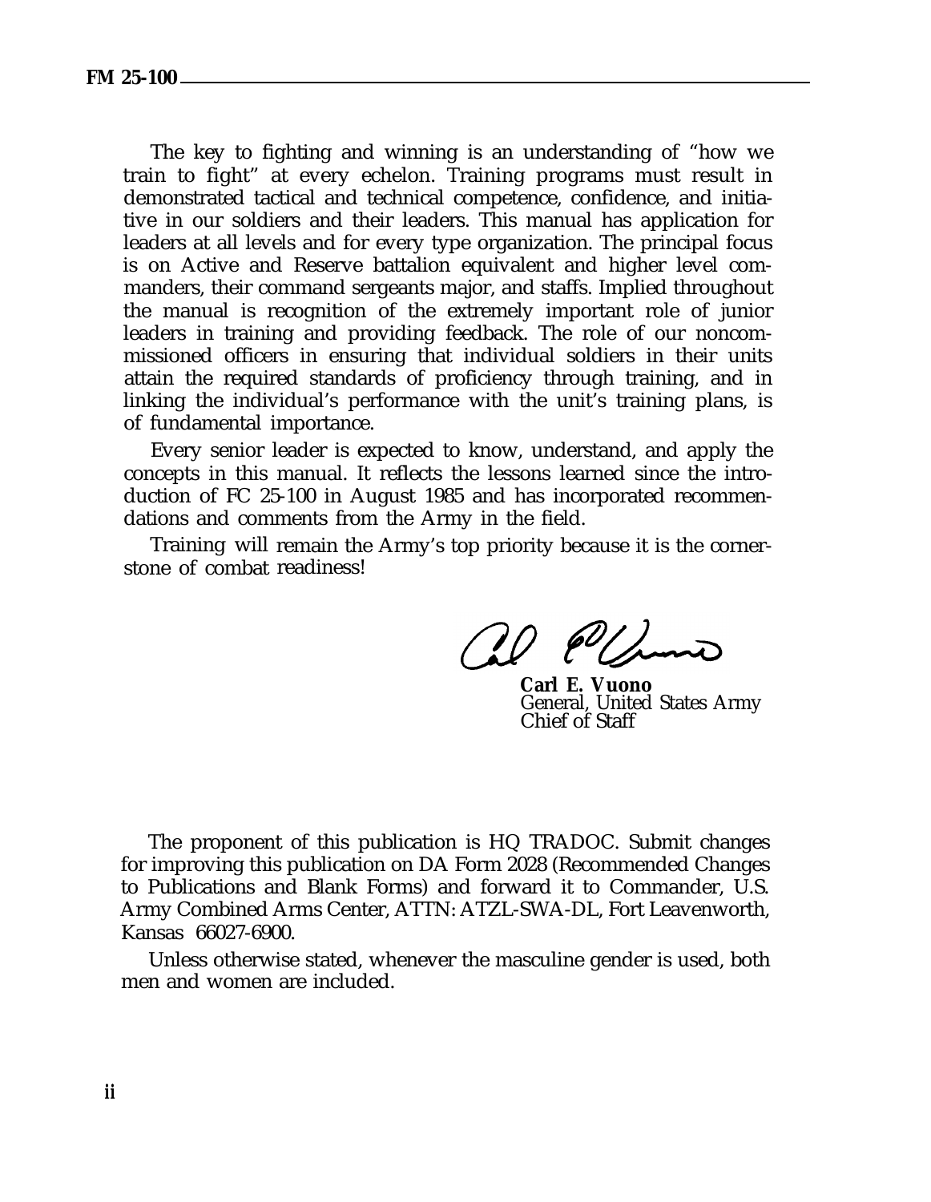The key to fighting and winning is an understanding of "how we train to fight" at every echelon. Training programs must result in demonstrated tactical and technical competence, confidence, and initiative in our soldiers and their leaders. This manual has application for leaders at all levels and for every type organization. The principal focus is on Active and Reserve battalion equivalent and higher level commanders, their command sergeants major, and staffs. Implied throughout the manual is recognition of the extremely important role of junior leaders in training and providing feedback. The role of our noncommissioned officers in ensuring that individual soldiers in their units attain the required standards of proficiency through training, and in linking the individual's performance with the unit's training plans, is of fundamental importance.

Every senior leader is expected to know, understand, and apply the concepts in this manual. It reflects the lessons learned since the introduction of FC 25-100 in August 1985 and has incorporated recommendations and comments from the Army in the field.

Training will remain the Army's top priority because it is the cornerstone of combat readiness!

**Carl E. Vuono**
General, United States Army
Chief of Staff

The proponent of this publication is HQ TRADOC. Submit changes for improving this publication on DA Form 2028 (Recommended Changes to Publications and Blank Forms) and forward it to Commander, U.S. Army Combined Arms Center, ATTN: ATZL-SWA-DL, Fort Leavenworth, Kansas 66027-6900.

Unless otherwise stated, whenever the masculine gender is used, both men and women are included.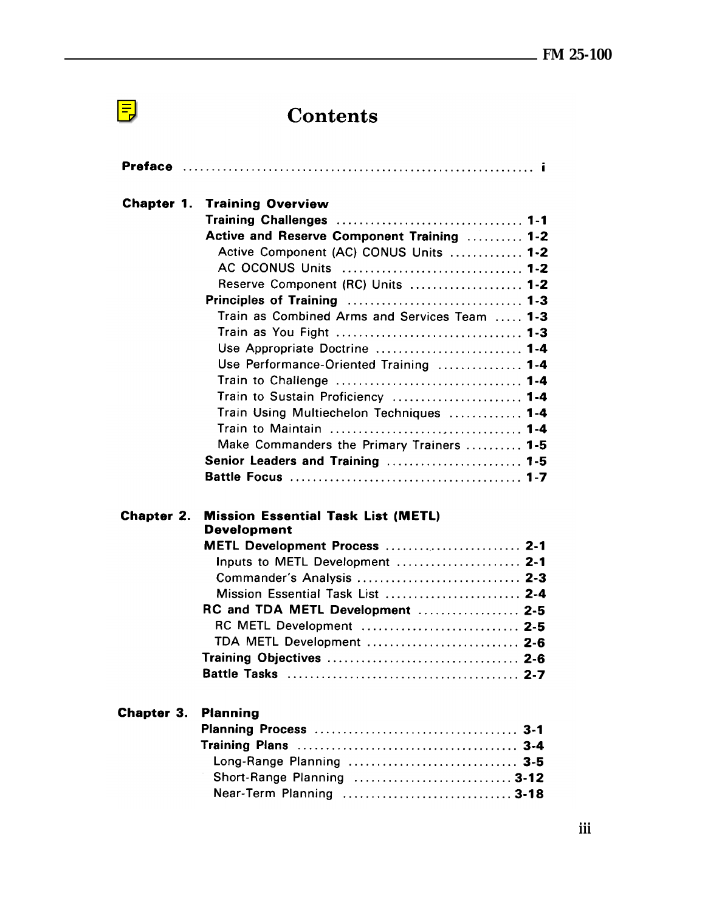# Contents

**Preface** ............................................................ i

**Chapter 1. Training Overview**

- **Training Challenges** ................................ 1-1
- **Active and Reserve Component Training** .......... 1-2
  - Active Component (AC) CONUS Units ............. 1-2
  - AC OCONUS Units ................................ 1-2
  - Reserve Component (RC) Units .................... 1-2
- **Principles of Training** .............................. 1-3
  - Train as Combined Arms and Services Team ..... 1-3
  - Train as You Fight ................................. 1-3
  - Use Appropriate Doctrine .......................... 1-4
  - Use Performance-Oriented Training ............... 1-4
  - Train to Challenge ................................. 1-4
  - Train to Sustain Proficiency ....................... 1-4
  - Train Using Multiechelon Techniques ............. 1-4
  - Train to Maintain .................................. 1-4
  - Make Commanders the Primary Trainers .......... 1-5
- **Senior Leaders and Training** ....................... 1-5
- **Battle Focus** ........................................ 1-7

**Chapter 2. Mission Essential Task List (METL) Development**

- **METL Development Process** ........................ 2-1
  - Inputs to METL Development ...................... 2-1
  - Commander's Analysis ............................. 2-3
  - Mission Essential Task List ........................ 2-4
- **RC and TDA METL Development** ................. 2-5
  - RC METL Development ............................ 2-5
  - TDA METL Development ........................... 2-6
- **Training Objectives** ................................. 2-6
- **Battle Tasks** ........................................ 2-7

**Chapter 3. Planning**

- **Planning Process** ................................... 3-1
- **Training Plans** ...................................... 3-4
  - Long-Range Planning .............................. 3-5
  - Short-Range Planning ............................ 3-12
  - Near-Term Planning .............................. 3-18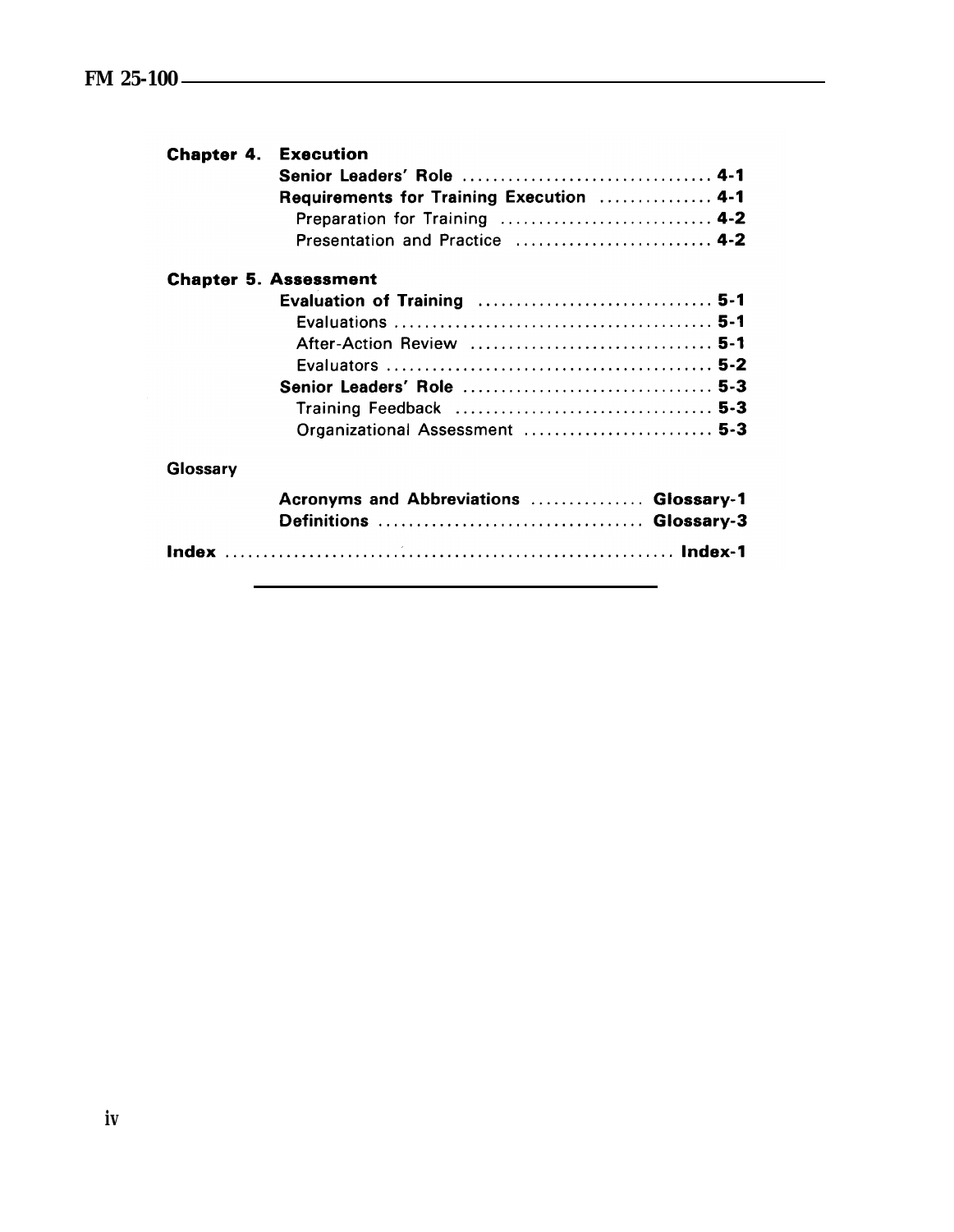**Chapter 4. Execution**

- **Senior Leaders' Role** .......... **4-1**
- **Requirements for Training Execution** .......... **4-1**
  - Preparation for Training .......... **4-2**
  - Presentation and Practice .......... **4-2**

**Chapter 5. Assessment**

- **Evaluation of Training** .......... **5-1**
  - Evaluations .......... **5-1**
  - After-Action Review .......... **5-1**
  - Evaluators .......... **5-2**
- **Senior Leaders' Role** .......... **5-3**
  - Training Feedback .......... **5-3**
  - Organizational Assessment .......... **5-3**

**Glossary**

- **Acronyms and Abbreviations** .......... **Glossary-1**
- **Definitions** .......... **Glossary-3**

**Index** .......... **Index-1**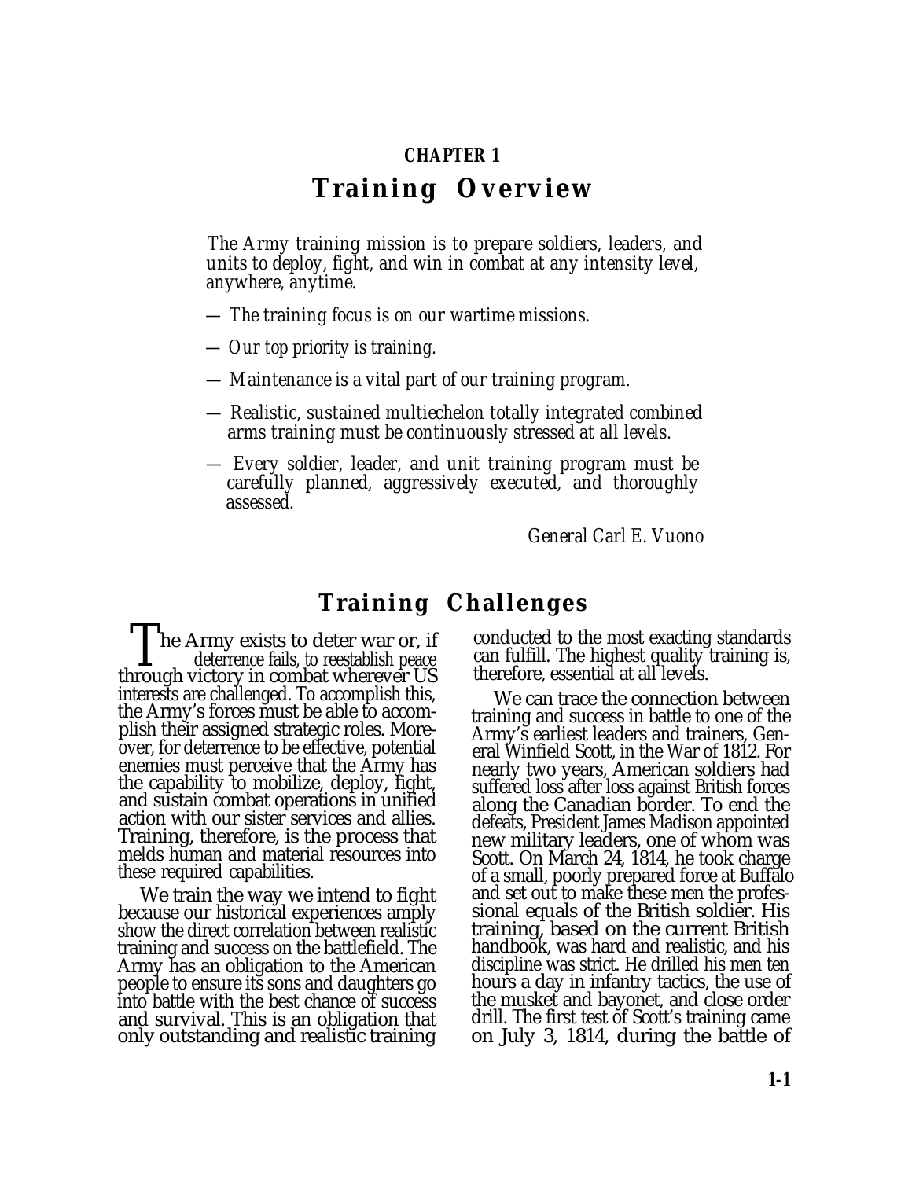# CHAPTER 1

# Training Overview

*The Army training mission is to prepare soldiers, leaders, and units to deploy, fight, and win in combat at any intensity level, anywhere, anytime.*

- *The training focus is on our wartime missions.*
- *Our top priority is training.*
- *Maintenance is a vital part of our training program.*
- *Realistic, sustained multiechelon totally integrated combined arms training must be continuously stressed at all levels.*
- *Every soldier, leader, and unit training program must be carefully planned, aggressively executed, and thoroughly assessed.*

*General Carl E. Vuono*

## Training Challenges

The Army exists to deter war or, if deterrence fails, to reestablish peace through victory in combat wherever US interests are challenged. To accomplish this, the Army's forces must be able to accomplish their assigned strategic roles. Moreover, for deterrence to be effective, potential enemies must perceive that the Army has the capability to mobilize, deploy, fight, and sustain combat operations in unified action with our sister services and allies. Training, therefore, is the process that melds human and material resources into these required capabilities.

We train the way we intend to fight because our historical experiences amply show the direct correlation between realistic training and success on the battlefield. The Army has an obligation to the American people to ensure its sons and daughters go into battle with the best chance of success and survival. This is an obligation that only outstanding and realistic training conducted to the most exacting standards can fulfill. The highest quality training is, therefore, essential at all levels.

We can trace the connection between training and success in battle to one of the Army's earliest leaders and trainers, General Winfield Scott, in the War of 1812. For nearly two years, American soldiers had suffered loss after loss against British forces along the Canadian border. To end the defeats, President James Madison appointed new military leaders, one of whom was Scott. On March 24, 1814, he took charge of a small, poorly prepared force at Buffalo and set out to make these men the professional equals of the British soldier. His training, based on the current British handbook, was hard and realistic, and his discipline was strict. He drilled his men ten hours a day in infantry tactics, the use of the musket and bayonet, and close order drill. The first test of Scott's training came on July 3, 1814, during the battle of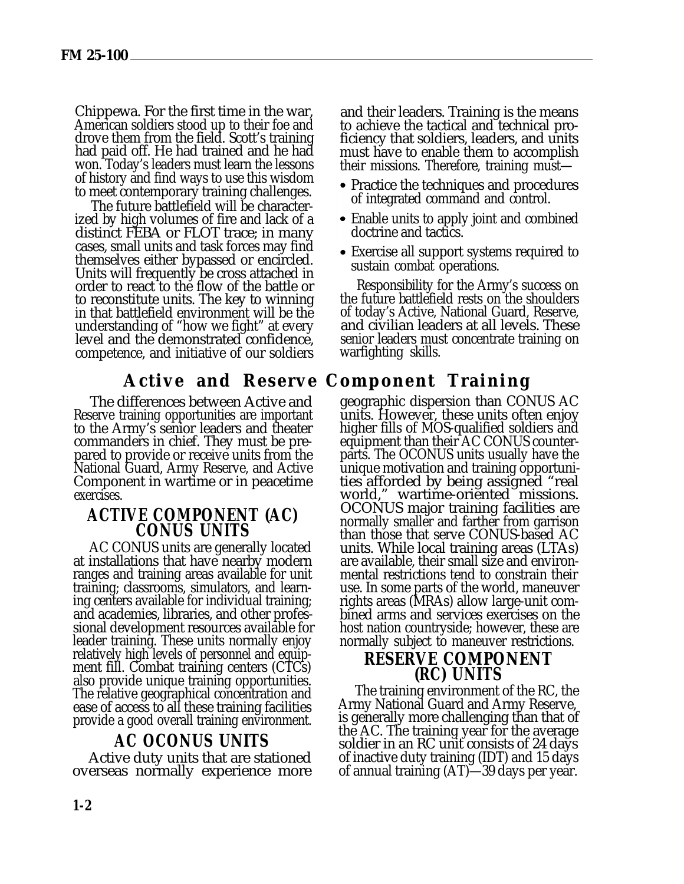Chippewa. For the first time in the war, American soldiers stood up to their foe and drove them from the field. Scott's training had paid off. He had trained and he had won. Today's leaders must learn the lessons of history and find ways to use this wisdom to meet contemporary training challenges.

The future battlefield will be characterized by high volumes of fire and lack of a distinct FEBA or FLOT trace; in many cases, small units and task forces may find themselves either bypassed or encircled. Units will frequently be cross attached in order to react to the flow of the battle or to reconstitute units. The key to winning in that battlefield environment will be the understanding of "how we fight" at every level and the demonstrated confidence, competence, and initiative of our soldiers and their leaders. Training is the means to achieve the tactical and technical proficiency that soldiers, leaders, and units must have to enable them to accomplish their missions. Therefore, training must—

- Practice the techniques and procedures of integrated command and control.
- Enable units to apply joint and combined doctrine and tactics.
- Exercise all support systems required to sustain combat operations.

Responsibility for the Army's success on the future battlefield rests on the shoulders of today's Active, National Guard, Reserve, and civilian leaders at all levels. These senior leaders must concentrate training on warfighting skills.

## Active and Reserve Component Training

The differences between Active and Reserve training opportunities are important to the Army's senior leaders and theater commanders in chief. They must be prepared to provide or receive units from the National Guard, Army Reserve, and Active Component in wartime or in peacetime exercises.

### ACTIVE COMPONENT (AC) CONUS UNITS

AC CONUS units are generally located at installations that have nearby modern ranges and training areas available for unit training; classrooms, simulators, and learning centers available for individual training; and academies, libraries, and other professional development resources available for leader training. These units normally enjoy relatively high levels of personnel and equipment fill. Combat training centers (CTCs) also provide unique training opportunities. The relative geographical concentration and ease of access to all these training facilities provide a good overall training environment.

### AC OCONUS UNITS

Active duty units that are stationed overseas normally experience more geographic dispersion than CONUS AC units. However, these units often enjoy higher fills of MOS-qualified soldiers and equipment than their AC CONUS counterparts. The OCONUS units usually have the unique motivation and training opportunities afforded by being assigned "real world," wartime-oriented missions. OCONUS major training facilities are normally smaller and farther from garrison than those that serve CONUS-based AC units. While local training areas (LTAs) are available, their small size and environmental restrictions tend to constrain their use. In some parts of the world, maneuver rights areas (MRAs) allow large-unit combined arms and services exercises on the host nation countryside; however, these are normally subject to maneuver restrictions.

### RESERVE COMPONENT (RC) UNITS

The training environment of the RC, the Army National Guard and Army Reserve, is generally more challenging than that of the AC. The training year for the average soldier in an RC unit consists of 24 days of inactive duty training (IDT) and 15 days of annual training (AT)—39 days per year.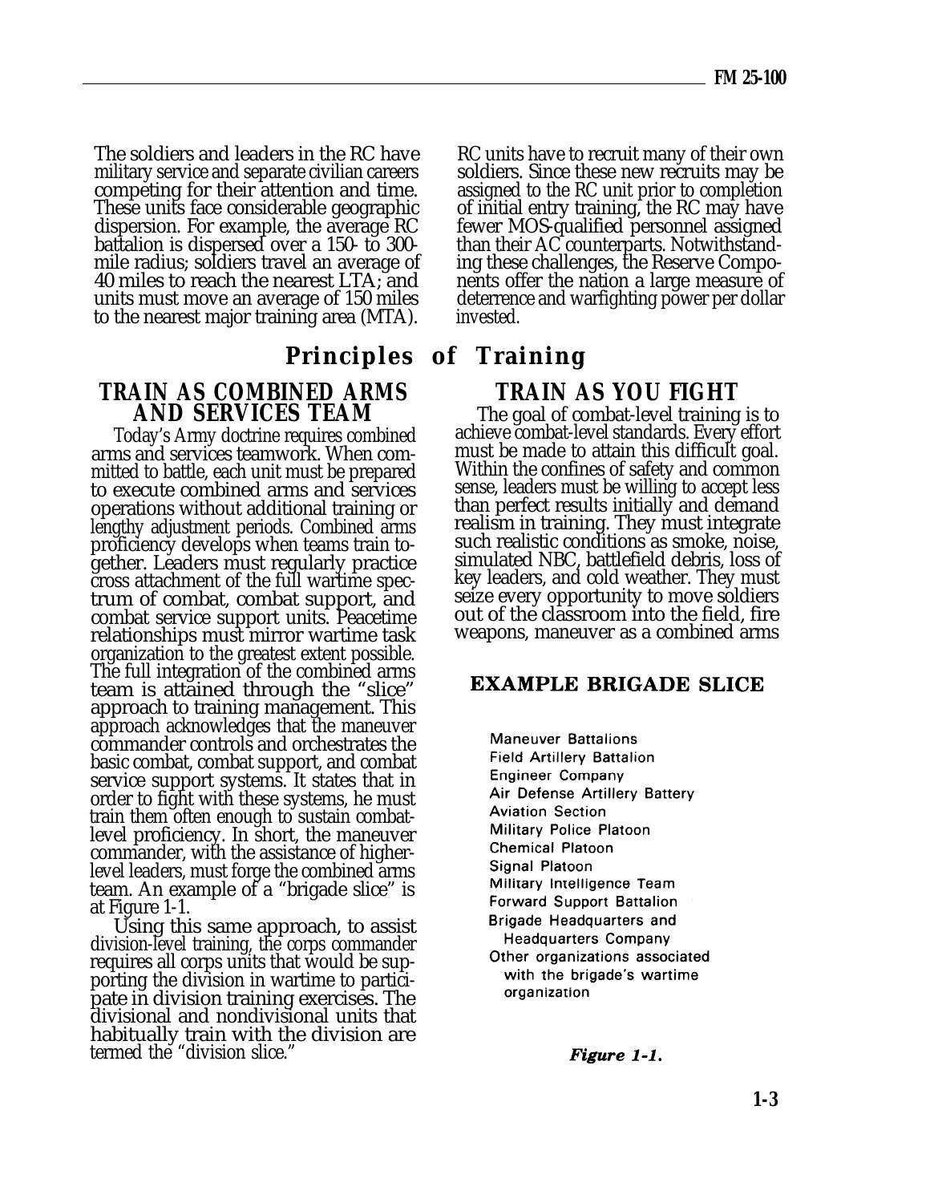The soldiers and leaders in the RC have military service and separate civilian careers competing for their attention and time. These units face considerable geographic dispersion. For example, the average RC battalion is dispersed over a 150- to 300-mile radius; soldiers travel an average of 40 miles to reach the nearest LTA; and units must move an average of 150 miles to the nearest major training area (MTA).

RC units have to recruit many of their own soldiers. Since these new recruits may be assigned to the RC unit prior to completion of initial entry training, the RC may have fewer MOS-qualified personnel assigned than their AC counterparts. Notwithstanding these challenges, the Reserve Components offer the nation a large measure of deterrence and warfighting power per dollar invested.

# Principles of Training

## TRAIN AS COMBINED ARMS AND SERVICES TEAM

Today's Army doctrine requires combined arms and services teamwork. When committed to battle, each unit must be prepared to execute combined arms and services operations without additional training or lengthy adjustment periods. Combined arms proficiency develops when teams train together. Leaders must regularly practice cross attachment of the full wartime spectrum of combat, combat support, and combat service support units. Peacetime relationships must mirror wartime task organization to the greatest extent possible. The full integration of the combined arms team is attained through the "slice" approach to training management. This approach acknowledges that the maneuver commander controls and orchestrates the basic combat, combat support, and combat service support systems. It states that in order to fight with these systems, he must train them often enough to sustain combat-level proficiency. In short, the maneuver commander, with the assistance of higher-level leaders, must forge the combined arms team. An example of a "brigade slice" is at Figure 1-1.

Using this same approach, to assist division-level training, the corps commander requires all corps units that would be supporting the division in wartime to participate in division training exercises. The divisional and nondivisional units that habitually train with the division are termed the "division slice."

## TRAIN AS YOU FIGHT

The goal of combat-level training is to achieve combat-level standards. Every effort must be made to attain this difficult goal. Within the confines of safety and common sense, leaders must be willing to accept less than perfect results initially and demand realism in training. They must integrate such realistic conditions as smoke, noise, simulated NBC, battlefield debris, loss of key leaders, and cold weather. They must seize every opportunity to move soldiers out of the classroom into the field, fire weapons, maneuver as a combined arms

**EXAMPLE BRIGADE SLICE**

- Maneuver Battalions
- Field Artillery Battalion
- Engineer Company
- Air Defense Artillery Battery
- Aviation Section
- Military Police Platoon
- Chemical Platoon
- Signal Platoon
- Military Intelligence Team
- Forward Support Battalion
- Brigade Headquarters and Headquarters Company
- Other organizations associated with the brigade's wartime organization

*Figure 1-1.*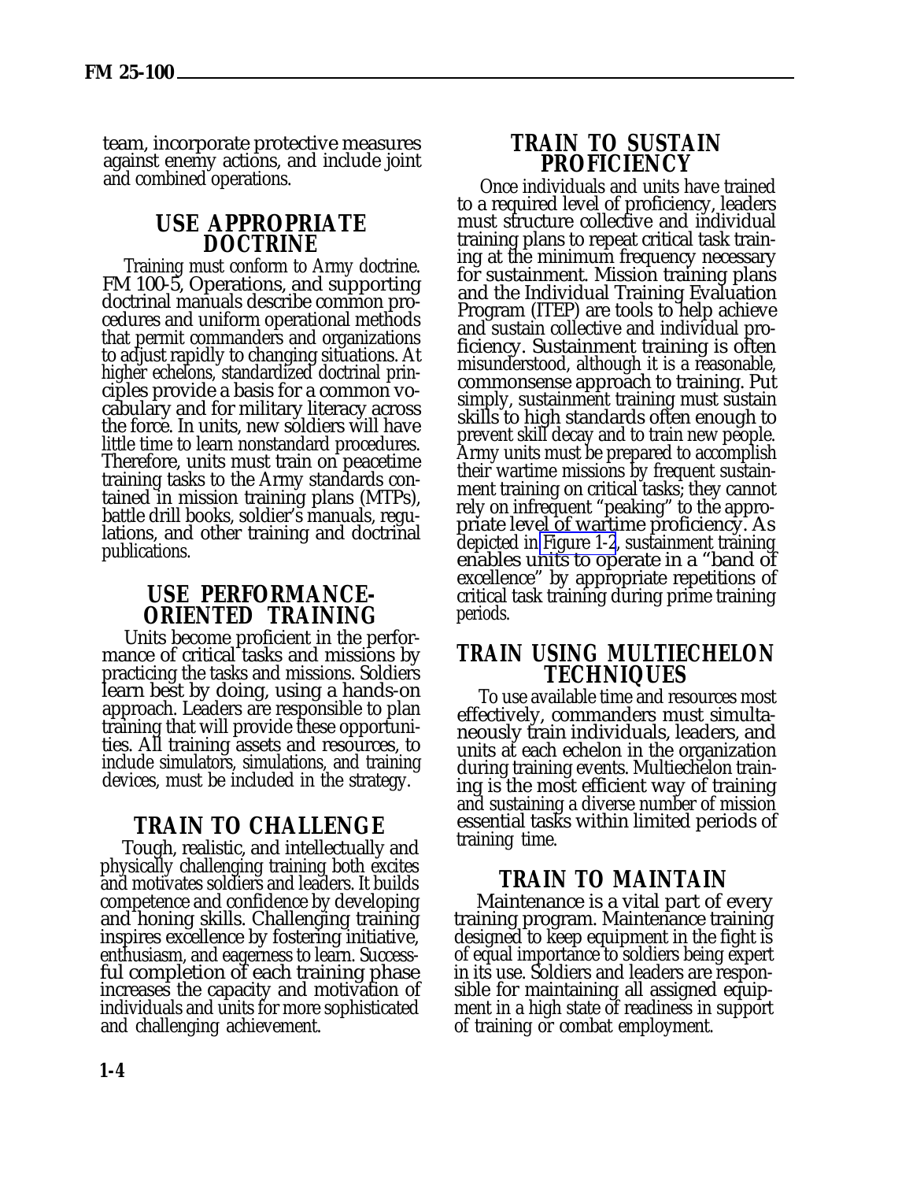team, incorporate protective measures against enemy actions, and include joint and combined operations.

## USE APPROPRIATE DOCTRINE

Training must conform to Army doctrine. FM 100-5, Operations, and supporting doctrinal manuals describe common procedures and uniform operational methods that permit commanders and organizations to adjust rapidly to changing situations. At higher echelons, standardized doctrinal principles provide a basis for a common vocabulary and for military literacy across the force. In units, new soldiers will have little time to learn nonstandard procedures. Therefore, units must train on peacetime training tasks to the Army standards contained in mission training plans (MTPs), battle drill books, soldier's manuals, regulations, and other training and doctrinal publications.

## USE PERFORMANCE-ORIENTED TRAINING

Units become proficient in the performance of critical tasks and missions by practicing the tasks and missions. Soldiers learn best by doing, using a hands-on approach. Leaders are responsible to plan training that will provide these opportunities. All training assets and resources, to include simulators, simulations, and training devices, must be included in the strategy.

## TRAIN TO CHALLENGE

Tough, realistic, and intellectually and physically challenging training both excites and motivates soldiers and leaders. It builds competence and confidence by developing and honing skills. Challenging training inspires excellence by fostering initiative, enthusiasm, and eagerness to learn. Successful completion of each training phase increases the capacity and motivation of individuals and units for more sophisticated and challenging achievement.

## TRAIN TO SUSTAIN PROFICIENCY

Once individuals and units have trained to a required level of proficiency, leaders must structure collective and individual training plans to repeat critical task training at the minimum frequency necessary for sustainment. Mission training plans and the Individual Training Evaluation Program (ITEP) are tools to help achieve and sustain collective and individual proficiency. Sustainment training is often misunderstood, although it is a reasonable, commonsense approach to training. Put simply, sustainment training must sustain skills to high standards often enough to prevent skill decay and to train new people. Army units must be prepared to accomplish their wartime missions by frequent sustainment training on critical tasks; they cannot rely on infrequent "peaking" to the appropriate level of wartime proficiency. As depicted in Figure 1-2, sustainment training enables units to operate in a "band of excellence" by appropriate repetitions of critical task training during prime training periods.

## TRAIN USING MULTIECHELON TECHNIQUES

To use available time and resources most effectively, commanders must simultaneously train individuals, leaders, and units at each echelon in the organization during training events. Multiechelon training is the most efficient way of training and sustaining a diverse number of mission essential tasks within limited periods of training time.

## TRAIN TO MAINTAIN

Maintenance is a vital part of every training program. Maintenance training designed to keep equipment in the fight is of equal importance to soldiers being expert in its use. Soldiers and leaders are responsible for maintaining all assigned equipment in a high state of readiness in support of training or combat employment.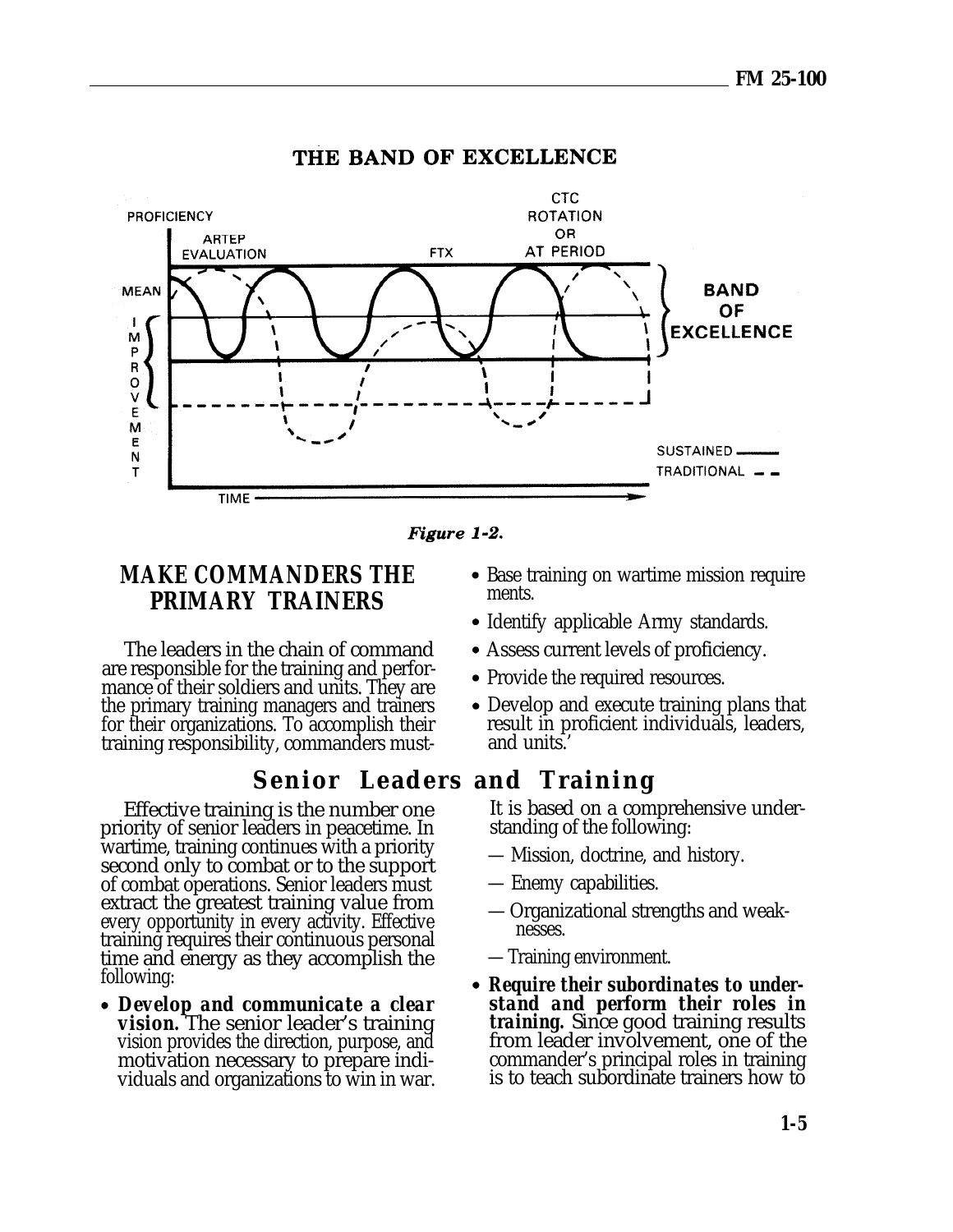## THE BAND OF EXCELLENCE

*Figure 1-2.*

## MAKE COMMANDERS THE PRIMARY TRAINERS

The leaders in the chain of command are responsible for the training and performance of their soldiers and units. They are the primary training managers and trainers for their organizations. To accomplish their training responsibility, commanders must-

- Base training on wartime mission requirements.
- Identify applicable Army standards.
- Assess current levels of proficiency.
- Provide the required resources.
- Develop and execute training plans that result in proficient individuals, leaders, and units.'

## Senior Leaders and Training

Effective training is the number one priority of senior leaders in peacetime. In wartime, training continues with a priority second only to combat or to the support of combat operations. Senior leaders must extract the greatest training value from every opportunity in every activity. Effective training requires their continuous personal time and energy as they accomplish the following:

- ***Develop and communicate a clear vision.*** The senior leader's training vision provides the direction, purpose, and motivation necessary to prepare individuals and organizations to win in war. It is based on a comprehensive understanding of the following:
  - — Mission, doctrine, and history.
  - — Enemy capabilities.
  - — Organizational strengths and weaknesses.
  - — Training environment.
- ***Require their subordinates to understand and perform their roles in training.*** Since good training results from leader involvement, one of the commander's principal roles in training is to teach subordinate trainers how to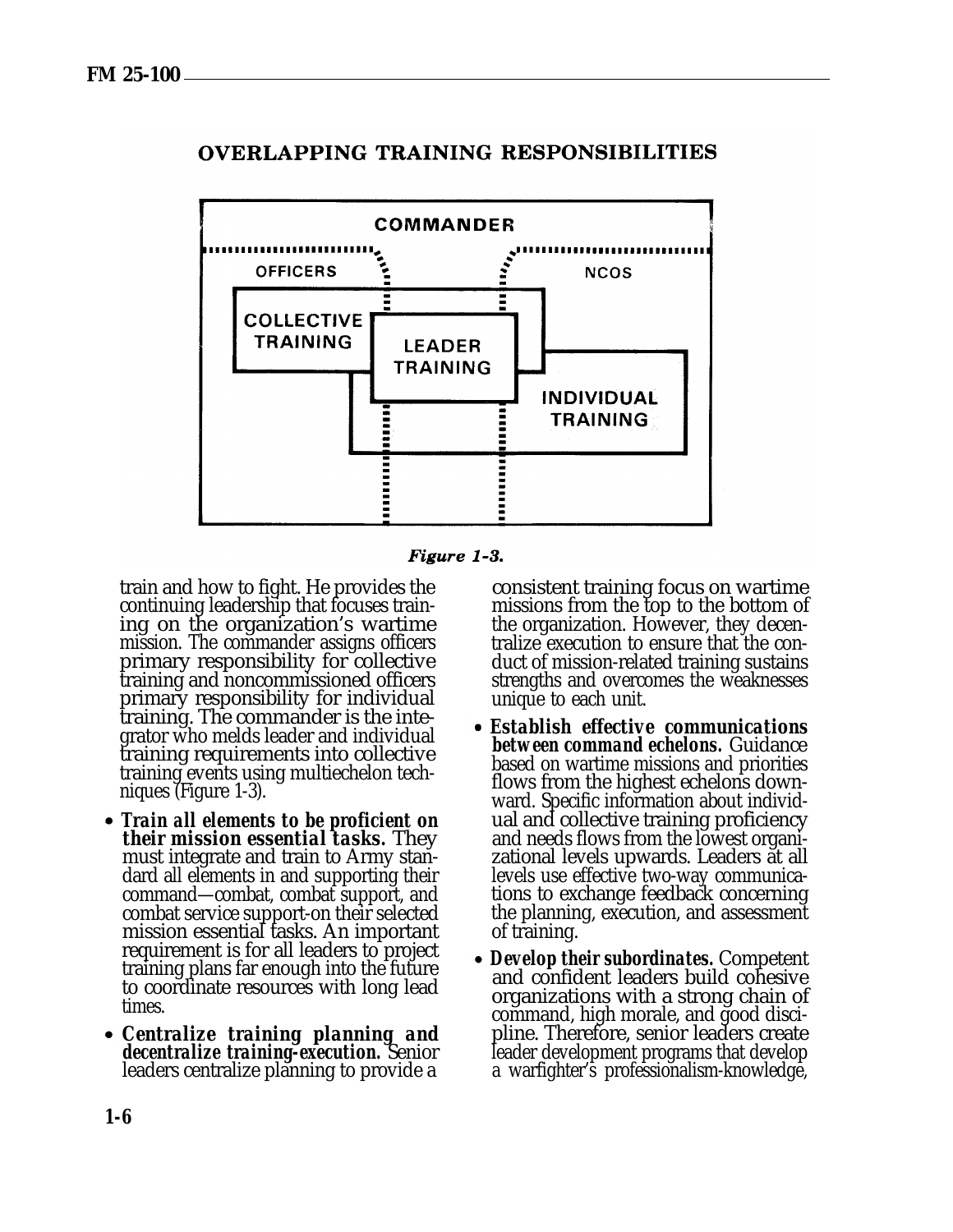## OVERLAPPING TRAINING RESPONSIBILITIES

COMMANDER

OFFICERS

NCOS

COLLECTIVE TRAINING

LEADER TRAINING

INDIVIDUAL TRAINING

*Figure 1-3.*

train and how to fight. He provides the continuing leadership that focuses training on the organization's wartime mission. The commander assigns officers primary responsibility for collective training and noncommissioned officers primary responsibility for individual training. The commander is the integrator who melds leader and individual training requirements into collective training events using multiechelon techniques (Figure 1-3).

- ***Train all elements to be proficient on their mission essential tasks.*** They must integrate and train to Army standard all elements in and supporting their command—combat, combat support, and combat service support-on their selected mission essential tasks. An important requirement is for all leaders to project training plans far enough into the future to coordinate resources with long lead times.
- ***Centralize training planning and decentralize training-execution.*** Senior leaders centralize planning to provide a consistent training focus on wartime missions from the top to the bottom of the organization. However, they decentralize execution to ensure that the conduct of mission-related training sustains strengths and overcomes the weaknesses unique to each unit.
- ***Establish effective communications between command echelons.*** Guidance based on wartime missions and priorities flows from the highest echelons downward. Specific information about individual and collective training proficiency and needs flows from the lowest organizational levels upwards. Leaders at all levels use effective two-way communications to exchange feedback concerning the planning, execution, and assessment of training.
- ***Develop their subordinates.*** Competent and confident leaders build cohesive organizations with a strong chain of command, high morale, and good discipline. Therefore, senior leaders create leader development programs that develop a warfighter's professionalism-knowledge,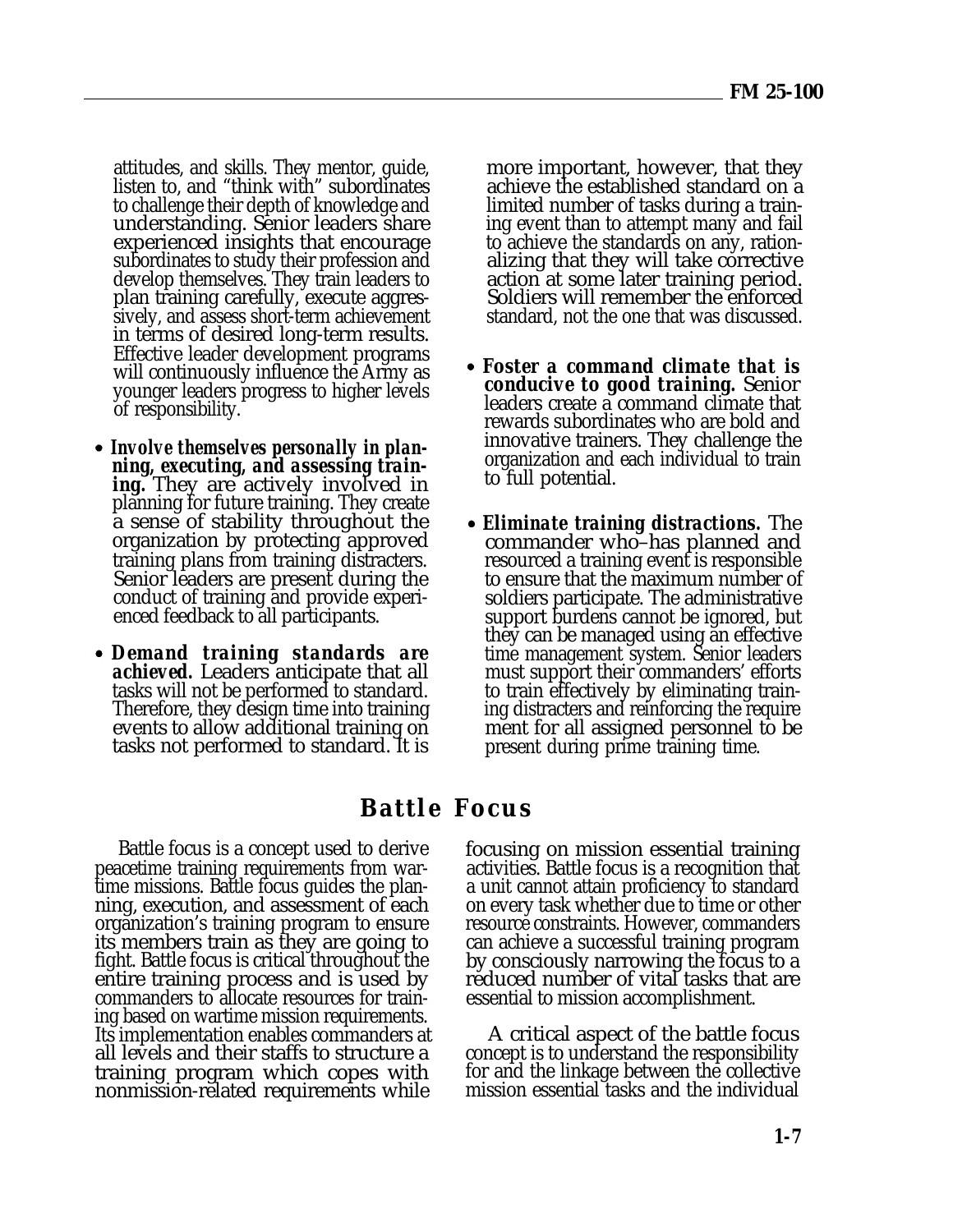attitudes, and skills. They mentor, guide, listen to, and "think with" subordinates to challenge their depth of knowledge and understanding. Senior leaders share experienced insights that encourage subordinates to study their profession and develop themselves. They train leaders to plan training carefully, execute aggressively, and assess short-term achievement in terms of desired long-term results. Effective leader development programs will continuously influence the Army as younger leaders progress to higher levels of responsibility.

- ***Involve themselves personally in planning, executing, and assessing training.*** They are actively involved in planning for future training. They create a sense of stability throughout the organization by protecting approved training plans from training distracters. Senior leaders are present during the conduct of training and provide experienced feedback to all participants.

- ***Demand training standards are achieved.*** Leaders anticipate that all tasks will not be performed to standard. Therefore, they design time into training events to allow additional training on tasks not performed to standard. It is more important, however, that they achieve the established standard on a limited number of tasks during a training event than to attempt many and fail to achieve the standards on any, rationalizing that they will take corrective action at some later training period. Soldiers will remember the enforced standard, not the one that was discussed.

- ***Foster a command climate that is conducive to good training.*** Senior leaders create a command climate that rewards subordinates who are bold and innovative trainers. They challenge the organization and each individual to train to full potential.

- ***Eliminate training distractions.*** The commander who–has planned and resourced a training event is responsible to ensure that the maximum number of soldiers participate. The administrative support burdens cannot be ignored, but they can be managed using an effective time management system. Senior leaders must support their commanders' efforts to train effectively by eliminating training distracters and reinforcing the require ment for all assigned personnel to be present during prime training time.

## Battle Focus

Battle focus is a concept used to derive peacetime training requirements from wartime missions. Battle focus guides the planning, execution, and assessment of each organization's training program to ensure its members train as they are going to fight. Battle focus is critical throughout the entire training process and is used by commanders to allocate resources for training based on wartime mission requirements. Its implementation enables commanders at all levels and their staffs to structure a training program which copes with nonmission-related requirements while focusing on mission essential training activities. Battle focus is a recognition that a unit cannot attain proficiency to standard on every task whether due to time or other resource constraints. However, commanders can achieve a successful training program by consciously narrowing the focus to a reduced number of vital tasks that are essential to mission accomplishment.

A critical aspect of the battle focus concept is to understand the responsibility for and the linkage between the collective mission essential tasks and the individual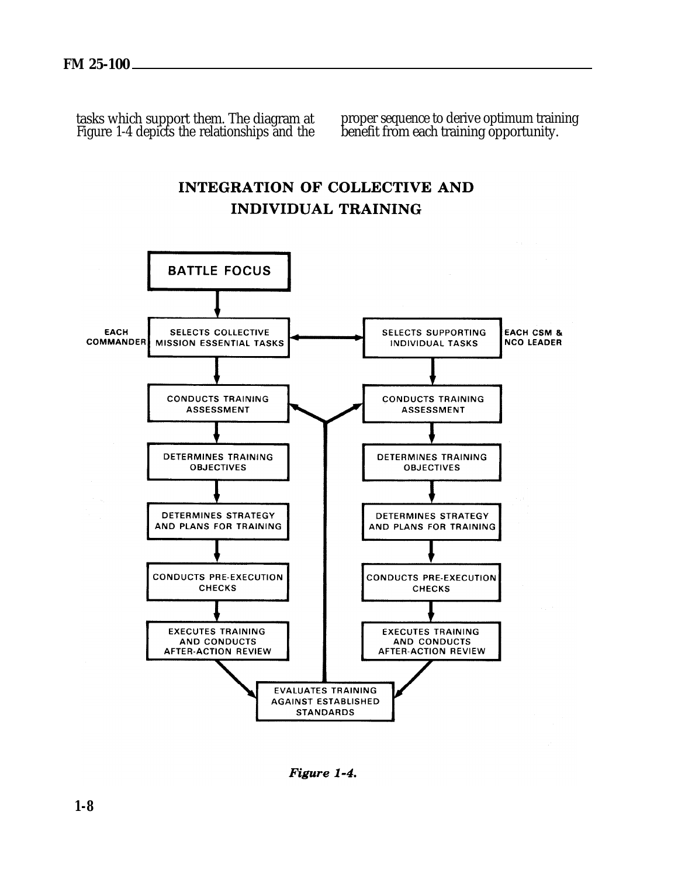tasks which support them. The diagram at Figure 1-4 depicts the relationships and the proper sequence to derive optimum training benefit from each training opportunity.

## INTEGRATION OF COLLECTIVE AND INDIVIDUAL TRAINING

BATTLE FOCUS

| EACH COMMANDER | EACH CSM & NCO LEADER |
|---|---|
| SELECTS COLLECTIVE MISSION ESSENTIAL TASKS | SELECTS SUPPORTING INDIVIDUAL TASKS |
| CONDUCTS TRAINING ASSESSMENT | CONDUCTS TRAINING ASSESSMENT |
| DETERMINES TRAINING OBJECTIVES | DETERMINES TRAINING OBJECTIVES |
| DETERMINES STRATEGY AND PLANS FOR TRAINING | DETERMINES STRATEGY AND PLANS FOR TRAINING |
| CONDUCTS PRE-EXECUTION CHECKS | CONDUCTS PRE-EXECUTION CHECKS |
| EXECUTES TRAINING AND CONDUCTS AFTER-ACTION REVIEW | EXECUTES TRAINING AND CONDUCTS AFTER-ACTION REVIEW |

EVALUATES TRAINING AGAINST ESTABLISHED STANDARDS

*Figure 1-4.*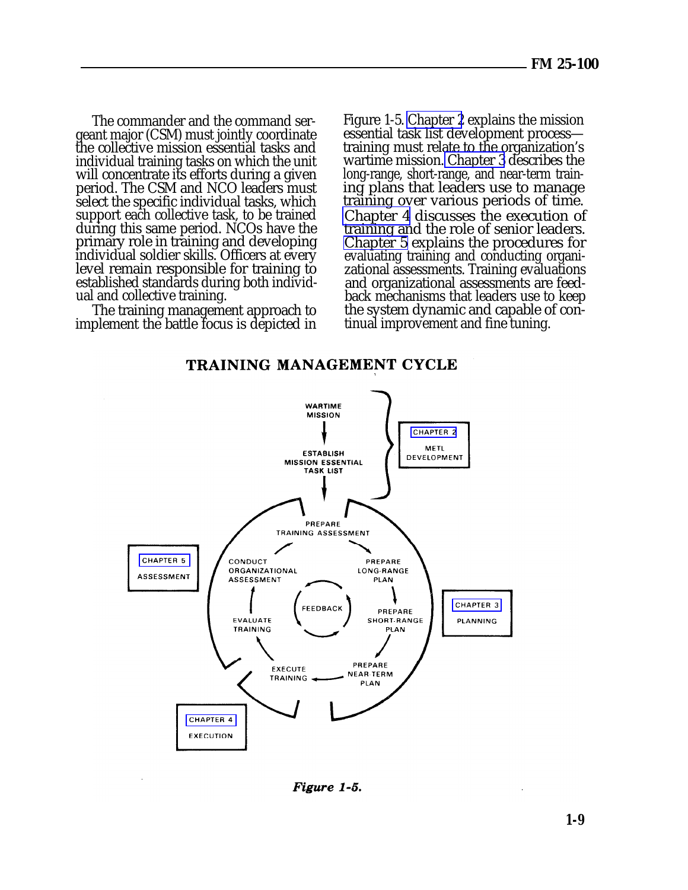The commander and the command sergeant major (CSM) must jointly coordinate the collective mission essential tasks and individual training tasks on which the unit will concentrate its efforts during a given period. The CSM and NCO leaders must select the specific individual tasks, which support each collective task, to be trained during this same period. NCOs have the primary role in training and developing individual soldier skills. Officers at every level remain responsible for training to established standards during both individual and collective training.

The training management approach to implement the battle focus is depicted in Figure 1-5. Chapter 2 explains the mission essential task list development process—training must relate to the organization's wartime mission. Chapter 3 describes the long-range, short-range, and near-term training plans that leaders use to manage training over various periods of time. Chapter 4 discusses the execution of training and the role of senior leaders. Chapter 5 explains the procedures for evaluating training and conducting organizational assessments. Training evaluations and organizational assessments are feedback mechanisms that leaders use to keep the system dynamic and capable of continual improvement and fine tuning.

**TRAINING MANAGEMENT CYCLE**

WARTIME MISSION → ESTABLISH MISSION ESSENTIAL TASK LIST (CHAPTER 2 — METL DEVELOPMENT)

PREPARE TRAINING ASSESSMENT → PREPARE LONG-RANGE PLAN → PREPARE SHORT-RANGE PLAN → PREPARE NEAR-TERM PLAN (CHAPTER 3 — PLANNING)

EXECUTE TRAINING (CHAPTER 4 — EXECUTION)

EVALUATE TRAINING → CONDUCT ORGANIZATIONAL ASSESSMENT (CHAPTER 5 — ASSESSMENT)

FEEDBACK

*Figure 1-5.*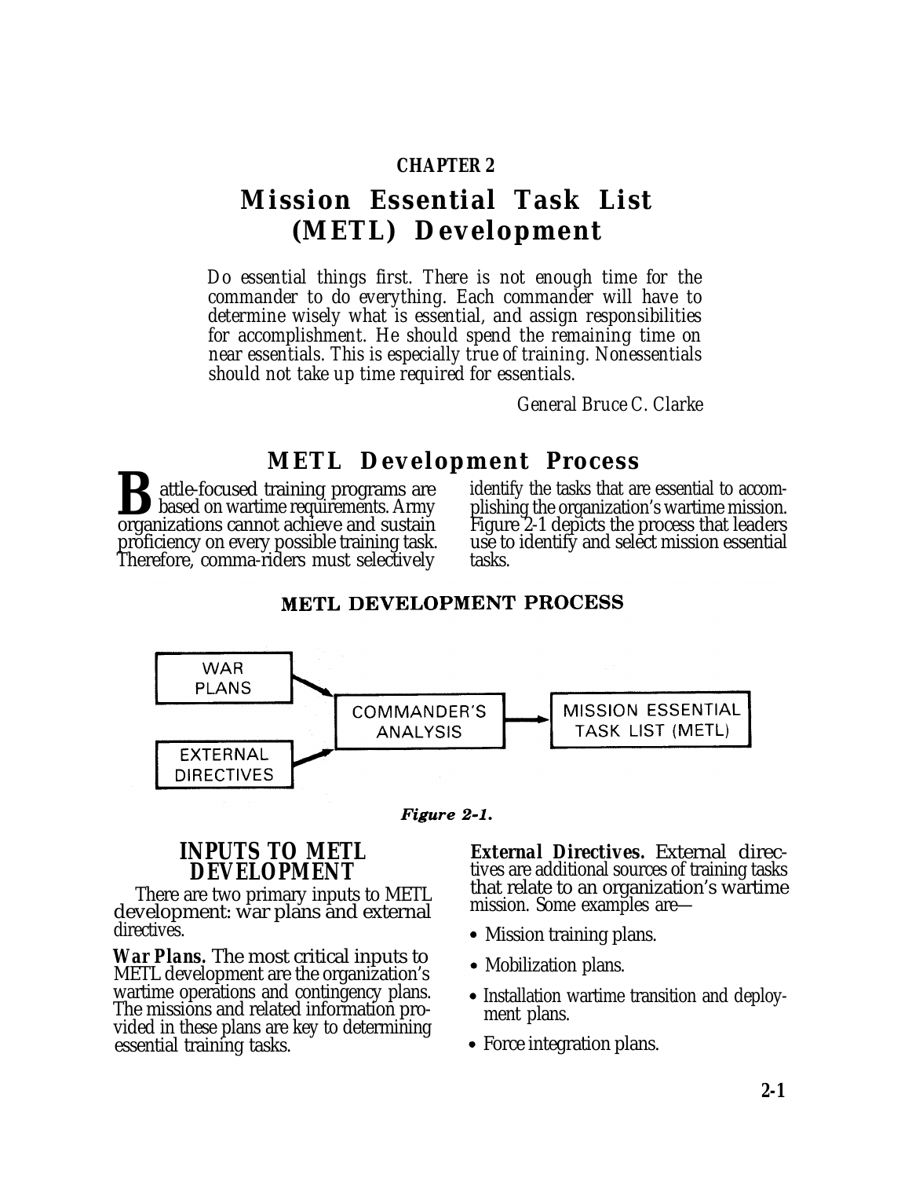**CHAPTER 2**

# Mission Essential Task List (METL) Development

*Do essential things first. There is not enough time for the commander to do everything. Each commander will have to determine wisely what is essential, and assign responsibilities for accomplishment. He should spend the remaining time on near essentials. This is especially true of training. Nonessentials should not take up time required for essentials.*

*General Bruce C. Clarke*

## METL Development Process

Battle-focused training programs are based on wartime requirements. Army organizations cannot achieve and sustain proficiency on every possible training task. Therefore, comma-riders must selectively identify the tasks that are essential to accomplishing the organization's wartime mission. Figure 2-1 depicts the process that leaders use to identify and select mission essential tasks.

**METL DEVELOPMENT PROCESS**

WAR PLANS → COMMANDER'S ANALYSIS → MISSION ESSENTIAL TASK LIST (METL)

EXTERNAL DIRECTIVES → COMMANDER'S ANALYSIS

*Figure 2-1.*

### INPUTS TO METL DEVELOPMENT

There are two primary inputs to METL development: war plans and external directives.

**War Plans.** The most critical inputs to METL development are the organization's wartime operations and contingency plans. The missions and related information provided in these plans are key to determining essential training tasks.

**External Directives.** External directives are additional sources of training tasks that relate to an organization's wartime mission. Some examples are—

- Mission training plans.
- Mobilization plans.
- Installation wartime transition and deployment plans.
- Force integration plans.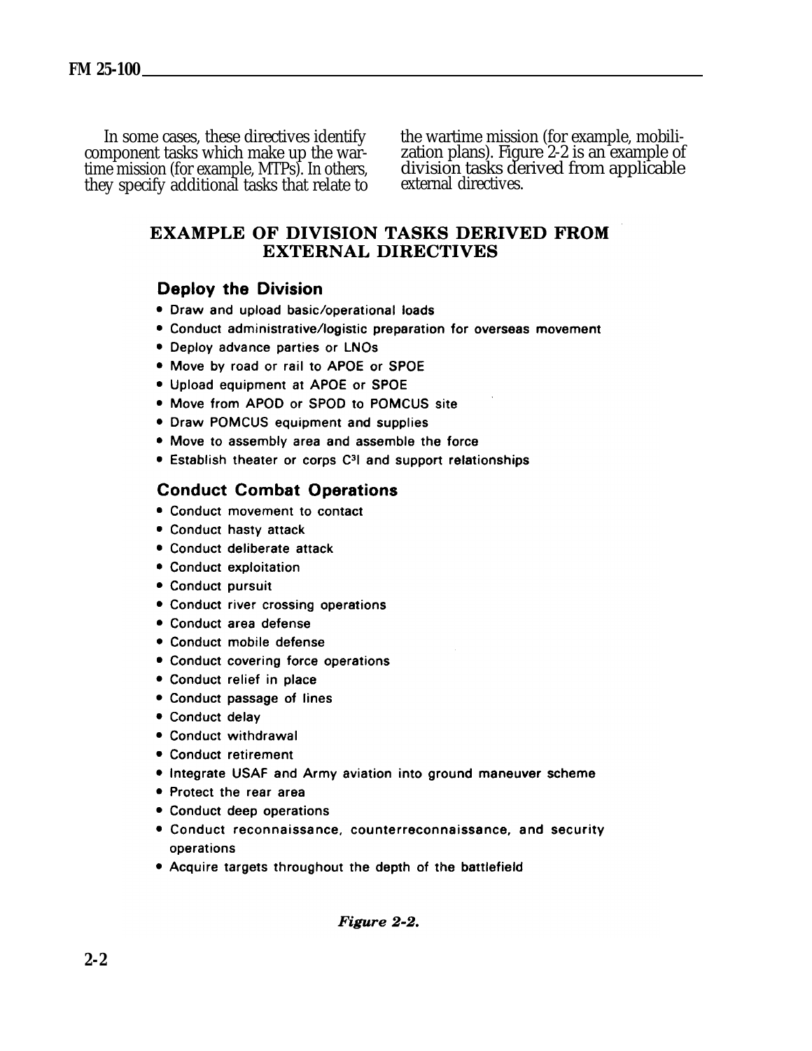In some cases, these directives identify component tasks which make up the wartime mission (for example, MTPs). In others, they specify additional tasks that relate to the wartime mission (for example, mobilization plans). Figure 2-2 is an example of division tasks derived from applicable external directives.

## EXAMPLE OF DIVISION TASKS DERIVED FROM EXTERNAL DIRECTIVES

### Deploy the Division

- Draw and upload basic/operational loads
- Conduct administrative/logistic preparation for overseas movement
- Deploy advance parties or LNOs
- Move by road or rail to APOE or SPOE
- Upload equipment at APOE or SPOE
- Move from APOD or SPOD to POMCUS site
- Draw POMCUS equipment and supplies
- Move to assembly area and assemble the force
- Establish theater or corps $C^3I$ and support relationships

### Conduct Combat Operations

- Conduct movement to contact
- Conduct hasty attack
- Conduct deliberate attack
- Conduct exploitation
- Conduct pursuit
- Conduct river crossing operations
- Conduct area defense
- Conduct mobile defense
- Conduct covering force operations
- Conduct relief in place
- Conduct passage of lines
- Conduct delay
- Conduct withdrawal
- Conduct retirement
- Integrate USAF and Army aviation into ground maneuver scheme
- Protect the rear area
- Conduct deep operations
- Conduct reconnaissance, counterreconnaissance, and security operations
- Acquire targets throughout the depth of the battlefield

*Figure 2-2.*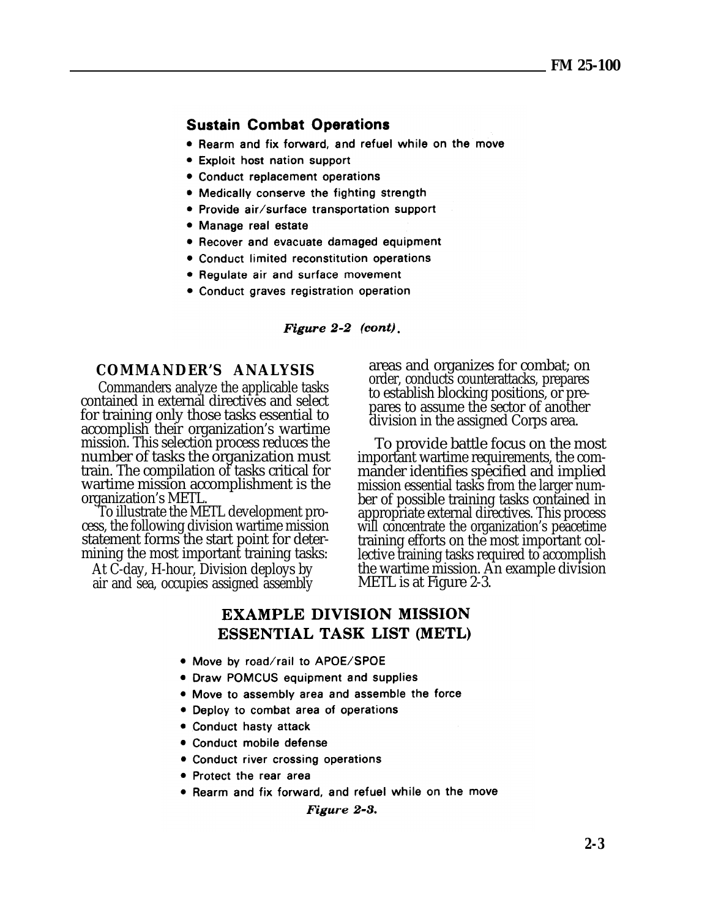**Sustain Combat Operations**

- Rearm and fix forward, and refuel while on the move
- Exploit host nation support
- Conduct replacement operations
- Medically conserve the fighting strength
- Provide air/surface transportation support
- Manage real estate
- Recover and evacuate damaged equipment
- Conduct limited reconstitution operations
- Regulate air and surface movement
- Conduct graves registration operation

*Figure 2-2 (cont).*

## COMMANDER'S ANALYSIS

Commanders analyze the applicable tasks contained in external directives and select for training only those tasks essential to accomplish their organization's wartime mission. This selection process reduces the number of tasks the organization must train. The compilation of tasks critical for wartime mission accomplishment is the organization's METL.

To illustrate the METL development process, the following division wartime mission statement forms the start point for determining the most important training tasks:

At C-day, H-hour, Division deploys by air and sea, occupies assigned assembly areas and organizes for combat; on order, conducts counterattacks, prepares to establish blocking positions, or prepares to assume the sector of another division in the assigned Corps area.

To provide battle focus on the most important wartime requirements, the commander identifies specified and implied mission essential tasks from the larger number of possible training tasks contained in appropriate external directives. This process will concentrate the organization's peacetime training efforts on the most important collective training tasks required to accomplish the wartime mission. An example division METL is at Figure 2-3.

**EXAMPLE DIVISION MISSION ESSENTIAL TASK LIST (METL)**

- Move by road/rail to APOE/SPOE
- Draw POMCUS equipment and supplies
- Move to assembly area and assemble the force
- Deploy to combat area of operations
- Conduct hasty attack
- Conduct mobile defense
- Conduct river crossing operations
- Protect the rear area
- Rearm and fix forward, and refuel while on the move

*Figure 2-3.*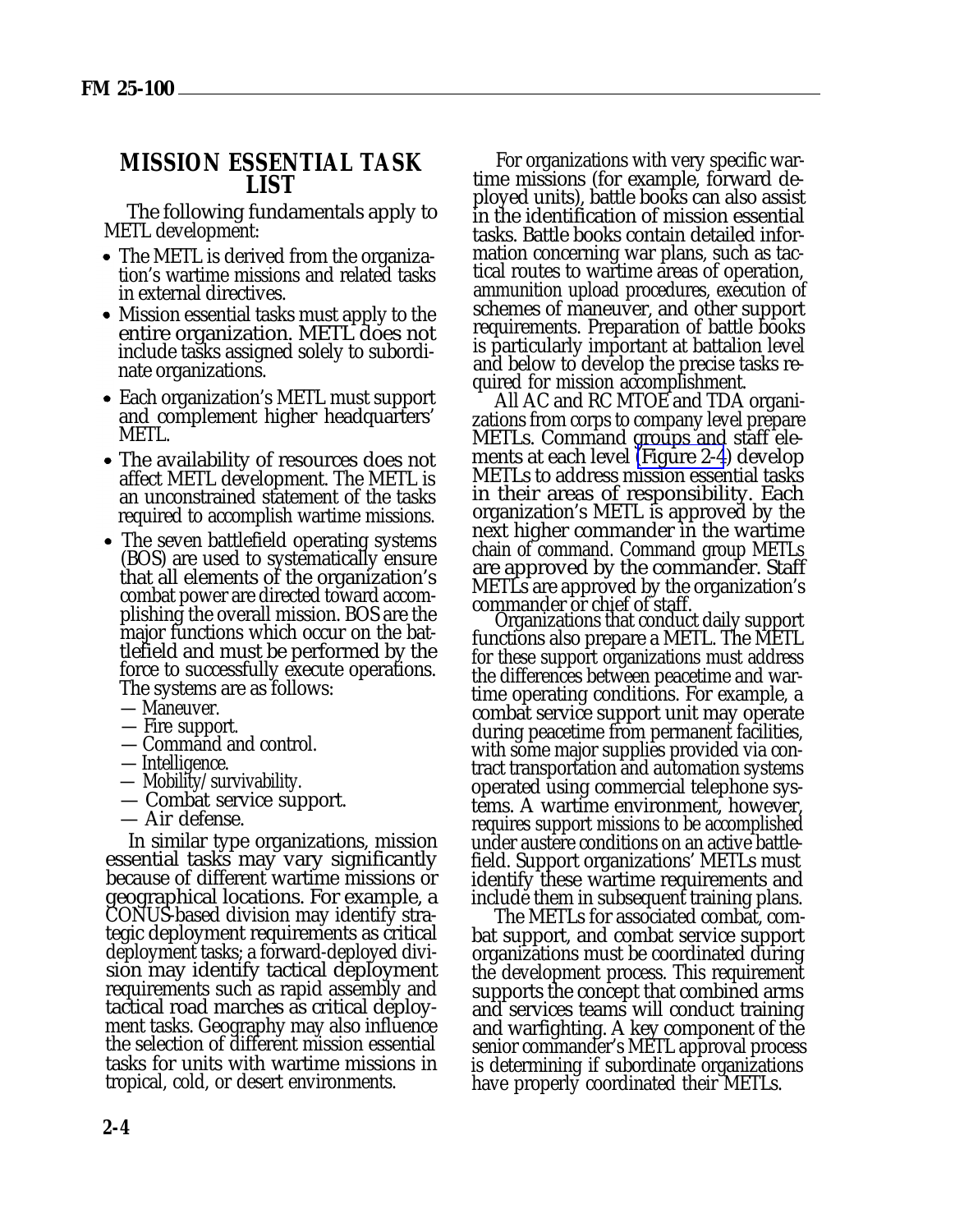## MISSION ESSENTIAL TASK LIST

The following fundamentals apply to METL development:

- The METL is derived from the organization's wartime missions and related tasks in external directives.
- Mission essential tasks must apply to the entire organization. METL does not include tasks assigned solely to subordinate organizations.
- Each organization's METL must support and complement higher headquarters' METL.
- The availability of resources does not affect METL development. The METL is an unconstrained statement of the tasks required to accomplish wartime missions.
- The seven battlefield operating systems (BOS) are used to systematically ensure that all elements of the organization's combat power are directed toward accomplishing the overall mission. BOS are the major functions which occur on the battlefield and must be performed by the force to successfully execute operations. The systems are as follows:
  - — Maneuver.
  - — Fire support.
  - — Command and control.
  - — Intelligence.
  - — Mobility/survivability.
  - — Combat service support.
  - — Air defense.

In similar type organizations, mission essential tasks may vary significantly because of different wartime missions or geographical locations. For example, a CONUS-based division may identify strategic deployment requirements as critical deployment tasks; a forward-deployed division may identify tactical deployment requirements such as rapid assembly and tactical road marches as critical deployment tasks. Geography may also influence the selection of different mission essential tasks for units with wartime missions in tropical, cold, or desert environments.

For organizations with very specific wartime missions (for example, forward deployed units), battle books can also assist in the identification of mission essential tasks. Battle books contain detailed information concerning war plans, such as tactical routes to wartime areas of operation, ammunition upload procedures, execution of schemes of maneuver, and other support requirements. Preparation of battle books is particularly important at battalion level and below to develop the precise tasks required for mission accomplishment.

All AC and RC MTOE and TDA organizations from corps to company level prepare METLs. Command groups and staff elements at each level (Figure 2-4) develop METLs to address mission essential tasks in their areas of responsibility. Each organization's METL is approved by the next higher commander in the wartime chain of command. Command group METLs are approved by the commander. Staff METLs are approved by the organization's commander or chief of staff.

Organizations that conduct daily support functions also prepare a METL. The METL for these support organizations must address the differences between peacetime and wartime operating conditions. For example, a combat service support unit may operate during peacetime from permanent facilities, with some major supplies provided via contract transportation and automation systems operated using commercial telephone systems. A wartime environment, however, requires support missions to be accomplished under austere conditions on an active battlefield. Support organizations' METLs must identify these wartime requirements and include them in subsequent training plans.

The METLs for associated combat, combat support, and combat service support organizations must be coordinated during the development process. This requirement supports the concept that combined arms and services teams will conduct training and warfighting. A key component of the senior commander's METL approval process is determining if subordinate organizations have properly coordinated their METLs.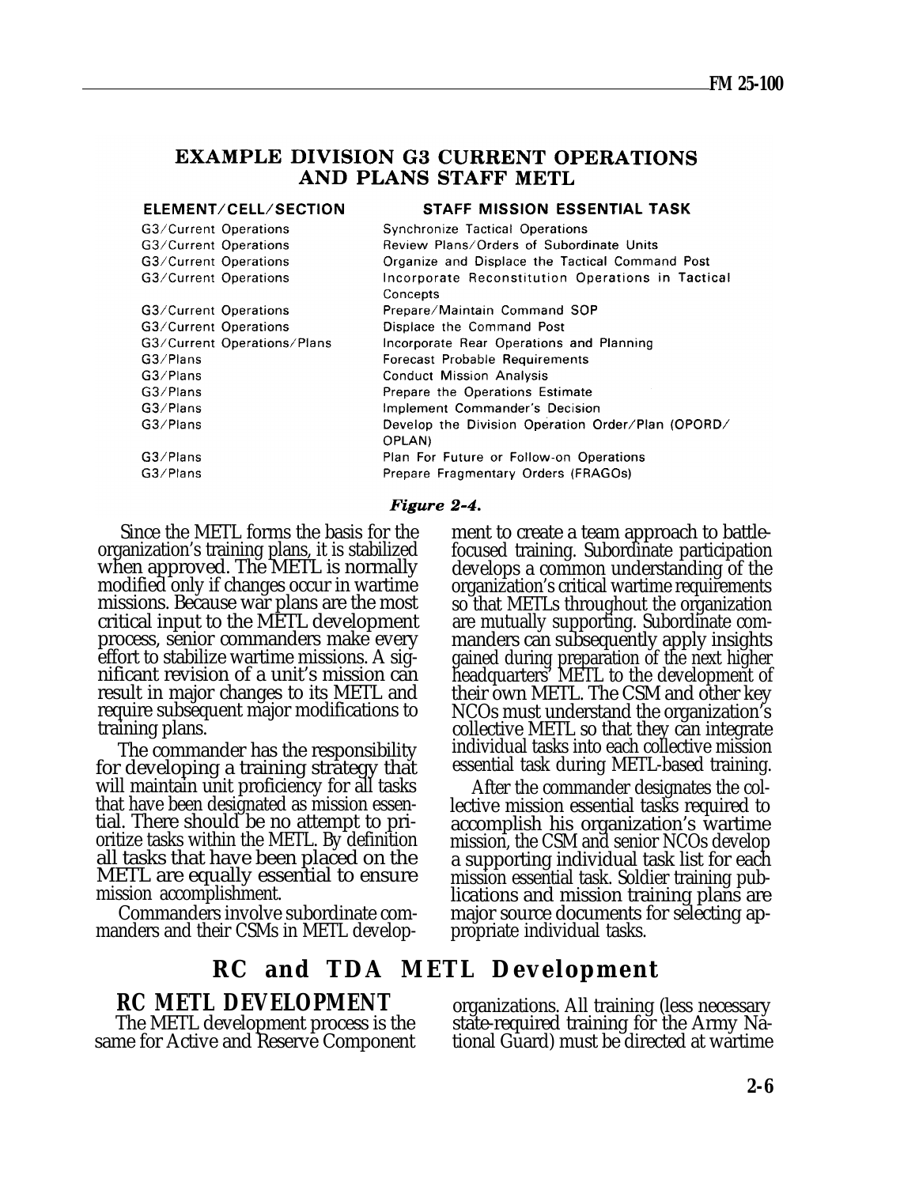## EXAMPLE DIVISION G3 CURRENT OPERATIONS AND PLANS STAFF METL

| ELEMENT/CELL/SECTION | STAFF MISSION ESSENTIAL TASK |
|---|---|
| G3/Current Operations | Synchronize Tactical Operations |
| G3/Current Operations | Review Plans/Orders of Subordinate Units |
| G3/Current Operations | Organize and Displace the Tactical Command Post |
| G3/Current Operations | Incorporate Reconstitution Operations in Tactical Concepts |
| G3/Current Operations | Prepare/Maintain Command SOP |
| G3/Current Operations | Displace the Command Post |
| G3/Current Operations/Plans | Incorporate Rear Operations and Planning |
| G3/Plans | Forecast Probable Requirements |
| G3/Plans | Conduct Mission Analysis |
| G3/Plans | Prepare the Operations Estimate |
| G3/Plans | Implement Commander's Decision |
| G3/Plans | Develop the Division Operation Order/Plan (OPORD/OPLAN) |
| G3/Plans | Plan For Future or Follow-on Operations |
| G3/Plans | Prepare Fragmentary Orders (FRAGOs) |

*Figure 2-4.*

Since the METL forms the basis for the organization's training plans, it is stabilized when approved. The METL is normally modified only if changes occur in wartime missions. Because war plans are the most critical input to the METL development process, senior commanders make every effort to stabilize wartime missions. A significant revision of a unit's mission can result in major changes to its METL and require subsequent major modifications to training plans.

The commander has the responsibility for developing a training strategy that will maintain unit proficiency for all tasks that have been designated as mission essential. There should be no attempt to prioritize tasks within the METL. By definition all tasks that have been placed on the METL are equally essential to ensure mission accomplishment.

Commanders involve subordinate commanders and their CSMs in METL development to create a team approach to battle-focused training. Subordinate participation develops a common understanding of the organization's critical wartime requirements so that METLs throughout the organization are mutually supporting. Subordinate commanders can subsequently apply insights gained during preparation of the next higher headquarters' METL to the development of their own METL. The CSM and other key NCOs must understand the organization's collective METL so that they can integrate individual tasks into each collective mission essential task during METL-based training.

After the commander designates the collective mission essential tasks required to accomplish his organization's wartime mission, the CSM and senior NCOs develop a supporting individual task list for each mission essential task. Soldier training publications and mission training plans are major source documents for selecting appropriate individual tasks.

## RC and TDA METL Development

### RC METL DEVELOPMENT

The METL development process is the same for Active and Reserve Component organizations. All training (less necessary state-required training for the Army National Guard) must be directed at wartime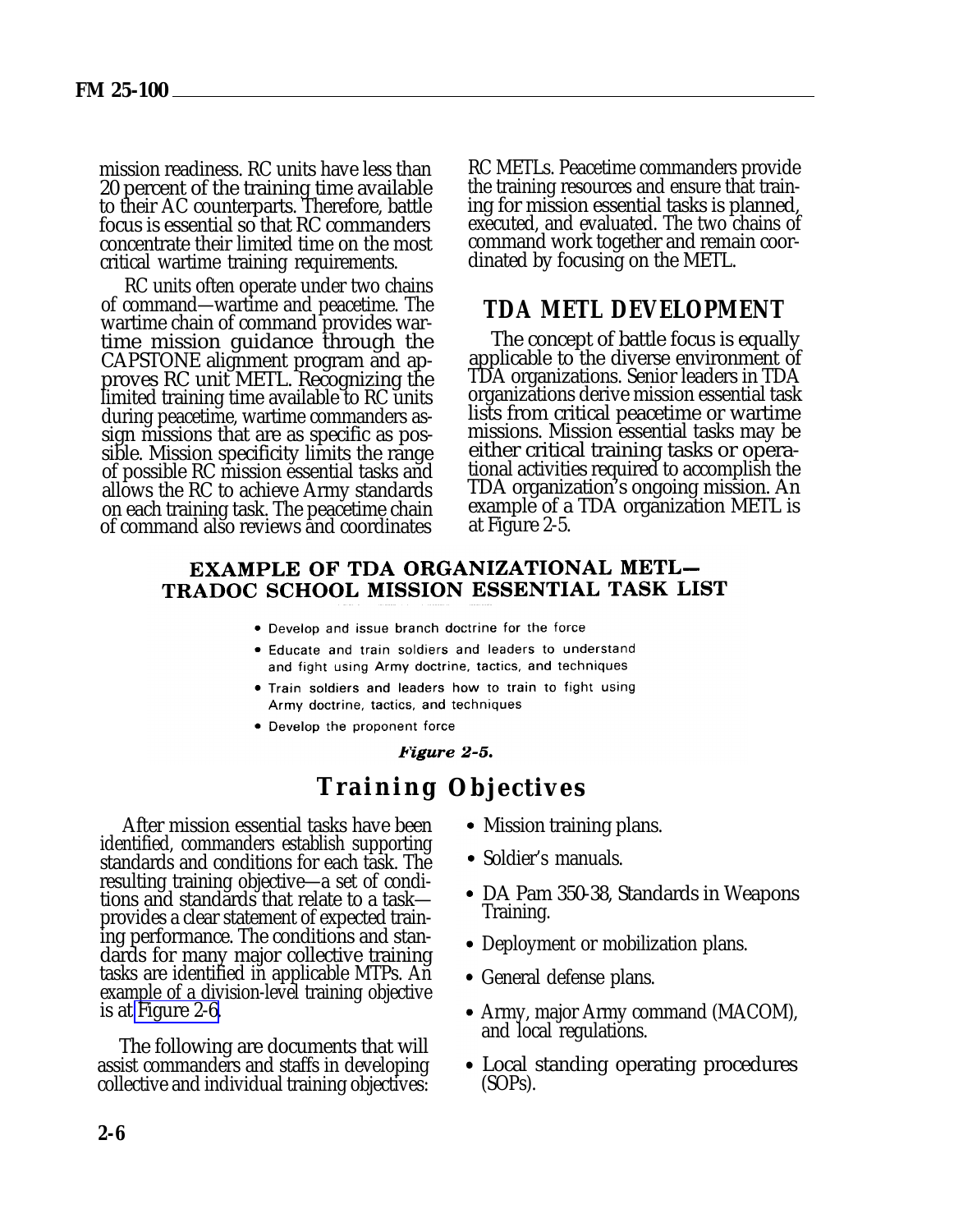mission readiness. RC units have less than 20 percent of the training time available to their AC counterparts. Therefore, battle focus is essential so that RC commanders concentrate their limited time on the most critical wartime training requirements.

RC units often operate under two chains of command—wartime and peacetime. The wartime chain of command provides wartime mission guidance through the CAPSTONE alignment program and approves RC unit METL. Recognizing the limited training time available to RC units during peacetime, wartime commanders assign missions that are as specific as possible. Mission specificity limits the range of possible RC mission essential tasks and allows the RC to achieve Army standards on each training task. The peacetime chain of command also reviews and coordinates RC METLs. Peacetime commanders provide the training resources and ensure that training for mission essential tasks is planned, executed, and evaluated. The two chains of command work together and remain coordinated by focusing on the METL.

### TDA METL DEVELOPMENT

The concept of battle focus is equally applicable to the diverse environment of TDA organizations. Senior leaders in TDA organizations derive mission essential task lists from critical peacetime or wartime missions. Mission essential tasks may be either critical training tasks or operational activities required to accomplish the TDA organization's ongoing mission. An example of a TDA organization METL is at Figure 2-5.

**EXAMPLE OF TDA ORGANIZATIONAL METL—
TRADOC SCHOOL MISSION ESSENTIAL TASK LIST**

- Develop and issue branch doctrine for the force
- Educate and train soldiers and leaders to understand and fight using Army doctrine, tactics, and techniques
- Train soldiers and leaders how to train to fight using Army doctrine, tactics, and techniques
- Develop the proponent force

*Figure 2-5.*

## Training Objectives

After mission essential tasks have been identified, commanders establish supporting standards and conditions for each task. The resulting training objective—a set of conditions and standards that relate to a task—provides a clear statement of expected training performance. The conditions and standards for many major collective training tasks are identified in applicable MTPs. An example of a division-level training objective is at Figure 2-6.

The following are documents that will assist commanders and staffs in developing collective and individual training objectives:

- Mission training plans.
- Soldier's manuals.
- DA Pam 350-38, Standards in Weapons Training.
- Deployment or mobilization plans.
- General defense plans.
- Army, major Army command (MACOM), and local regulations.
- Local standing operating procedures (SOPs).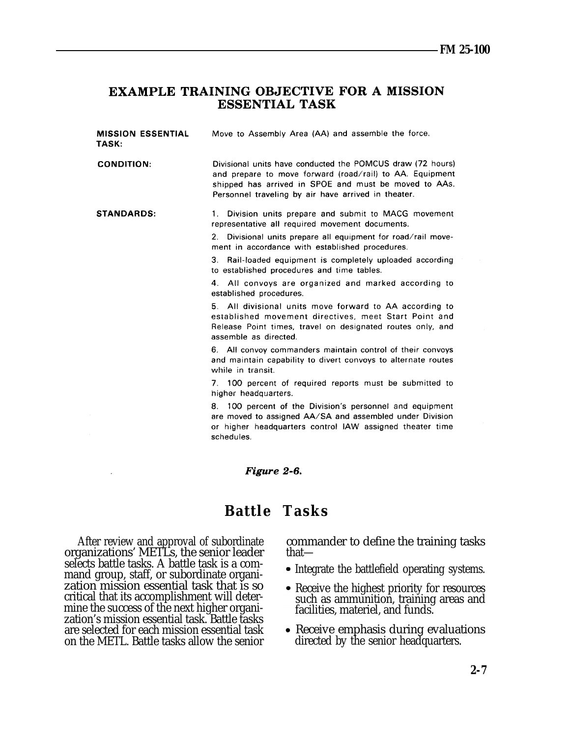## EXAMPLE TRAINING OBJECTIVE FOR A MISSION ESSENTIAL TASK

**MISSION ESSENTIAL TASK:** Move to Assembly Area (AA) and assemble the force.

**CONDITION:** Divisional units have conducted the POMCUS draw (72 hours) and prepare to move forward (road/rail) to AA. Equipment shipped has arrived in SPOE and must be moved to AAs. Personnel traveling by air have arrived in theater.

**STANDARDS:**

1. Division units prepare and submit to MACG movement representative all required movement documents.
2. Divisional units prepare all equipment for road/rail movement in accordance with established procedures.
3. Rail-loaded equipment is completely uploaded according to established procedures and time tables.
4. All convoys are organized and marked according to established procedures.
5. All divisional units move forward to AA according to established movement directives, meet Start Point and Release Point times, travel on designated routes only, and assemble as directed.
6. All convoy commanders maintain control of their convoys and maintain capability to divert convoys to alternate routes while in transit.
7. 100 percent of required reports must be submitted to higher headquarters.
8. 100 percent of the Division's personnel and equipment are moved to assigned AA/SA and assembled under Division or higher headquarters control IAW assigned theater time schedules.

*Figure 2-6.*

# Battle Tasks

After review and approval of subordinate organizations' METLs, the senior leader selects battle tasks. A battle task is a command group, staff, or subordinate organization mission essential task that is so critical that its accomplishment will determine the success of the next higher organization's mission essential task. Battle tasks are selected for each mission essential task on the METL. Battle tasks allow the senior commander to define the training tasks that—

- Integrate the battlefield operating systems.
- Receive the highest priority for resources such as ammunition, training areas and facilities, materiel, and funds.
- Receive emphasis during evaluations directed by the senior headquarters.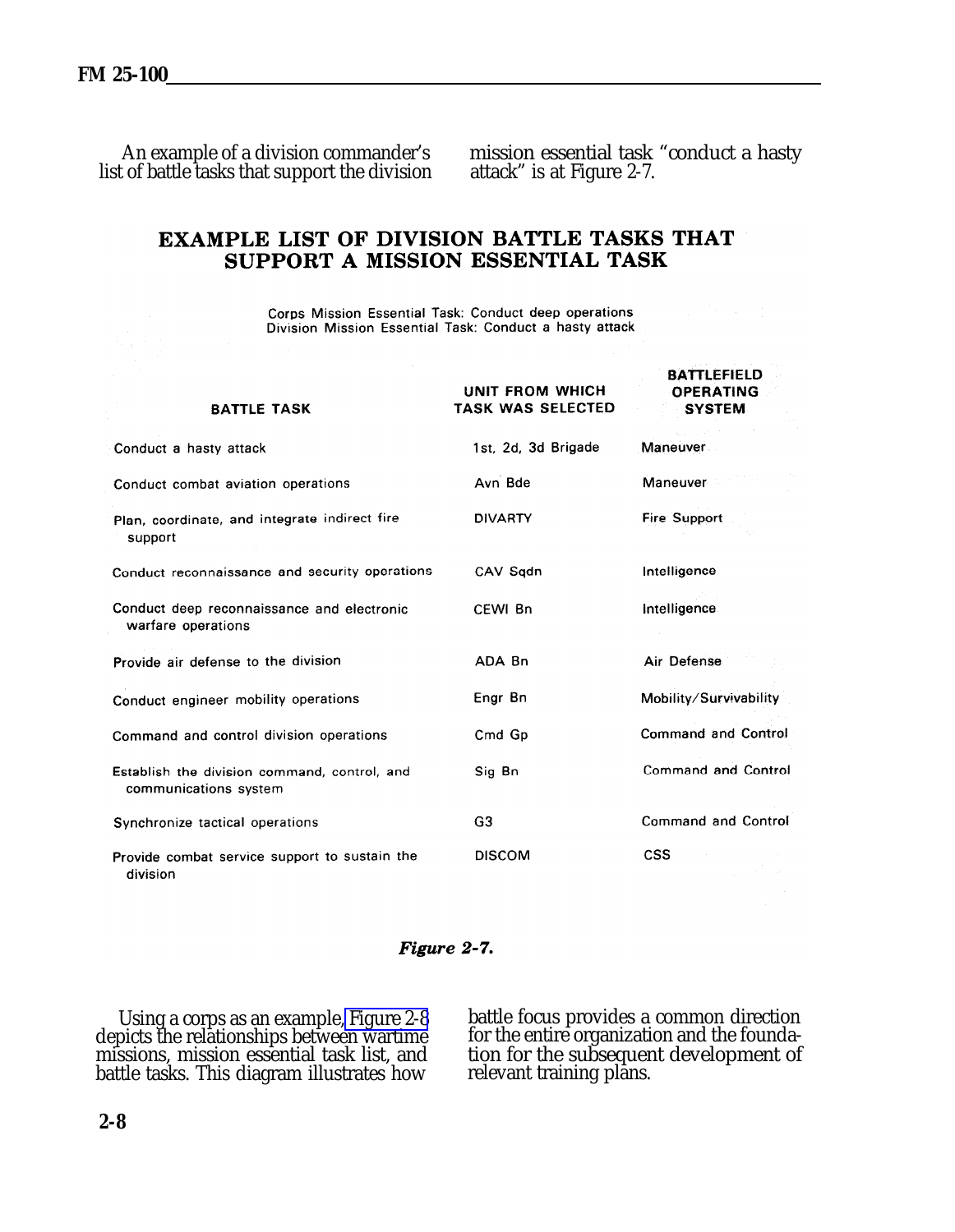An example of a division commander's list of battle tasks that support the division mission essential task "conduct a hasty attack" is at Figure 2-7.

## EXAMPLE LIST OF DIVISION BATTLE TASKS THAT SUPPORT A MISSION ESSENTIAL TASK

Corps Mission Essential Task: Conduct deep operations
Division Mission Essential Task: Conduct a hasty attack

| BATTLE TASK | UNIT FROM WHICH TASK WAS SELECTED | BATTLEFIELD OPERATING SYSTEM |
|---|---|---|
| Conduct a hasty attack | 1st, 2d, 3d Brigade | Maneuver |
| Conduct combat aviation operations | Avn Bde | Maneuver |
| Plan, coordinate, and integrate indirect fire support | DIVARTY | Fire Support |
| Conduct reconnaissance and security operations | CAV Sqdn | Intelligence |
| Conduct deep reconnaissance and electronic warfare operations | CEWI Bn | Intelligence |
| Provide air defense to the division | ADA Bn | Air Defense |
| Conduct engineer mobility operations | Engr Bn | Mobility/Survivability |
| Command and control division operations | Cmd Gp | Command and Control |
| Establish the division command, control, and communications system | Sig Bn | Command and Control |
| Synchronize tactical operations | G3 | Command and Control |
| Provide combat service support to sustain the division | DISCOM | CSS |

*Figure 2-7.*

Using a corps as an example, Figure 2-8 depicts the relationships between wartime missions, mission essential task list, and battle tasks. This diagram illustrates how battle focus provides a common direction for the entire organization and the foundation for the subsequent development of relevant training plans.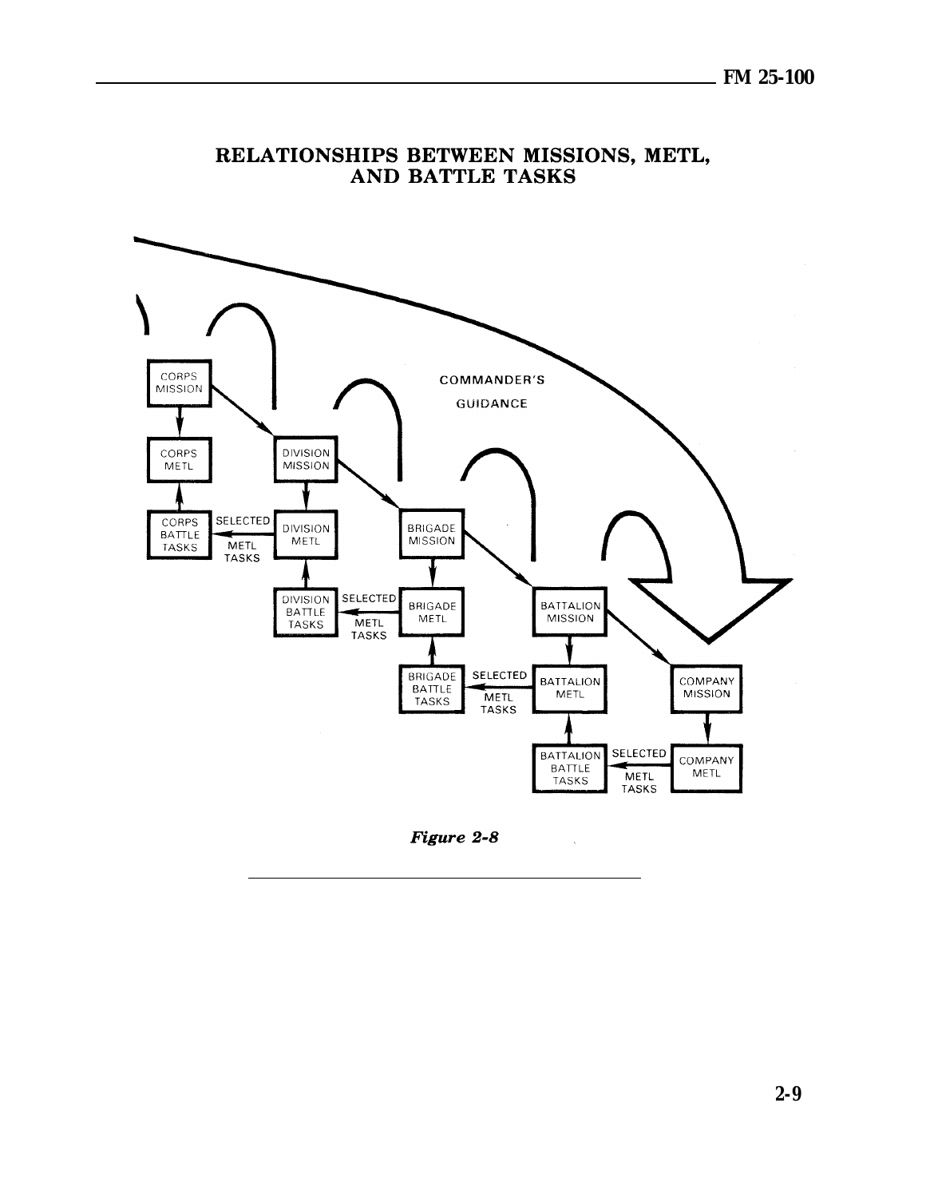## RELATIONSHIPS BETWEEN MISSIONS, METL, AND BATTLE TASKS

CORPS MISSION

CORPS METL

CORPS BATTLE TASKS

SELECTED METL TASKS

DIVISION MISSION

DIVISION METL

DIVISION BATTLE TASKS

SELECTED METL TASKS

COMMANDER'S GUIDANCE

BRIGADE MISSION

BRIGADE METL

BRIGADE BATTLE TASKS

SELECTED METL TASKS

BATTALION MISSION

BATTALION METL

BATTALION BATTLE TASKS

SELECTED METL TASKS

COMPANY MISSION

COMPANY METL

*Figure 2-8*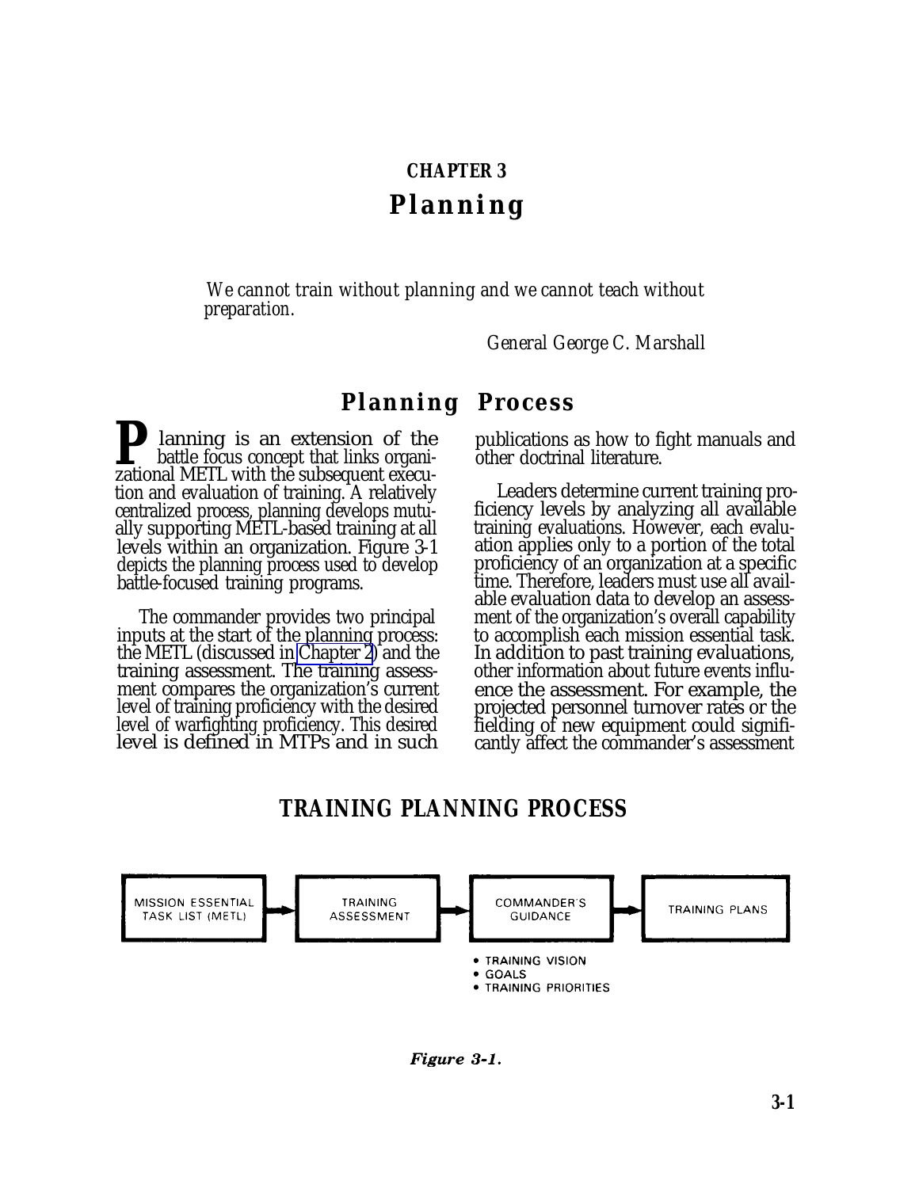# CHAPTER 3

# Planning

*We cannot train without planning and we cannot teach without preparation.*

*General George C. Marshall*

## Planning Process

Planning is an extension of the battle focus concept that links organizational METL with the subsequent execution and evaluation of training. A relatively centralized process, planning develops mutually supporting METL-based training at all levels within an organization. Figure 3-1 depicts the planning process used to develop battle-focused training programs.

The commander provides two principal inputs at the start of the planning process: the METL (discussed in Chapter 2) and the training assessment. The training assessment compares the organization's current level of training proficiency with the desired level of warfighting proficiency. This desired level is defined in MTPs and in such publications as how to fight manuals and other doctrinal literature.

Leaders determine current training proficiency levels by analyzing all available training evaluations. However, each evaluation applies only to a portion of the total proficiency of an organization at a specific time. Therefore, leaders must use all available evaluation data to develop an assessment of the organization's overall capability to accomplish each mission essential task. In addition to past training evaluations, other information about future events influence the assessment. For example, the projected personnel turnover rates or the fielding of new equipment could significantly affect the commander's assessment

### TRAINING PLANNING PROCESS

MISSION ESSENTIAL TASK LIST (METL) → TRAINING ASSESSMENT → COMMANDER'S GUIDANCE → TRAINING PLANS

- TRAINING VISION
- GOALS
- TRAINING PRIORITIES

*Figure 3-1.*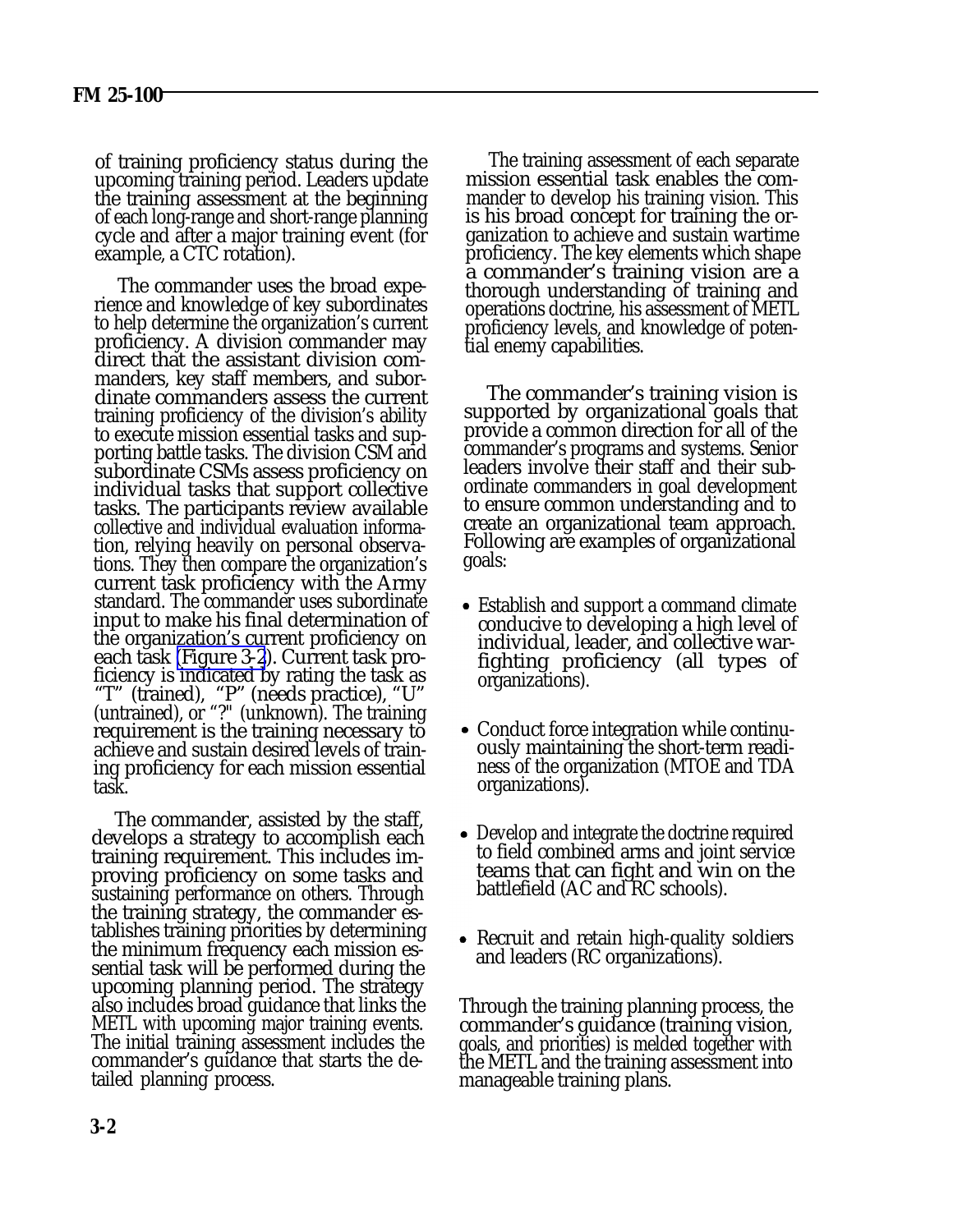of training proficiency status during the upcoming training period. Leaders update the training assessment at the beginning of each long-range and short-range planning cycle and after a major training event (for example, a CTC rotation).

The commander uses the broad experience and knowledge of key subordinates to help determine the organization's current proficiency. A division commander may direct that the assistant division commanders, key staff members, and subordinate commanders assess the current training proficiency of the division's ability to execute mission essential tasks and supporting battle tasks. The division CSM and subordinate CSMs assess proficiency on individual tasks that support collective tasks. The participants review available collective and individual evaluation information, relying heavily on personal observations. They then compare the organization's current task proficiency with the Army standard. The commander uses subordinate input to make his final determination of the organization's current proficiency on each task (Figure 3-2). Current task proficiency is indicated by rating the task as "T" (trained), "P" (needs practice), "U" (untrained), or "?" (unknown). The training requirement is the training necessary to achieve and sustain desired levels of training proficiency for each mission essential task.

The commander, assisted by the staff, develops a strategy to accomplish each training requirement. This includes improving proficiency on some tasks and sustaining performance on others. Through the training strategy, the commander establishes training priorities by determining the minimum frequency each mission essential task will be performed during the upcoming planning period. The strategy also includes broad guidance that links the METL with upcoming major training events. The initial training assessment includes the commander's guidance that starts the detailed planning process.

The training assessment of each separate mission essential task enables the commander to develop his training vision. This is his broad concept for training the organization to achieve and sustain wartime proficiency. The key elements which shape a commander's training vision are a thorough understanding of training and operations doctrine, his assessment of METL proficiency levels, and knowledge of potential enemy capabilities.

The commander's training vision is supported by organizational goals that provide a common direction for all of the commander's programs and systems. Senior leaders involve their staff and their subordinate commanders in goal development to ensure common understanding and to create an organizational team approach. Following are examples of organizational goals:

- Establish and support a command climate conducive to developing a high level of individual, leader, and collective warfighting proficiency (all types of organizations).
- Conduct force integration while continuously maintaining the short-term readiness of the organization (MTOE and TDA organizations).
- Develop and integrate the doctrine required to field combined arms and joint service teams that can fight and win on the battlefield (AC and RC schools).
- Recruit and retain high-quality soldiers and leaders (RC organizations).

Through the training planning process, the commander's guidance (training vision, goals, and priorities) is melded together with the METL and the training assessment into manageable training plans.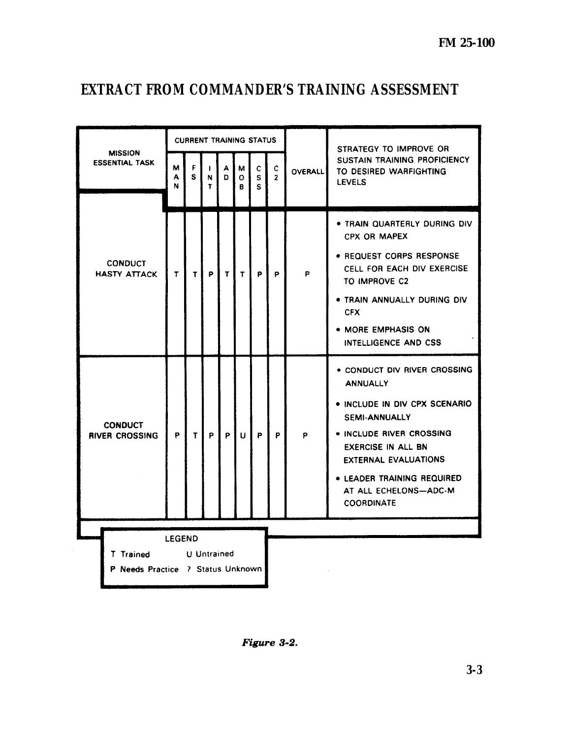# EXTRACT FROM COMMANDER'S TRAINING ASSESSMENT

| MISSION ESSENTIAL TASK | CURRENT TRAINING STATUS | | | | | | | OVERALL | STRATEGY TO IMPROVE OR SUSTAIN TRAINING PROFICIENCY TO DESIRED WARFIGHTING LEVELS |
|---|---|---|---|---|---|---|---|---|---|
| | MAN | FS | INT | AD | MOB | CSS | C2 | | |
| CONDUCT HASTY ATTACK | T | T | P | T | T | P | P | P | • TRAIN QUARTERLY DURING DIV CPX OR MAPEX<br>• REQUEST CORPS RESPONSE CELL FOR EACH DIV EXERCISE TO IMPROVE C2<br>• TRAIN ANNUALLY DURING DIV CFX<br>• MORE EMPHASIS ON INTELLIGENCE AND CSS |
| CONDUCT RIVER CROSSING | P | T | P | P | U | P | P | P | • CONDUCT DIV RIVER CROSSING ANNUALLY<br>• INCLUDE IN DIV CPX SCENARIO SEMI-ANNUALLY<br>• INCLUDE RIVER CROSSING EXERCISE IN ALL BN EXTERNAL EVALUATIONS<br>• LEADER TRAINING REQUIRED AT ALL ECHELONS—ADC-M COORDINATE |

LEGEND

T Trained  U Untrained

P Needs Practice  ? Status Unknown

*Figure 3-2.*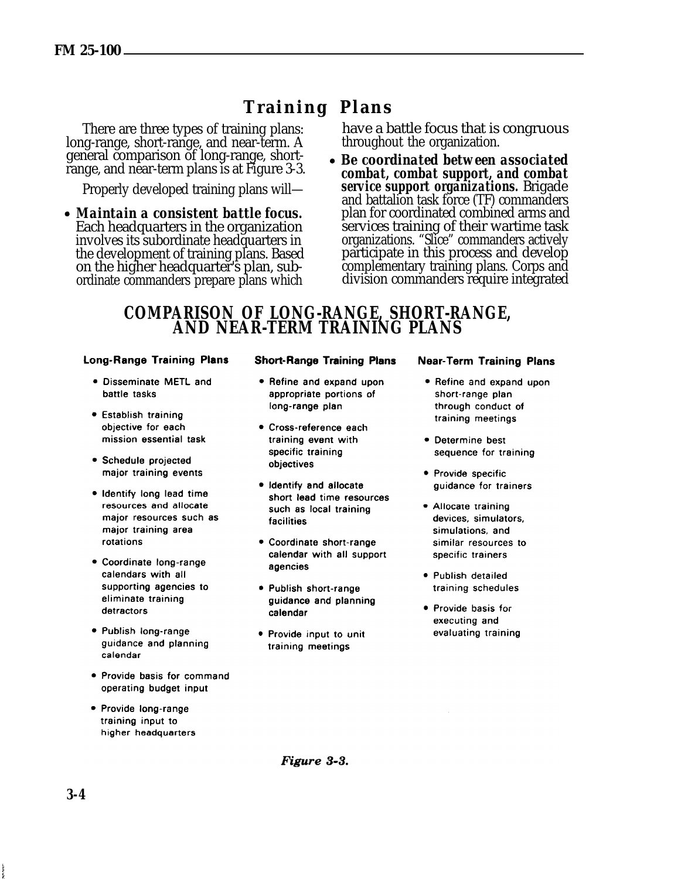# Training Plans

There are three types of training plans: long-range, short-range, and near-term. A general comparison of long-range, short-range, and near-term plans is at Figure 3-3.

Properly developed training plans will—

- ***Maintain a consistent battle focus.*** Each headquarters in the organization involves its subordinate headquarters in the development of training plans. Based on the higher headquarter's plan, subordinate commanders prepare plans which have a battle focus that is congruous throughout the organization.
- ***Be coordinated between associated combat, combat support, and combat service support organizations.*** Brigade and battalion task force (TF) commanders plan for coordinated combined arms and services training of their wartime task organizations. "Slice" commanders actively participate in this process and develop complementary training plans. Corps and division commanders require integrated

## COMPARISON OF LONG-RANGE, SHORT-RANGE, AND NEAR-TERM TRAINING PLANS

**Long-Range Training Plans**

- Disseminate METL and battle tasks
- Establish training objective for each mission essential task
- Schedule projected major training events
- Identify long lead time resources and allocate major resources such as major training area rotations
- Coordinate long-range calendars with all supporting agencies to eliminate training detractors
- Publish long-range guidance and planning calendar
- Provide basis for command operating budget input
- Provide long-range training input to higher headquarters

**Short-Range Training Plans**

- Refine and expand upon appropriate portions of long-range plan
- Cross-reference each training event with specific training objectives
- Identify and allocate short lead time resources such as local training facilities
- Coordinate short-range calendar with all support agencies
- Publish short-range guidance and planning calendar
- Provide input to unit training meetings

**Near-Term Training Plans**

- Refine and expand upon short-range plan through conduct of training meetings
- Determine best sequence for training
- Provide specific guidance for trainers
- Allocate training devices, simulators, simulations, and similar resources to specific trainers
- Publish detailed training schedules
- Provide basis for executing and evaluating training

*Figure 3-3.*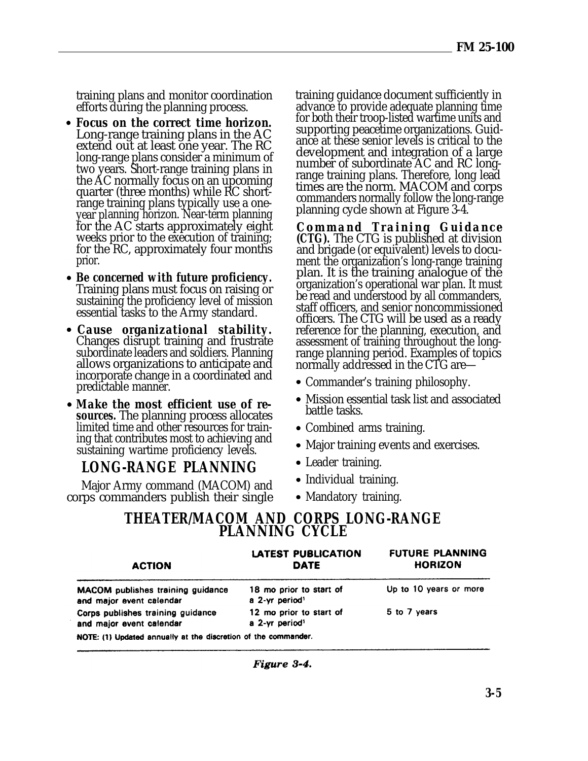training plans and monitor coordination efforts during the planning process.

- **Focus on the correct time horizon.** Long-range training plans in the AC extend out at least one year. The RC long-range plans consider a minimum of two years. Short-range training plans in the AC normally focus on an upcoming quarter (three months) while RC short-range training plans typically use a one-year planning horizon. Near-term planning for the AC starts approximately eight weeks prior to the execution of training; for the RC, approximately four months prior.
- **Be concerned with future proficiency.** Training plans must focus on raising or sustaining the proficiency level of mission essential tasks to the Army standard.
- **Cause organizational stability.** Changes disrupt training and frustrate subordinate leaders and soldiers. Planning allows organizations to anticipate and incorporate change in a coordinated and predictable manner.
- **Make the most efficient use of resources.** The planning process allocates limited time and other resources for training that contributes most to achieving and sustaining wartime proficiency levels.

## LONG-RANGE PLANNING

Major Army command (MACOM) and corps commanders publish their single training guidance document sufficiently in advance to provide adequate planning time for both their troop-listed wartime units and supporting peacetime organizations. Guidance at these senior levels is critical to the development and integration of a large number of subordinate AC and RC long-range training plans. Therefore, long lead times are the norm. MACOM and corps commanders normally follow the long-range planning cycle shown at Figure 3-4.

**Command Training Guidance (CTG).** The CTG is published at division and brigade (or equivalent) levels to document the organization's long-range training plan. It is the training analogue of the organization's operational war plan. It must be read and understood by all commanders, staff officers, and senior noncommissioned officers. The CTG will be used as a ready reference for the planning, execution, and assessment of training throughout the long-range planning period. Examples of topics normally addressed in the CTG are—

- Commander's training philosophy.
- Mission essential task list and associated battle tasks.
- Combined arms training.
- Major training events and exercises.
- Leader training.
- Individual training.
- Mandatory training.

### THEATER/MACOM AND CORPS LONG-RANGE PLANNING CYCLE

| ACTION | LATEST PUBLICATION DATE | FUTURE PLANNING HORIZON |
|---|---|---|
| MACOM publishes training guidance and major event calendar | 18 mo prior to start of a 2-yr period[1] | Up to 10 years or more |
| Corps publishes training guidance and major event calendar | 12 mo prior to start of a 2-yr period[1] | 5 to 7 years |

NOTE: (1) Updated annually at the discretion of the commander.

*Figure 3-4.*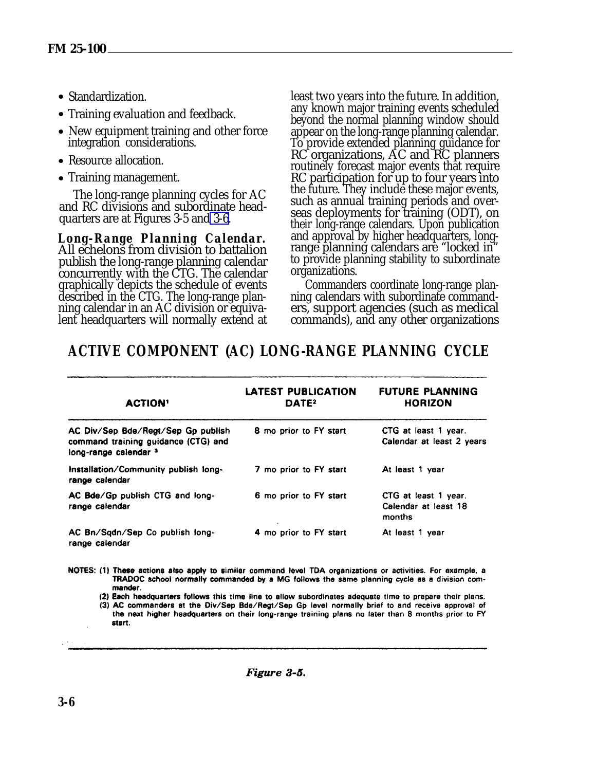- Standardization.
- Training evaluation and feedback.
- New equipment training and other force integration considerations.
- Resource allocation.
- Training management.

The long-range planning cycles for AC and RC divisions and subordinate headquarters are at Figures 3-5 and 3-6.

**Long-Range Planning Calendar.** All echelons from division to battalion publish the long-range planning calendar concurrently with the CTG. The calendar graphically depicts the schedule of events described in the CTG. The long-range planning calendar in an AC division or equivalent headquarters will normally extend at least two years into the future. In addition, any known major training events scheduled beyond the normal planning window should appear on the long-range planning calendar. To provide extended planning guidance for RC organizations, AC and RC planners routinely forecast major events that require RC participation for up to four years into the future. They include these major events, such as annual training periods and overseas deployments for training (ODT), on their long-range calendars. Upon publication and approval by higher headquarters, long-range planning calendars are "locked in" to provide planning stability to subordinate organizations.

Commanders coordinate long-range planning calendars with subordinate commanders, support agencies (such as medical commands), and any other organizations

## ACTIVE COMPONENT (AC) LONG-RANGE PLANNING CYCLE

| ACTION[1] | LATEST PUBLICATION DATE[2] | FUTURE PLANNING HORIZON |
|---|---|---|
| AC Div/Sep Bde/Regt/Sep Gp publish command training guidance (CTG) and long-range calendar [3] | 8 mo prior to FY start | CTG at least 1 year. Calendar at least 2 years |
| Installation/Community publish long-range calendar | 7 mo prior to FY start | At least 1 year |
| AC Bde/Gp publish CTG and long-range calendar | 6 mo prior to FY start | CTG at least 1 year. Calendar at least 18 months |
| AC Bn/Sqdn/Sep Co publish long-range calendar | 4 mo prior to FY start | At least 1 year |

NOTES: (1) These actions also apply to similar command level TDA organizations or activities. For example, a TRADOC school normally commanded by a MG follows the same planning cycle as a division commander.
(2) Each headquarters follows this time line to allow subordinates adequate time to prepare their plans.
(3) AC commanders at the Div/Sep Bde/Regt/Sep Gp level normally brief to and receive approval of the next higher headquarters on their long-range training plans no later than 8 months prior to FY start.

*Figure 3-5.*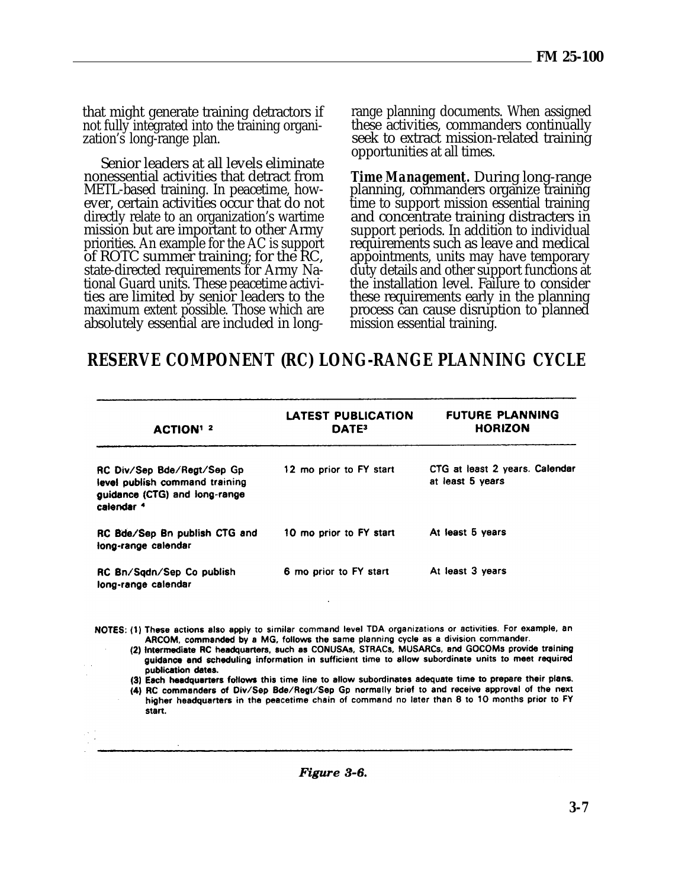that might generate training detractors if not fully integrated into the training organization's long-range plan.

Senior leaders at all levels eliminate nonessential activities that detract from METL-based training. In peacetime, however, certain activities occur that do not directly relate to an organization's wartime mission but are important to other Army priorities. An example for the AC is support of ROTC summer training; for the RC, state-directed requirements for Army National Guard units. These peacetime activities are limited by senior leaders to the maximum extent possible. Those which are absolutely essential are included in long-range planning documents. When assigned these activities, commanders continually seek to extract mission-related training opportunities at all times.

**Time Management.** During long-range planning, commanders organize training time to support mission essential training and concentrate training distracters in support periods. In addition to individual requirements such as leave and medical appointments, units may have temporary duty details and other support functions at the installation level. Failure to consider these requirements early in the planning process can cause disruption to planned mission essential training.

## RESERVE COMPONENT (RC) LONG-RANGE PLANNING CYCLE

| ACTION[1] [2] | LATEST PUBLICATION DATE[3] | FUTURE PLANNING HORIZON |
|---|---|---|
| RC Div/Sep Bde/Regt/Sep Gp level publish command training guidance (CTG) and long-range calendar [4] | 12 mo prior to FY start | CTG at least 2 years. Calendar at least 5 years |
| RC Bde/Sep Bn publish CTG and long-range calendar | 10 mo prior to FY start | At least 5 years |
| RC Bn/Sqdn/Sep Co publish long-range calendar | 6 mo prior to FY start | At least 3 years |

NOTES: (1) These actions also apply to similar command level TDA organizations or activities. For example, an ARCOM, commanded by a MG, follows the same planning cycle as a division commander.
(2) Intermediate RC headquarters, such as CONUSAs, STRACs, MUSARCs, and GOCOMs provide training guidance and scheduling information in sufficient time to allow subordinate units to meet required publication dates.
(3) Each headquarters follows this time line to allow subordinates adequate time to prepare their plans.
(4) RC commanders of Div/Sep Bde/Regt/Sep Gp normally brief to and receive approval of the next higher headquarters in the peacetime chain of command no later than 8 to 10 months prior to FY start.

*Figure 3-6.*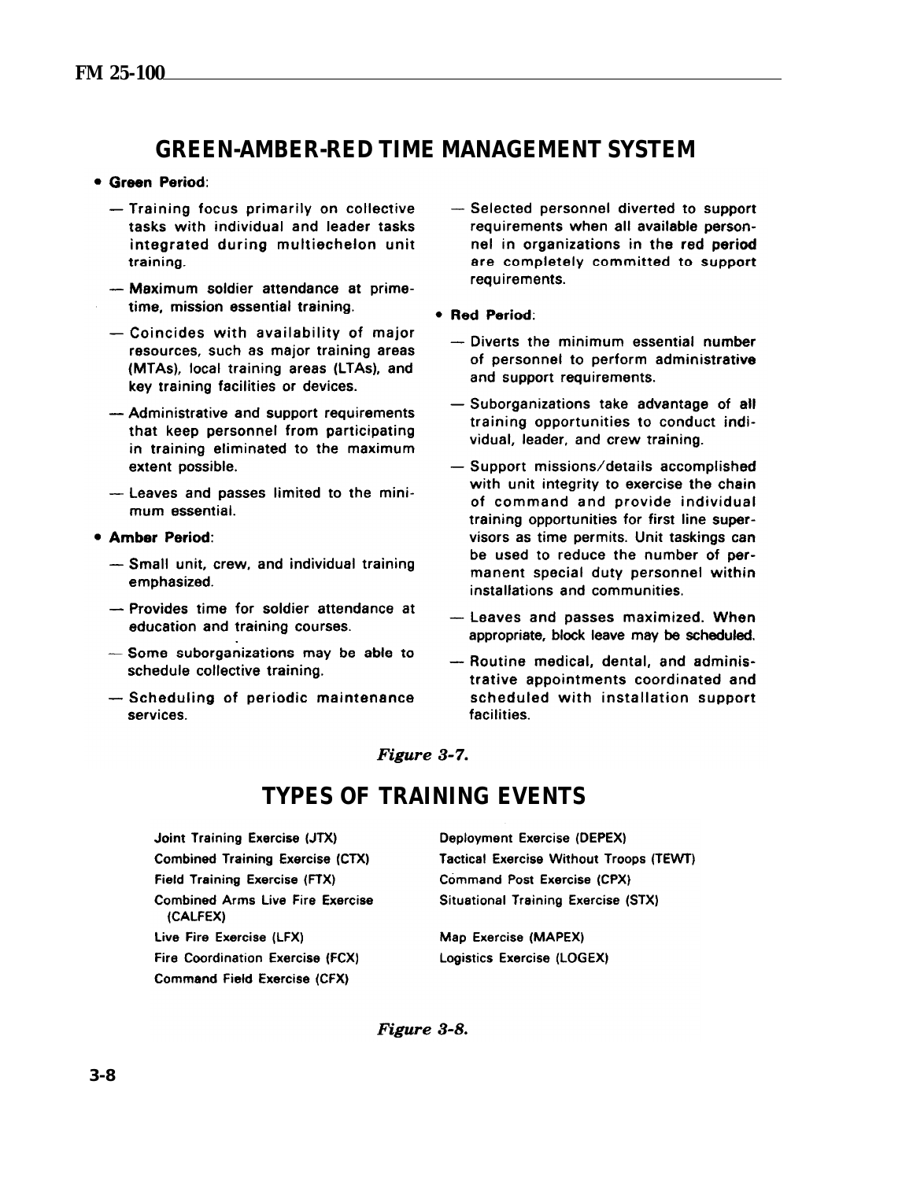## GREEN-AMBER-RED TIME MANAGEMENT SYSTEM

- **Green Period**:
  - Training focus primarily on collective tasks with individual and leader tasks integrated during multiechelon unit training.
  - Maximum soldier attendance at prime-time, mission essential training.
  - Coincides with availability of major resources, such as major training areas (MTAs), local training areas (LTAs), and key training facilities or devices.
  - Administrative and support requirements that keep personnel from participating in training eliminated to the maximum extent possible.
  - Leaves and passes limited to the minimum essential.
- **Amber Period**:
  - Small unit, crew, and individual training emphasized.
  - Provides time for soldier attendance at education and training courses.
  - Some suborganizations may be able to schedule collective training.
  - Scheduling of periodic maintenance services.
  - Selected personnel diverted to support requirements when all available personnel in organizations in the red period are completely committed to support requirements.
- **Red Period**:
  - Diverts the minimum essential number of personnel to perform administrative and support requirements.
  - Suborganizations take advantage of all training opportunities to conduct individual, leader, and crew training.
  - Support missions/details accomplished with unit integrity to exercise the chain of command and provide individual training opportunities for first line supervisors as time permits. Unit taskings can be used to reduce the number of permanent special duty personnel within installations and communities.
  - Leaves and passes maximized. When appropriate, block leave may be scheduled.
  - Routine medical, dental, and administrative appointments coordinated and scheduled with installation support facilities.

*Figure 3-7.*

## TYPES OF TRAINING EVENTS

- Joint Training Exercise (JTX)
- Combined Training Exercise (CTX)
- Field Training Exercise (FTX)
- Combined Arms Live Fire Exercise (CALFEX)
- Live Fire Exercise (LFX)
- Fire Coordination Exercise (FCX)
- Command Field Exercise (CFX)
- Deployment Exercise (DEPEX)
- Tactical Exercise Without Troops (TEWT)
- Command Post Exercise (CPX)
- Situational Training Exercise (STX)
- Map Exercise (MAPEX)
- Logistics Exercise (LOGEX)

*Figure 3-8.*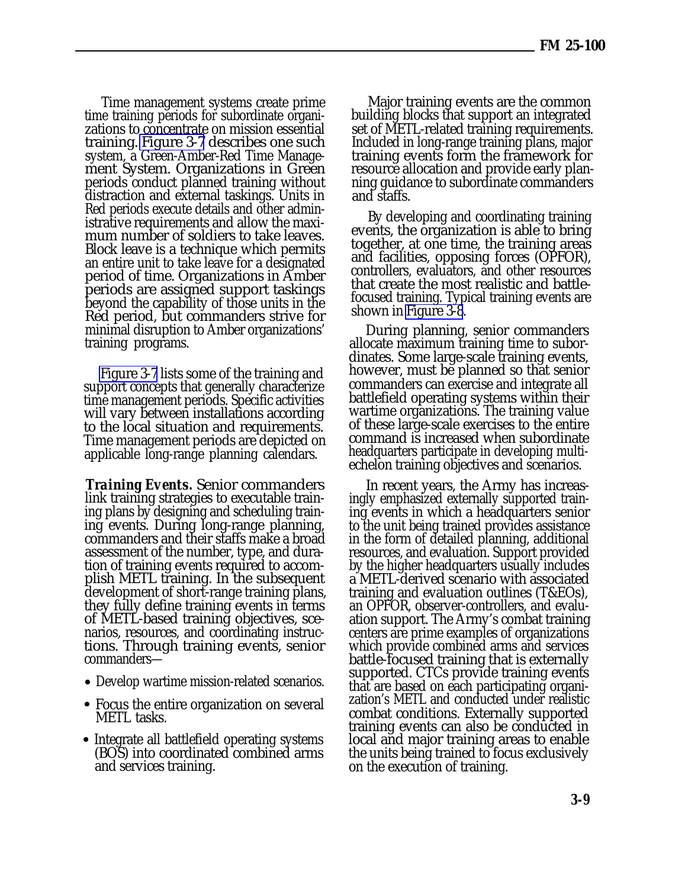Time management systems create prime time training periods for subordinate organizations to concentrate on mission essential training. Figure 3-7 describes one such system, a Green-Amber-Red Time Management System. Organizations in Green periods conduct planned training without distraction and external taskings. Units in Red periods execute details and other administrative requirements and allow the maximum number of soldiers to take leaves. Block leave is a technique which permits an entire unit to take leave for a designated period of time. Organizations in Amber periods are assigned support taskings beyond the capability of those units in the Red period, but commanders strive for minimal disruption to Amber organizations' training programs.

Figure 3-7 lists some of the training and support concepts that generally characterize time management periods. Specific activities will vary between installations according to the local situation and requirements. Time management periods are depicted on applicable long-range planning calendars.

***Training Events.*** Senior commanders link training strategies to executable training plans by designing and scheduling training events. During long-range planning, commanders and their staffs make a broad assessment of the number, type, and duration of training events required to accomplish METL training. In the subsequent development of short-range training plans, they fully define training events in terms of METL-based training objectives, scenarios, resources, and coordinating instructions. Through training events, senior commanders—

- Develop wartime mission-related scenarios.
- Focus the entire organization on several METL tasks.
- Integrate all battlefield operating systems (BOS) into coordinated combined arms and services training.

Major training events are the common building blocks that support an integrated set of METL-related training requirements. Included in long-range training plans, major training events form the framework for resource allocation and provide early planning guidance to subordinate commanders and staffs.

By developing and coordinating training events, the organization is able to bring together, at one time, the training areas and facilities, opposing forces (OPFOR), controllers, evaluators, and other resources that create the most realistic and battle-focused training. Typical training events are shown in Figure 3-8.

During planning, senior commanders allocate maximum training time to subordinates. Some large-scale training events, however, must be planned so that senior commanders can exercise and integrate all battlefield operating systems within their wartime organizations. The training value of these large-scale exercises to the entire command is increased when subordinate headquarters participate in developing multiechelon training objectives and scenarios.

In recent years, the Army has increasingly emphasized externally supported training events in which a headquarters senior to the unit being trained provides assistance in the form of detailed planning, additional resources, and evaluation. Support provided by the higher headquarters usually includes a METL-derived scenario with associated training and evaluation outlines (T&EOs), an OPFOR, observer-controllers, and evaluation support. The Army's combat training centers are prime examples of organizations which provide combined arms and services battle-focused training that is externally supported. CTCs provide training events that are based on each participating organization's METL and conducted under realistic combat conditions. Externally supported training events can also be conducted in local and major training areas to enable the units being trained to focus exclusively on the execution of training.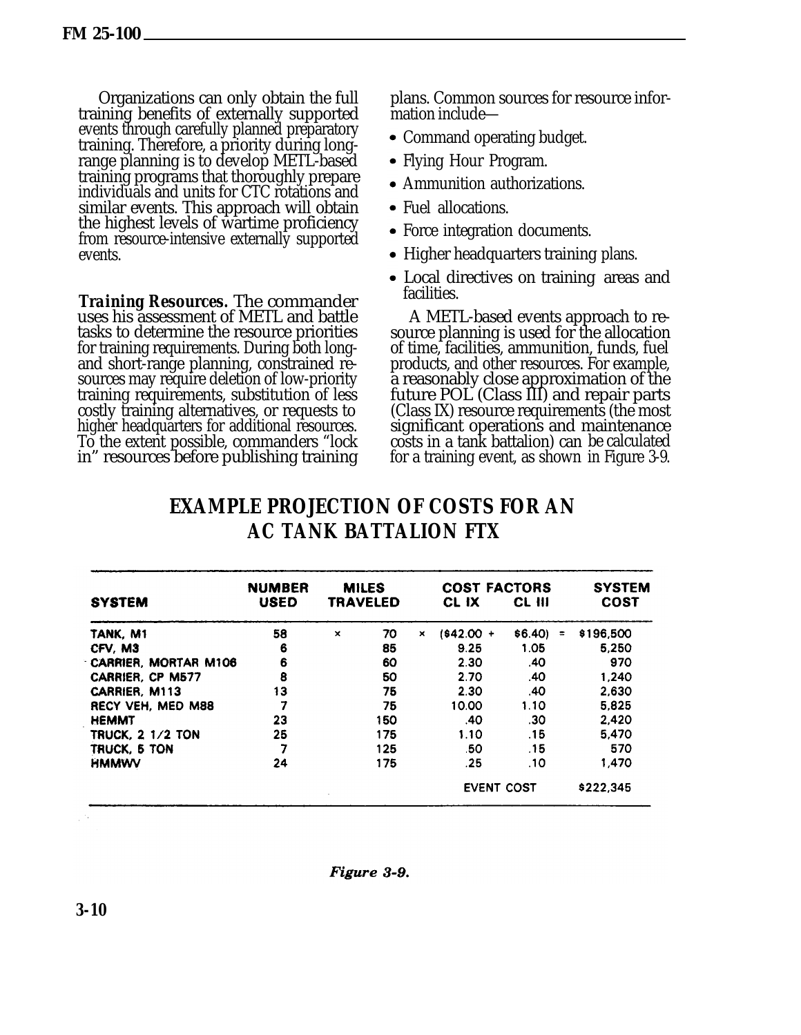Organizations can only obtain the full training benefits of externally supported events through carefully planned preparatory training. Therefore, a priority during long-range planning is to develop METL-based training programs that thoroughly prepare individuals and units for CTC rotations and similar events. This approach will obtain the highest levels of wartime proficiency from resource-intensive externally supported events.

***Training Resources.*** The commander uses his assessment of METL and battle tasks to determine the resource priorities for training requirements. During both long- and short-range planning, constrained resources may require deletion of low-priority training requirements, substitution of less costly training alternatives, or requests to higher headquarters for additional resources. To the extent possible, commanders "lock in" resources before publishing training plans. Common sources for resource information include—

- Command operating budget.
- Flying Hour Program.
- Ammunition authorizations.
- Fuel allocations.
- Force integration documents.
- Higher headquarters training plans.
- Local directives on training areas and facilities.

A METL-based events approach to resource planning is used for the allocation of time, facilities, ammunition, funds, fuel products, and other resources. For example, a reasonably close approximation of the future POL (Class III) and repair parts (Class IX) resource requirements (the most significant operations and maintenance costs in a tank battalion) can be calculated for a training event, as shown in Figure 3-9.

## EXAMPLE PROJECTION OF COSTS FOR AN AC TANK BATTALION FTX

| SYSTEM | NUMBER USED | | MILES TRAVELED | | COST FACTORS CL IX | CL III | | SYSTEM COST |
|---|---|---|---|---|---|---|---|---|
| TANK, M1 | 58 | × | 70 | × | ($42.00 + | $6.40) | = | $196,500 |
| CFV, M3 | 6 | | 85 | | 9.25 | 1.05 | | 5,250 |
| CARRIER, MORTAR M106 | 6 | | 60 | | 2.30 | .40 | | 970 |
| CARRIER, CP M577 | 8 | | 50 | | 2.70 | .40 | | 1,240 |
| CARRIER, M113 | 13 | | 75 | | 2.30 | .40 | | 2,630 |
| RECY VEH, MED M88 | 7 | | 75 | | 10.00 | 1.10 | | 5,825 |
| HEMMT | 23 | | 150 | | .40 | .30 | | 2,420 |
| TRUCK, 2 1/2 TON | 25 | | 175 | | 1.10 | .15 | | 5,470 |
| TRUCK, 5 TON | 7 | | 125 | | .50 | .15 | | 570 |
| HMMWV | 24 | | 175 | | .25 | .10 | | 1,470 |
| | | | | | EVENT COST | | | $222,345 |

*Figure 3-9.*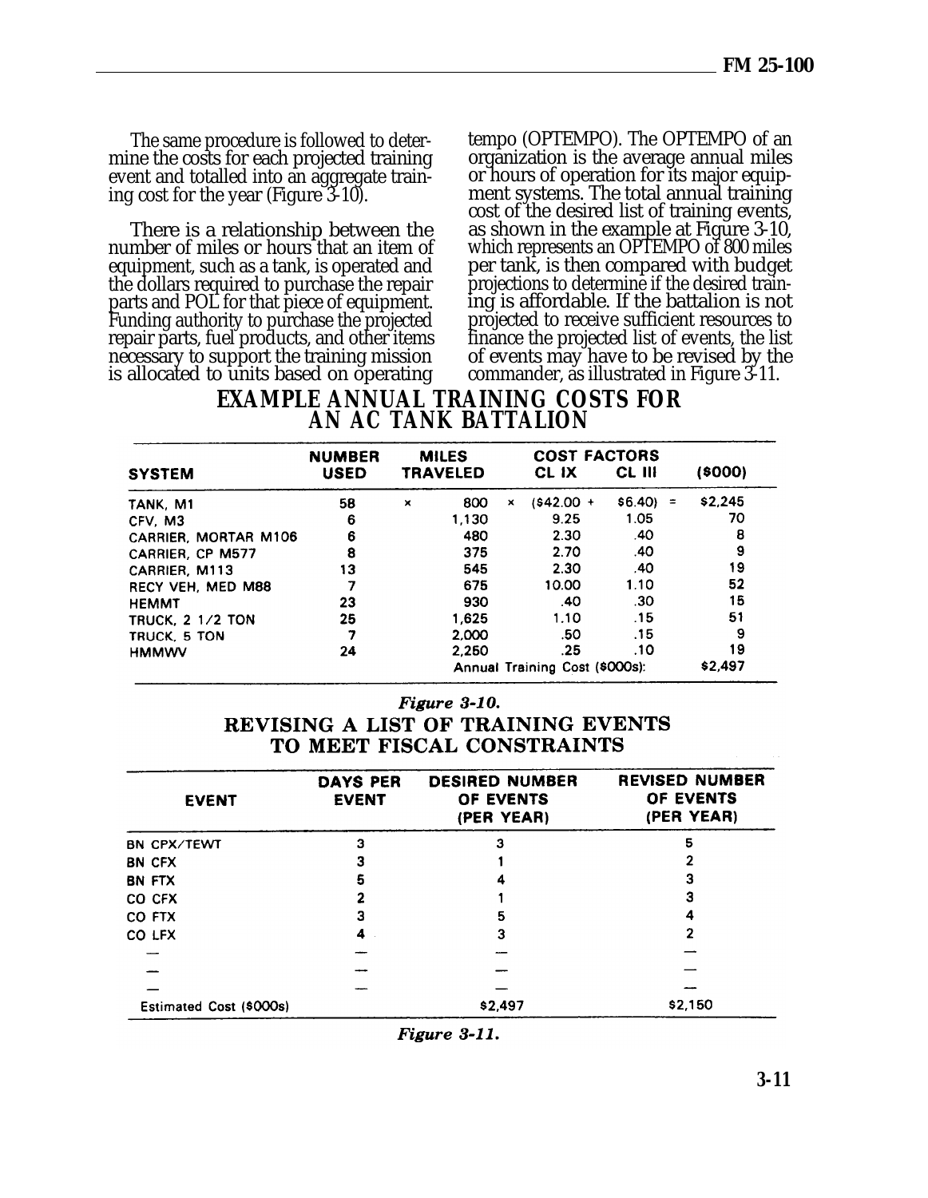The same procedure is followed to determine the costs for each projected training event and totalled into an aggregate training cost for the year (Figure 3-10).

There is a relationship between the number of miles or hours that an item of equipment, such as a tank, is operated and the dollars required to purchase the repair parts and POL for that piece of equipment. Funding authority to purchase the projected repair parts, fuel products, and other items necessary to support the training mission is allocated to units based on operating tempo (OPTEMPO). The OPTEMPO of an organization is the average annual miles or hours of operation for its major equipment systems. The total annual training cost of the desired list of training events, as shown in the example at Figure 3-10, which represents an OPTEMPO of 800 miles per tank, is then compared with budget projections to determine if the desired training is affordable. If the battalion is not projected to receive sufficient resources to finance the projected list of events, the list of events may have to be revised by the commander, as illustrated in Figure 3-11.

## EXAMPLE ANNUAL TRAINING COSTS FOR AN AC TANK BATTALION

| SYSTEM | NUMBER USED | | MILES TRAVELED | | COST FACTORS CL IX | CL III | | ($000) |
|---|---|---|---|---|---|---|---|---|
| TANK, M1 | 58 | × | 800 | × | ($42.00 + | $6.40) | = | $2,245 |
| CFV, M3 | 6 | | 1,130 | | 9.25 | 1.05 | | 70 |
| CARRIER, MORTAR M106 | 6 | | 480 | | 2.30 | .40 | | 8 |
| CARRIER, CP M577 | 8 | | 375 | | 2.70 | .40 | | 9 |
| CARRIER, M113 | 13 | | 545 | | 2.30 | .40 | | 19 |
| RECY VEH, MED M88 | 7 | | 675 | | 10.00 | 1.10 | | 52 |
| HEMMT | 23 | | 930 | | .40 | .30 | | 15 |
| TRUCK, 2 1/2 TON | 25 | | 1,625 | | 1.10 | .15 | | 51 |
| TRUCK, 5 TON | 7 | | 2,000 | | .50 | .15 | | 9 |
| HMMWV | 24 | | 2,250 | | .25 | .10 | | 19 |
| | | | | | Annual Training Cost ($000s): | | | $2,497 |

*Figure 3-10.*

## REVISING A LIST OF TRAINING EVENTS TO MEET FISCAL CONSTRAINTS

| EVENT | DAYS PER EVENT | DESIRED NUMBER OF EVENTS (PER YEAR) | REVISED NUMBER OF EVENTS (PER YEAR) |
|---|---|---|---|
| BN CPX/TEWT | 3 | 3 | 5 |
| BN CFX | 3 | 1 | 2 |
| BN FTX | 5 | 4 | 3 |
| CO CFX | 2 | 1 | 3 |
| CO FTX | 3 | 5 | 4 |
| CO LFX | 4 | 3 | 2 |
| — | — | — | — |
| — | — | — | — |
| — | — | — | — |
| Estimated Cost ($000s) | | $2,497 | $2,150 |

*Figure 3-11.*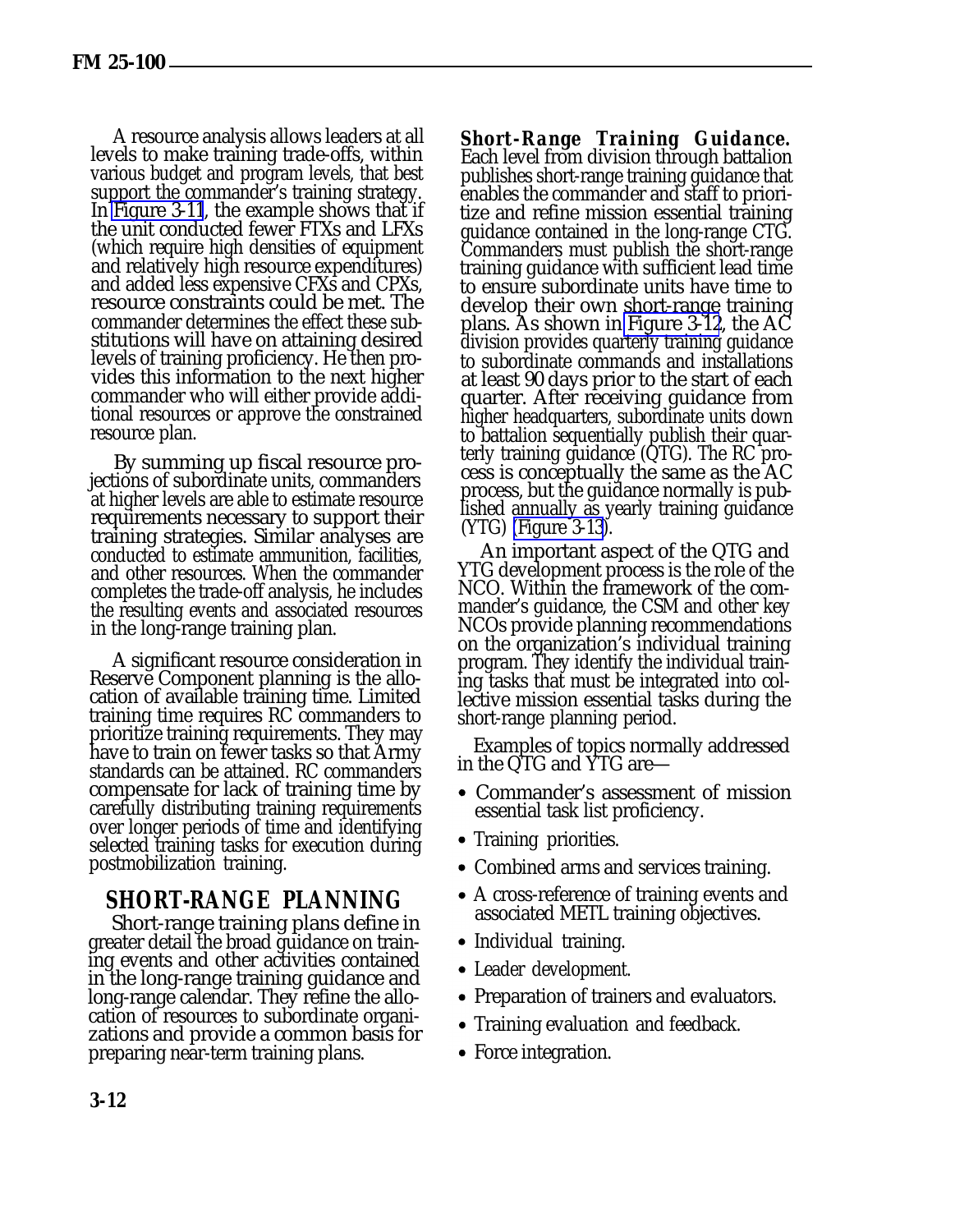A resource analysis allows leaders at all levels to make training trade-offs, within various budget and program levels, that best support the commander's training strategy. In Figure 3-11, the example shows that if the unit conducted fewer FTXs and LFXs (which require high densities of equipment and relatively high resource expenditures) and added less expensive CFXs and CPXs, resource constraints could be met. The commander determines the effect these substitutions will have on attaining desired levels of training proficiency. He then provides this information to the next higher commander who will either provide additional resources or approve the constrained resource plan.

By summing up fiscal resource projections of subordinate units, commanders at higher levels are able to estimate resource requirements necessary to support their training strategies. Similar analyses are conducted to estimate ammunition, facilities, and other resources. When the commander completes the trade-off analysis, he includes the resulting events and associated resources in the long-range training plan.

A significant resource consideration in Reserve Component planning is the allocation of available training time. Limited training time requires RC commanders to prioritize training requirements. They may have to train on fewer tasks so that Army standards can be attained. RC commanders compensate for lack of training time by carefully distributing training requirements over longer periods of time and identifying selected training tasks for execution during postmobilization training.

## SHORT-RANGE PLANNING

Short-range training plans define in greater detail the broad guidance on training events and other activities contained in the long-range training guidance and long-range calendar. They refine the allocation of resources to subordinate organizations and provide a common basis for preparing near-term training plans.

**Short-Range Training Guidance.** Each level from division through battalion publishes short-range training guidance that enables the commander and staff to prioritize and refine mission essential training guidance contained in the long-range CTG. Commanders must publish the short-range training guidance with sufficient lead time to ensure subordinate units have time to develop their own short-range training plans. As shown in Figure 3-12, the AC division provides quarterly training guidance to subordinate commands and installations at least 90 days prior to the start of each quarter. After receiving guidance from higher headquarters, subordinate units down to battalion sequentially publish their quarterly training guidance (QTG). The RC process is conceptually the same as the AC process, but the guidance normally is published annually as yearly training guidance (YTG) (Figure 3-13).

An important aspect of the QTG and YTG development process is the role of the NCO. Within the framework of the commander's guidance, the CSM and other key NCOs provide planning recommendations on the organization's individual training program. They identify the individual training tasks that must be integrated into collective mission essential tasks during the short-range planning period.

Examples of topics normally addressed in the QTG and YTG are—

- Commander's assessment of mission essential task list proficiency.
- Training priorities.
- Combined arms and services training.
- A cross-reference of training events and associated METL training objectives.
- Individual training.
- Leader development.
- Preparation of trainers and evaluators.
- Training evaluation and feedback.
- Force integration.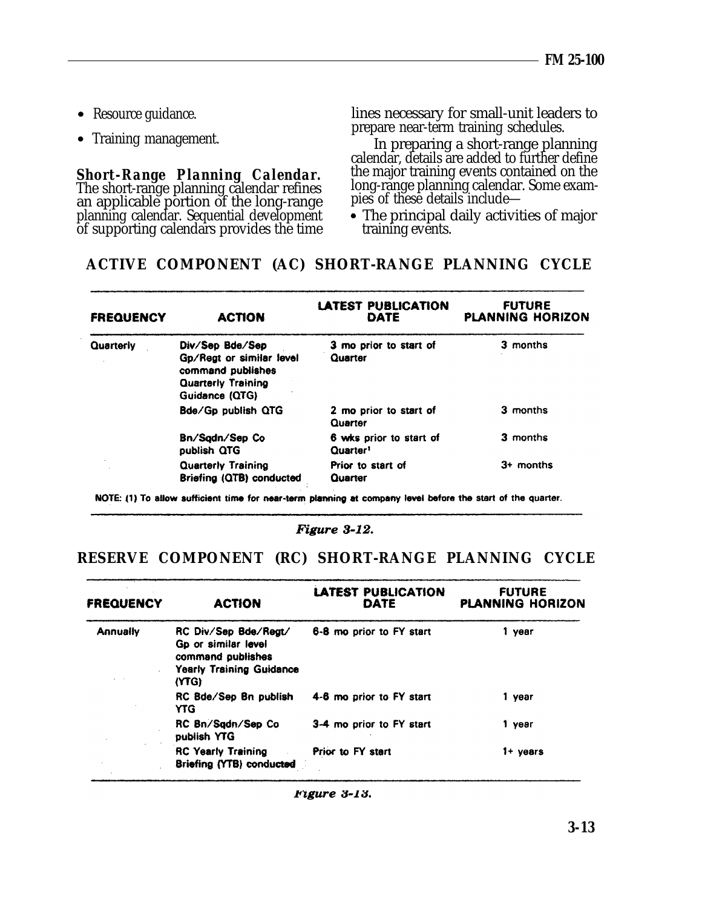- Resource guidance.
- Training management.

**Short-Range Planning Calendar.** The short-range planning calendar refines an applicable portion of the long-range planning calendar. Sequential development of supporting calendars provides the time lines necessary for small-unit leaders to prepare near-term training schedules.

In preparing a short-range planning calendar, details are added to further define the major training events contained on the long-range planning calendar. Some examples of these details include—

- The principal daily activities of major training events.

## ACTIVE COMPONENT (AC) SHORT-RANGE PLANNING CYCLE

| FREQUENCY | ACTION | LATEST PUBLICATION DATE | FUTURE PLANNING HORIZON |
|---|---|---|---|
| Quarterly | Div/Sep Bde/Sep Gp/Regt or similar level command publishes Quarterly Training Guidance (QTG) | 3 mo prior to start of Quarter | 3 months |
| | Bde/Gp publish QTG | 2 mo prior to start of Quarter | 3 months |
| | Bn/Sqdn/Sep Co publish QTG | 6 wks prior to start of Quarter[1] | 3 months |
| | Quarterly Training Briefing (QTB) conducted | Prior to start of Quarter | 3+ months |

NOTE: (1) To allow sufficient time for near-term planning at company level before the start of the quarter.

*Figure 3-12.*

## RESERVE COMPONENT (RC) SHORT-RANGE PLANNING CYCLE

| FREQUENCY | ACTION | LATEST PUBLICATION DATE | FUTURE PLANNING HORIZON |
|---|---|---|---|
| Annually | RC Div/Sep Bde/Regt/ Gp or similar level command publishes Yearly Training Guidance (YTG) | 6-8 mo prior to FY start | 1 year |
| | RC Bde/Sep Bn publish YTG | 4-6 mo prior to FY start | 1 year |
| | RC Bn/Sqdn/Sep Co publish YTG | 3-4 mo prior to FY start | 1 year |
| | RC Yearly Training Briefing (YTB) conducted | Prior to FY start | 1+ years |

*Figure 3-13.*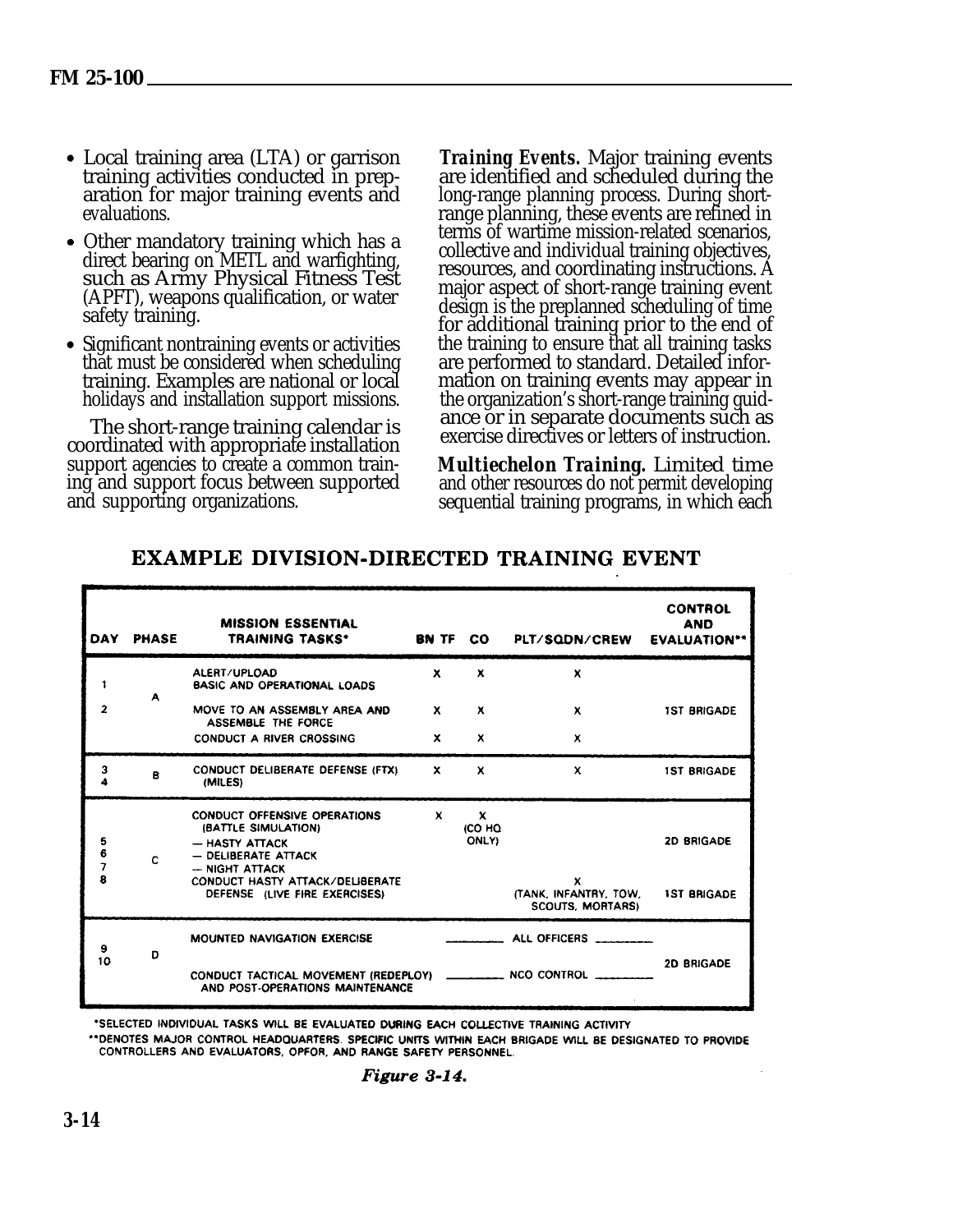- Local training area (LTA) or garrison training activities conducted in preparation for major training events and evaluations.
- Other mandatory training which has a direct bearing on METL and warfighting, such as Army Physical Fitness Test (APFT), weapons qualification, or water safety training.
- Significant nontraining events or activities that must be considered when scheduling training. Examples are national or local holidays and installation support missions.

The short-range training calendar is coordinated with appropriate installation support agencies to create a common training and support focus between supported and supporting organizations.

***Training Events.*** Major training events are identified and scheduled during the long-range planning process. During short-range planning, these events are refined in terms of wartime mission-related scenarios, collective and individual training objectives, resources, and coordinating instructions. A major aspect of short-range training event design is the preplanned scheduling of time for additional training prior to the end of the training to ensure that all training tasks are performed to standard. Detailed information on training events may appear in the organization's short-range training guidance or in separate documents such as exercise directives or letters of instruction.

***Multiechelon Training.*** Limited time and other resources do not permit developing sequential training programs, in which each

**EXAMPLE DIVISION-DIRECTED TRAINING EVENT**

| DAY | PHASE | MISSION ESSENTIAL TRAINING TASKS* | BN TF | CO | PLT/SQDN/CREW | CONTROL AND EVALUATION** |
|---|---|---|---|---|---|---|
| 1 | A | ALERT/UPLOAD BASIC AND OPERATIONAL LOADS | X | X | X | |
| 2 | | MOVE TO AN ASSEMBLY AREA AND ASSEMBLE THE FORCE | X | X | X | 1ST BRIGADE |
| | | CONDUCT A RIVER CROSSING | X | X | X | |
| 3, 4 | B | CONDUCT DELIBERATE DEFENSE (FTX) (MILES) | X | X | X | 1ST BRIGADE |
| 5, 6, 7, 8 | C | CONDUCT OFFENSIVE OPERATIONS (BATTLE SIMULATION) — HASTY ATTACK — DELIBERATE ATTACK — NIGHT ATTACK | X | X (CO HQ ONLY) | | 2D BRIGADE |
| | | CONDUCT HASTY ATTACK/DELIBERATE DEFENSE (LIVE FIRE EXERCISES) | | | X (TANK, INFANTRY, TOW, SCOUTS, MORTARS) | 1ST BRIGADE |
| 9, 10 | D | MOUNTED NAVIGATION EXERCISE | ALL OFFICERS | | | 2D BRIGADE |
| | | CONDUCT TACTICAL MOVEMENT (REDEPLOY) AND POST-OPERATIONS MAINTENANCE | NCO CONTROL | | | |

*SELECTED INDIVIDUAL TASKS WILL BE EVALUATED DURING EACH COLLECTIVE TRAINING ACTIVITY

**DENOTES MAJOR CONTROL HEADQUARTERS. SPECIFIC UNITS WITHIN EACH BRIGADE WILL BE DESIGNATED TO PROVIDE CONTROLLERS AND EVALUATORS, OPFOR, AND RANGE SAFETY PERSONNEL.

***Figure 3-14.***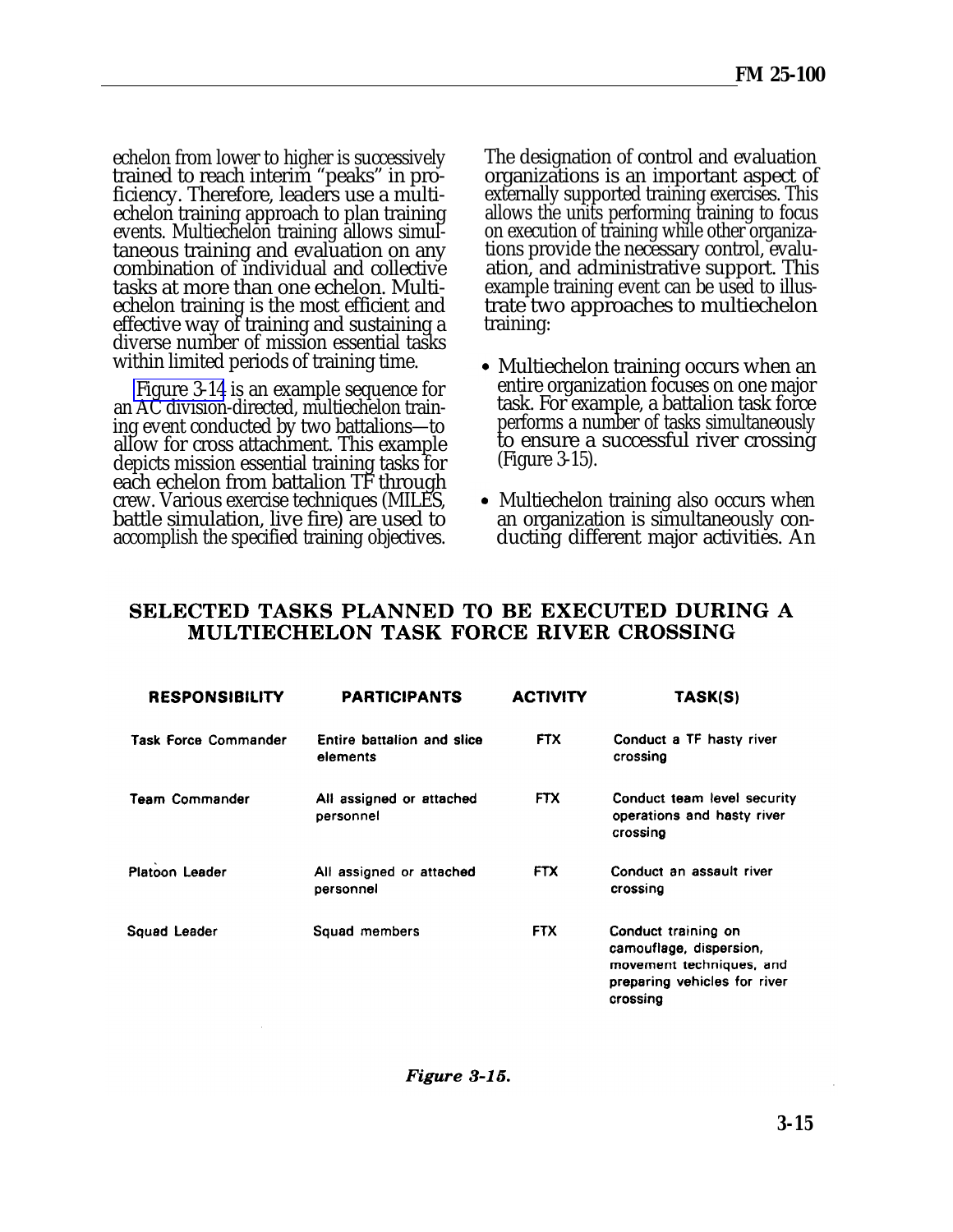echelon from lower to higher is successively trained to reach interim "peaks" in proficiency. Therefore, leaders use a multiechelon training approach to plan training events. Multiechelon training allows simultaneous training and evaluation on any combination of individual and collective tasks at more than one echelon. Multiechelon training is the most efficient and effective way of training and sustaining a diverse number of mission essential tasks within limited periods of training time.

Figure 3-14 is an example sequence for an AC division-directed, multiechelon training event conducted by two battalions—to allow for cross attachment. This example depicts mission essential training tasks for each echelon from battalion TF through crew. Various exercise techniques (MILES, battle simulation, live fire) are used to accomplish the specified training objectives.

The designation of control and evaluation organizations is an important aspect of externally supported training exercises. This allows the units performing training to focus on execution of training while other organizations provide the necessary control, evaluation, and administrative support. This example training event can be used to illustrate two approaches to multiechelon training:

- Multiechelon training occurs when an entire organization focuses on one major task. For example, a battalion task force performs a number of tasks simultaneously to ensure a successful river crossing (Figure 3-15).
- Multiechelon training also occurs when an organization is simultaneously conducting different major activities. An

**SELECTED TASKS PLANNED TO BE EXECUTED DURING A MULTIECHELON TASK FORCE RIVER CROSSING**

| RESPONSIBILITY | PARTICIPANTS | ACTIVITY | TASK(S) |
|---|---|---|---|
| Task Force Commander | Entire battalion and slice elements | FTX | Conduct a TF hasty river crossing |
| Team Commander | All assigned or attached personnel | FTX | Conduct team level security operations and hasty river crossing |
| Platoon Leader | All assigned or attached personnel | FTX | Conduct an assault river crossing |
| Squad Leader | Squad members | FTX | Conduct training on camouflage, dispersion, movement techniques, and preparing vehicles for river crossing |

*Figure 3-15.*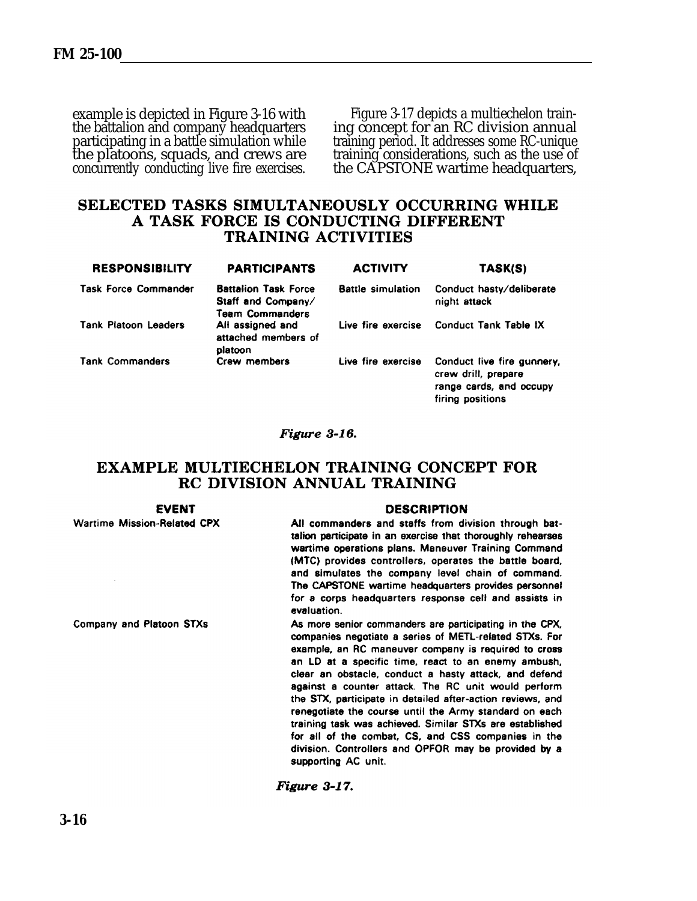example is depicted in Figure 3-16 with the battalion and company headquarters participating in a battle simulation while the platoons, squads, and crews are concurrently conducting live fire exercises.

Figure 3-17 depicts a multiechelon training concept for an RC division annual training period. It addresses some RC-unique training considerations, such as the use of the CAPSTONE wartime headquarters,

## SELECTED TASKS SIMULTANEOUSLY OCCURRING WHILE A TASK FORCE IS CONDUCTING DIFFERENT TRAINING ACTIVITIES

| RESPONSIBILITY | PARTICIPANTS | ACTIVITY | TASK(S) |
|---|---|---|---|
| Task Force Commander | Battalion Task Force Staff and Company/Team Commanders | Battle simulation | Conduct hasty/deliberate night attack |
| Tank Platoon Leaders | All assigned and attached members of platoon | Live fire exercise | Conduct Tank Table IX |
| Tank Commanders | Crew members | Live fire exercise | Conduct live fire gunnery, crew drill, prepare range cards, and occupy firing positions |

*Figure 3-16.*

## EXAMPLE MULTIECHELON TRAINING CONCEPT FOR RC DIVISION ANNUAL TRAINING

| EVENT | DESCRIPTION |
|---|---|
| Wartime Mission-Related CPX | All commanders and staffs from division through battalion participate in an exercise that thoroughly rehearses wartime operations plans. Maneuver Training Command (MTC) provides controllers, operates the battle board, and simulates the company level chain of command. The CAPSTONE wartime headquarters provides personnel for a corps headquarters response cell and assists in evaluation. |
| Company and Platoon STXs | As more senior commanders are participating in the CPX, companies negotiate a series of METL-related STXs. For example, an RC maneuver company is required to cross an LD at a specific time, react to an enemy ambush, clear an obstacle, conduct a hasty attack, and defend against a counter attack. The RC unit would perform the STX, participate in detailed after-action reviews, and renegotiate the course until the Army standard on each training task was achieved. Similar STXs are established for all of the combat, CS, and CSS companies in the division. Controllers and OPFOR may be provided by a supporting AC unit. |

*Figure 3-17.*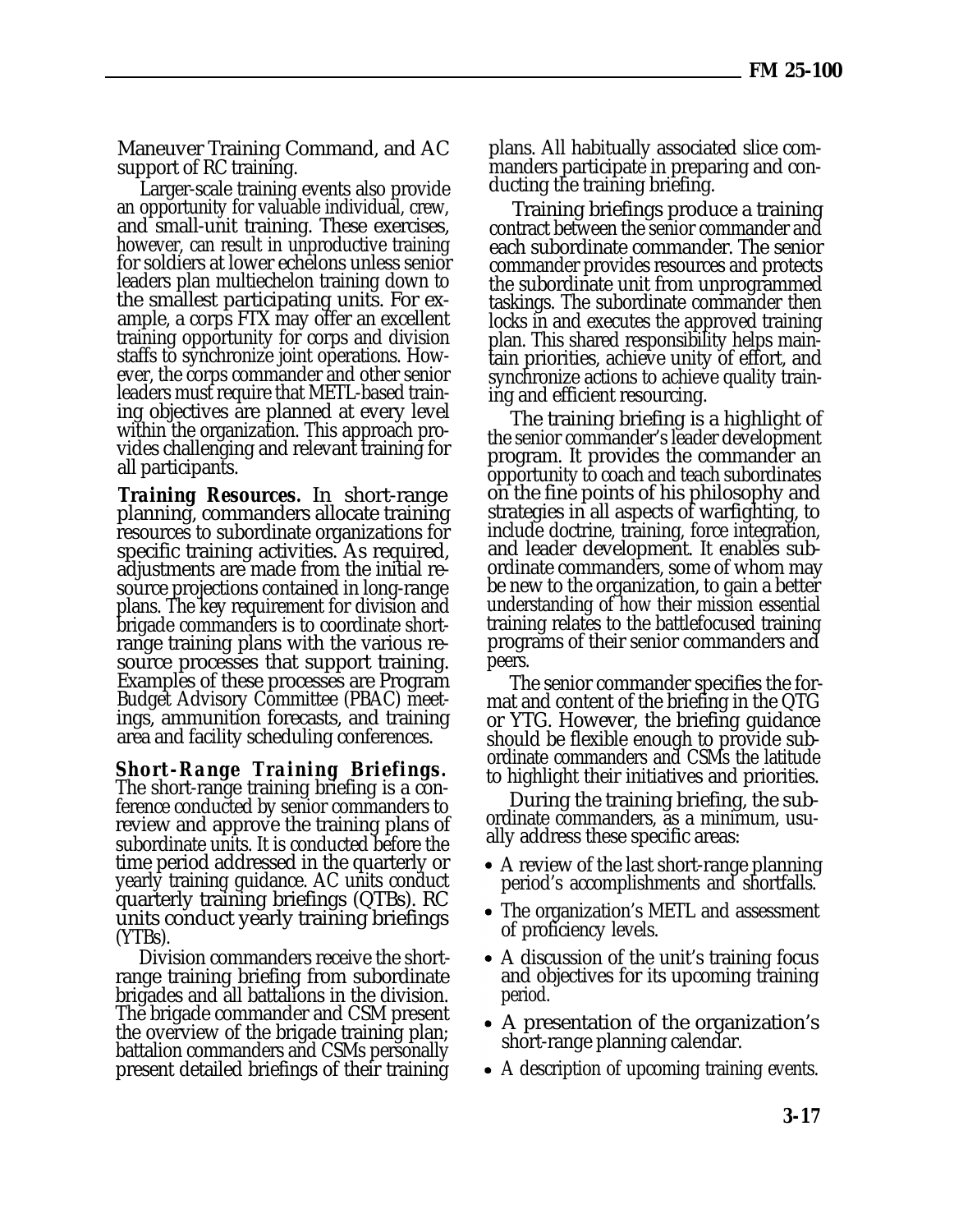Maneuver Training Command, and AC support of RC training.

Larger-scale training events also provide an opportunity for valuable individual, crew, and small-unit training. These exercises, however, can result in unproductive training for soldiers at lower echelons unless senior leaders plan multiechelon training down to the smallest participating units. For example, a corps FTX may offer an excellent training opportunity for corps and division staffs to synchronize joint operations. However, the corps commander and other senior leaders must require that METL-based training objectives are planned at every level within the organization. This approach provides challenging and relevant training for all participants.

***Training Resources.*** In short-range planning, commanders allocate training resources to subordinate organizations for specific training activities. As required, adjustments are made from the initial resource projections contained in long-range plans. The key requirement for division and brigade commanders is to coordinate short-range training plans with the various resource processes that support training. Examples of these processes are Program Budget Advisory Committee (PBAC) meetings, ammunition forecasts, and training area and facility scheduling conferences.

**Short-Range Training Briefings.** The short-range training briefing is a conference conducted by senior commanders to review and approve the training plans of subordinate units. It is conducted before the time period addressed in the quarterly or yearly training guidance. AC units conduct quarterly training briefings (QTBs). RC units conduct yearly training briefings (YTBs).

Division commanders receive the short-range training briefing from subordinate brigades and all battalions in the division. The brigade commander and CSM present the overview of the brigade training plan; battalion commanders and CSMs personally present detailed briefings of their training plans. All habitually associated slice commanders participate in preparing and conducting the training briefing.

Training briefings produce a training contract between the senior commander and each subordinate commander. The senior commander provides resources and protects the subordinate unit from unprogrammed taskings. The subordinate commander then locks in and executes the approved training plan. This shared responsibility helps maintain priorities, achieve unity of effort, and synchronize actions to achieve quality training and efficient resourcing.

The training briefing is a highlight of the senior commander's leader development program. It provides the commander an opportunity to coach and teach subordinates on the fine points of his philosophy and strategies in all aspects of warfighting, to include doctrine, training, force integration, and leader development. It enables subordinate commanders, some of whom may be new to the organization, to gain a better understanding of how their mission essential training relates to the battlefocused training programs of their senior commanders and peers.

The senior commander specifies the format and content of the briefing in the QTG or YTG. However, the briefing guidance should be flexible enough to provide subordinate commanders and CSMs the latitude to highlight their initiatives and priorities.

During the training briefing, the subordinate commanders, as a minimum, usually address these specific areas:

- A review of the last short-range planning period's accomplishments and shortfalls.
- The organization's METL and assessment of proficiency levels.
- A discussion of the unit's training focus and objectives for its upcoming training period.
- A presentation of the organization's short-range planning calendar.
- A description of upcoming training events.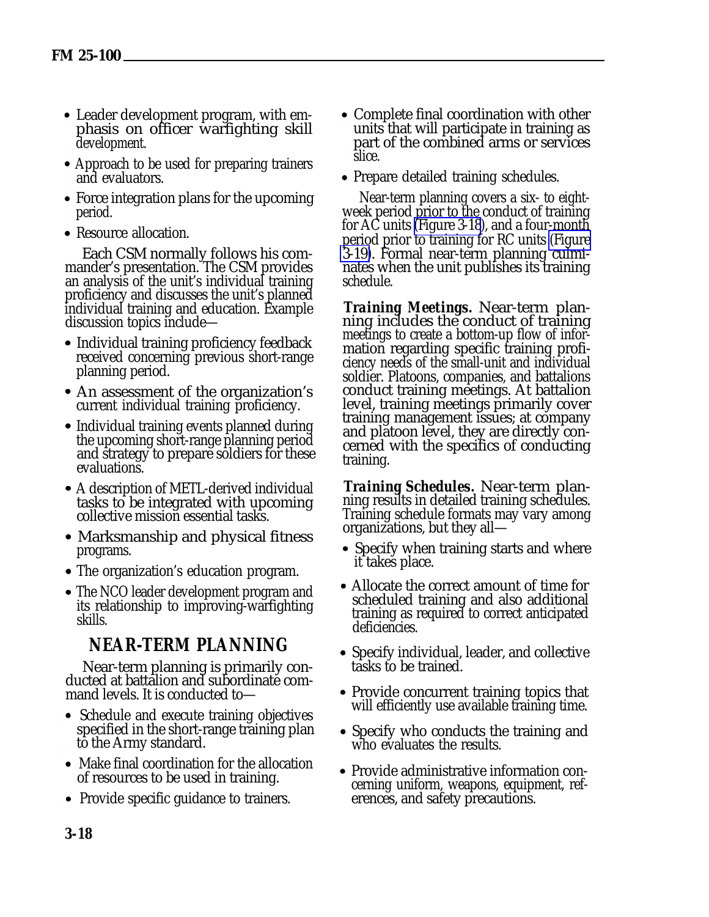- Leader development program, with emphasis on officer warfighting skill development.
- Approach to be used for preparing trainers and evaluators.
- Force integration plans for the upcoming period.
- Resource allocation.

Each CSM normally follows his commander's presentation. The CSM provides an analysis of the unit's individual training proficiency and discusses the unit's planned individual training and education. Example discussion topics include—

- Individual training proficiency feedback received concerning previous short-range planning period.
- An assessment of the organization's current individual training proficiency.
- Individual training events planned during the upcoming short-range planning period and strategy to prepare soldiers for these evaluations.
- A description of METL-derived individual tasks to be integrated with upcoming collective mission essential tasks.
- Marksmanship and physical fitness programs.
- The organization's education program.
- The NCO leader development program and its relationship to improving-warfighting skills.

## NEAR-TERM PLANNING

Near-term planning is primarily conducted at battalion and subordinate command levels. It is conducted to—

- Schedule and execute training objectives specified in the short-range training plan to the Army standard.
- Make final coordination for the allocation of resources to be used in training.
- Provide specific guidance to trainers.
- Complete final coordination with other units that will participate in training as part of the combined arms or services slice.
- Prepare detailed training schedules.

Near-term planning covers a six- to eight-week period prior to the conduct of training for AC units (Figure 3-18), and a four-month period prior to training for RC units (Figure 3-19). Formal near-term planning culminates when the unit publishes its training schedule.

***Training Meetings.*** Near-term planning includes the conduct of training meetings to create a bottom-up flow of information regarding specific training proficiency needs of the small-unit and individual soldier. Platoons, companies, and battalions conduct training meetings. At battalion level, training meetings primarily cover training management issues; at company and platoon level, they are directly concerned with the specifics of conducting training.

***Training Schedules.*** Near-term planning results in detailed training schedules. Training schedule formats may vary among organizations, but they all—

- Specify when training starts and where it takes place.
- Allocate the correct amount of time for scheduled training and also additional training as required to correct anticipated deficiencies.
- Specify individual, leader, and collective tasks to be trained.
- Provide concurrent training topics that will efficiently use available training time.
- Specify who conducts the training and who evaluates the results.
- Provide administrative information concerning uniform, weapons, equipment, references, and safety precautions.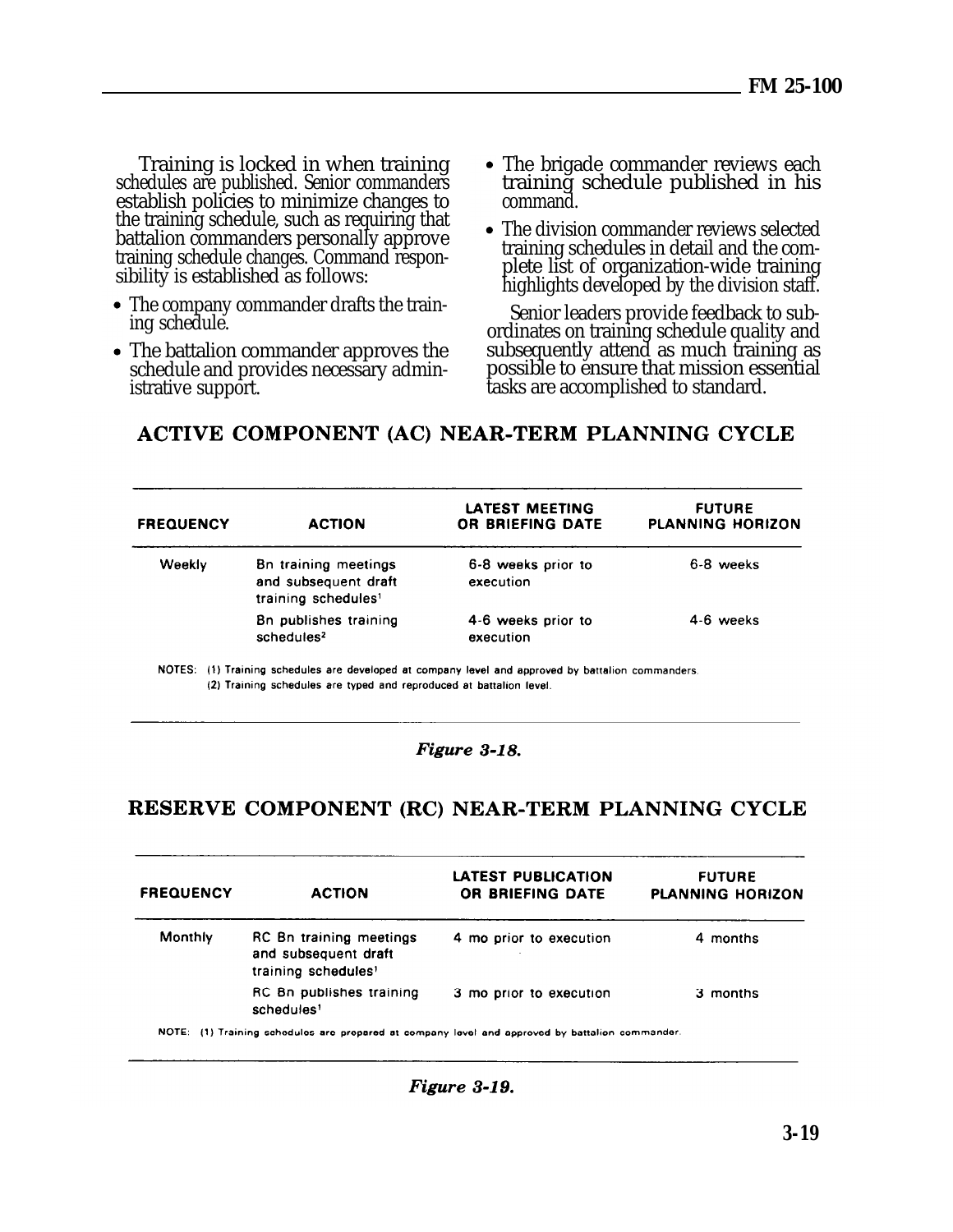Training is locked in when training schedules are published. Senior commanders establish policies to minimize changes to the training schedule, such as requiring that battalion commanders personally approve training schedule changes. Command responsibility is established as follows:

- The company commander drafts the training schedule.
- The battalion commander approves the schedule and provides necessary administrative support.
- The brigade commander reviews each training schedule published in his command.
- The division commander reviews selected training schedules in detail and the complete list of organization-wide training highlights developed by the division staff.

Senior leaders provide feedback to subordinates on training schedule quality and subsequently attend as much training as possible to ensure that mission essential tasks are accomplished to standard.

## ACTIVE COMPONENT (AC) NEAR-TERM PLANNING CYCLE

| FREQUENCY | ACTION | LATEST MEETING OR BRIEFING DATE | FUTURE PLANNING HORIZON |
|---|---|---|---|
| Weekly | Bn training meetings and subsequent draft training schedules[1] | 6-8 weeks prior to execution | 6-8 weeks |
| | Bn publishes training schedules[2] | 4-6 weeks prior to execution | 4-6 weeks |

NOTES: (1) Training schedules are developed at company level and approved by battalion commanders.
(2) Training schedules are typed and reproduced at battalion level.

*Figure 3-18.*

## RESERVE COMPONENT (RC) NEAR-TERM PLANNING CYCLE

| FREQUENCY | ACTION | LATEST PUBLICATION OR BRIEFING DATE | FUTURE PLANNING HORIZON |
|---|---|---|---|
| Monthly | RC Bn training meetings and subsequent draft training schedules[1] | 4 mo prior to execution | 4 months |
| | RC Bn publishes training schedules[1] | 3 mo prior to execution | 3 months |

NOTE: (1) Training schedules are prepared at company level and approved by battalion commander.

*Figure 3-19.*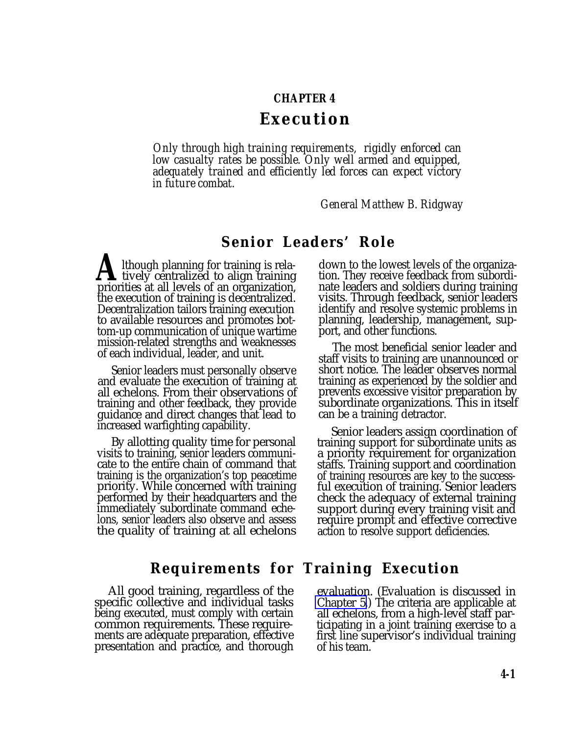# CHAPTER 4

# Execution

*Only through high training requirements, rigidly enforced can low casualty rates be possible. Only well armed and equipped, adequately trained and efficiently led forces can expect victory in future combat.*

*General Matthew B. Ridgway*

## Senior Leaders' Role

Although planning for training is relatively centralized to align training priorities at all levels of an organization, the execution of training is decentralized. Decentralization tailors training execution to available resources and promotes bottom-up communication of unique wartime mission-related strengths and weaknesses of each individual, leader, and unit.

Senior leaders must personally observe and evaluate the execution of training at all echelons. From their observations of training and other feedback, they provide guidance and direct changes that lead to increased warfighting capability.

By allotting quality time for personal visits to training, senior leaders communicate to the entire chain of command that training is the organization's top peacetime priority. While concerned with training performed by their headquarters and the immediately subordinate command echelons, senior leaders also observe and assess the quality of training at all echelons down to the lowest levels of the organization. They receive feedback from subordinate leaders and soldiers during training visits. Through feedback, senior leaders identify and resolve systemic problems in planning, leadership, management, support, and other functions.

The most beneficial senior leader and staff visits to training are unannounced or short notice. The leader observes normal training as experienced by the soldier and prevents excessive visitor preparation by subordinate organizations. This in itself can be a training detractor.

Senior leaders assign coordination of training support for subordinate units as a priority requirement for organization staffs. Training support and coordination of training resources are key to the successful execution of training. Senior leaders check the adequacy of external training support during every training visit and require prompt and effective corrective action to resolve support deficiencies.

## Requirements for Training Execution

All good training, regardless of the specific collective and individual tasks being executed, must comply with certain common requirements. These requirements are adequate preparation, effective presentation and practice, and thorough evaluation. (Evaluation is discussed in Chapter 5.) The criteria are applicable at all echelons, from a high-level staff participating in a joint training exercise to a first line supervisor's individual training of his team.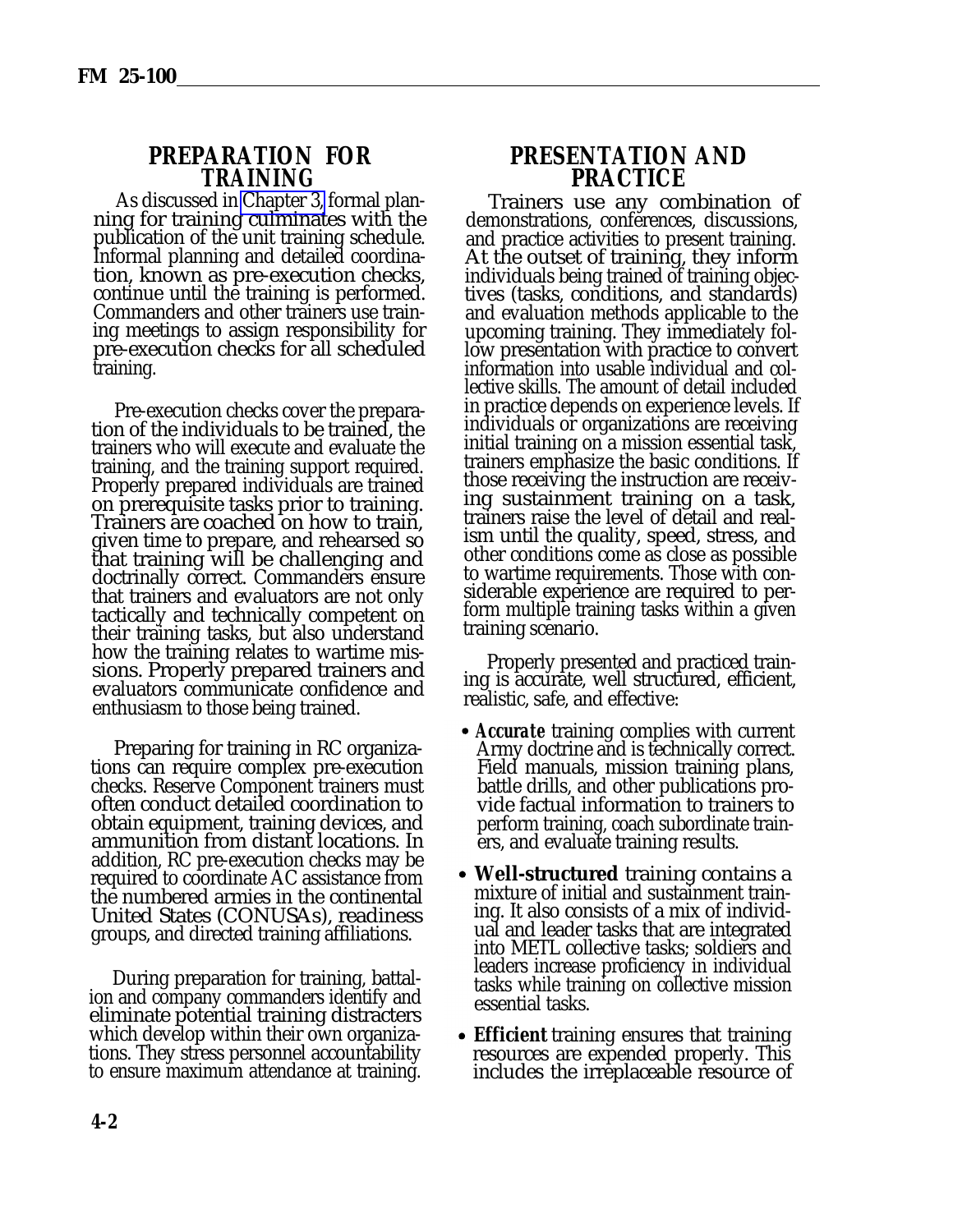## PREPARATION FOR TRAINING

As discussed in Chapter 3, formal planning for training culminates with the publication of the unit training schedule. Informal planning and detailed coordination, known as pre-execution checks, continue until the training is performed. Commanders and other trainers use training meetings to assign responsibility for pre-execution checks for all scheduled training.

Pre-execution checks cover the preparation of the individuals to be trained, the trainers who will execute and evaluate the training, and the training support required. Properly prepared individuals are trained on prerequisite tasks prior to training. Trainers are coached on how to train, given time to prepare, and rehearsed so that training will be challenging and doctrinally correct. Commanders ensure that trainers and evaluators are not only tactically and technically competent on their training tasks, but also understand how the training relates to wartime missions. Properly prepared trainers and evaluators communicate confidence and enthusiasm to those being trained.

Preparing for training in RC organizations can require complex pre-execution checks. Reserve Component trainers must often conduct detailed coordination to obtain equipment, training devices, and ammunition from distant locations. In addition, RC pre-execution checks may be required to coordinate AC assistance from the numbered armies in the continental United States (CONUSAs), readiness groups, and directed training affiliations.

During preparation for training, battalion and company commanders identify and eliminate potential training distracters which develop within their own organizations. They stress personnel accountability to ensure maximum attendance at training.

## PRESENTATION AND PRACTICE

Trainers use any combination of demonstrations, conferences, discussions, and practice activities to present training. At the outset of training, they inform individuals being trained of training objectives (tasks, conditions, and standards) and evaluation methods applicable to the upcoming training. They immediately follow presentation with practice to convert information into usable individual and collective skills. The amount of detail included in practice depends on experience levels. If individuals or organizations are receiving initial training on a mission essential task, trainers emphasize the basic conditions. If those receiving the instruction are receiving sustainment training on a task, trainers raise the level of detail and realism until the quality, speed, stress, and other conditions come as close as possible to wartime requirements. Those with considerable experience are required to perform multiple training tasks within a given training scenario.

Properly presented and practiced training is accurate, well structured, efficient, realistic, safe, and effective:

- ***Accurate*** training complies with current Army doctrine and is technically correct. Field manuals, mission training plans, battle drills, and other publications provide factual information to trainers to perform training, coach subordinate trainers, and evaluate training results.
- **Well-structured** training contains a mixture of initial and sustainment training. It also consists of a mix of individual and leader tasks that are integrated into METL collective tasks; soldiers and leaders increase proficiency in individual tasks while training on collective mission essential tasks.
- **Efficient** training ensures that training resources are expended properly. This includes the irreplaceable resource of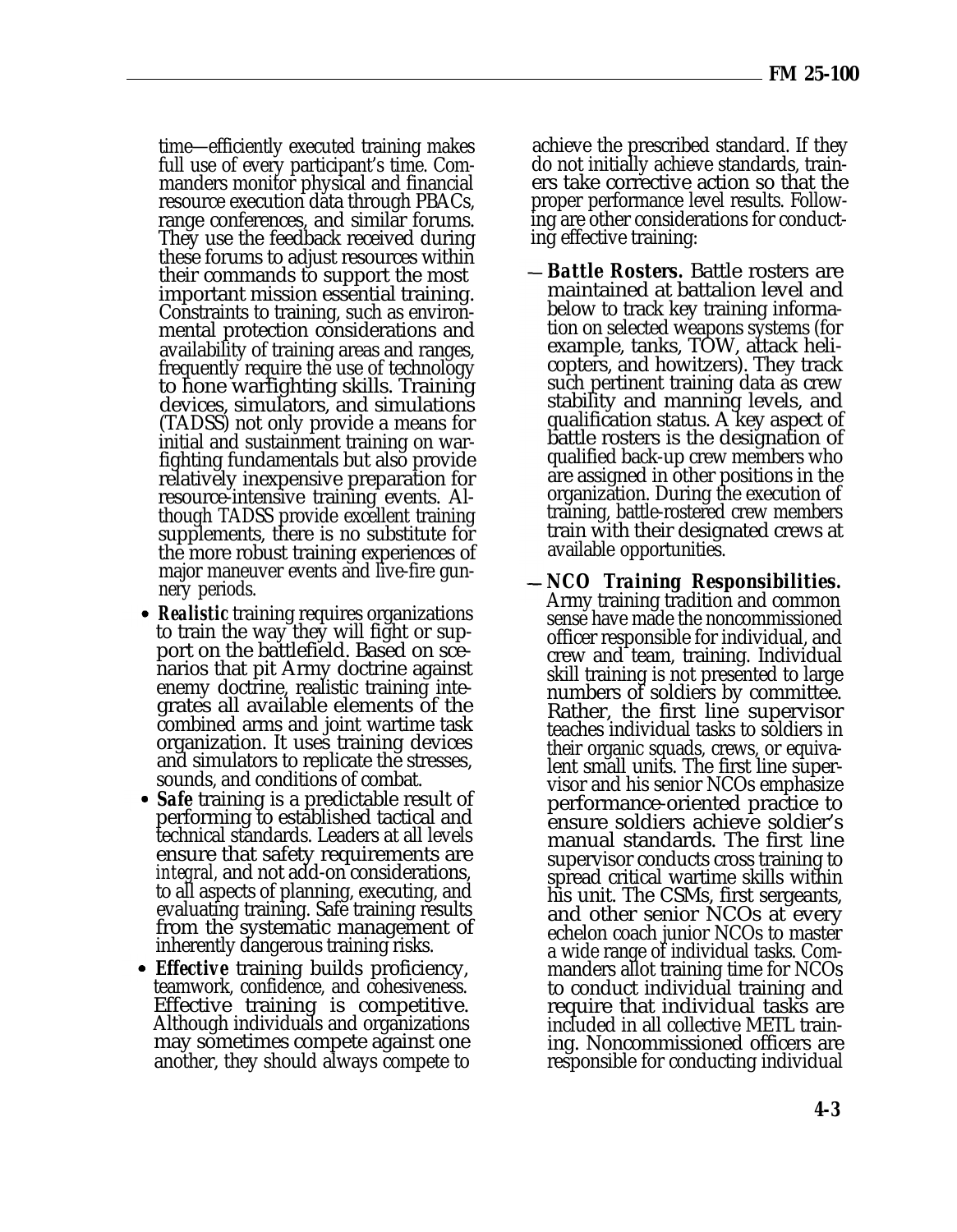time—efficiently executed training makes full use of every participant's time. Commanders monitor physical and financial resource execution data through PBACs, range conferences, and similar forums. They use the feedback received during these forums to adjust resources within their commands to support the most important mission essential training. Constraints to training, such as environmental protection considerations and availability of training areas and ranges, frequently require the use of technology to hone warfighting skills. Training devices, simulators, and simulations (TADSS) not only provide a means for initial and sustainment training on warfighting fundamentals but also provide relatively inexpensive preparation for resource-intensive training events. Although TADSS provide excellent training supplements, there is no substitute for the more robust training experiences of major maneuver events and live-fire gunnery periods.

- ***Realistic*** training requires organizations to train the way they will fight or support on the battlefield. Based on scenarios that pit Army doctrine against enemy doctrine, realistic training integrates all available elements of the combined arms and joint wartime task organization. It uses training devices and simulators to replicate the stresses, sounds, and conditions of combat.
- ***Safe*** training is a predictable result of performing to established tactical and technical standards. Leaders at all levels ensure that safety requirements are *integral,* and not add-on considerations, to all aspects of planning, executing, and evaluating training. Safe training results from the systematic management of inherently dangerous training risks.
- ***Effective*** training builds proficiency, teamwork, confidence, and cohesiveness. Effective training is competitive. Although individuals and organizations may sometimes compete against one another, they should always compete to achieve the prescribed standard. If they do not initially achieve standards, trainers take corrective action so that the proper performance level results. Following are other considerations for conducting effective training:

— ***Battle Rosters.*** Battle rosters are maintained at battalion level and below to track key training information on selected weapons systems (for example, tanks, TOW, attack helicopters, and howitzers). They track such pertinent training data as crew stability and manning levels, and qualification status. A key aspect of battle rosters is the designation of qualified back-up crew members who are assigned in other positions in the organization. During the execution of training, battle-rostered crew members train with their designated crews at available opportunities.

— ***NCO Training Responsibilities.*** Army training tradition and common sense have made the noncommissioned officer responsible for individual, and crew and team, training. Individual skill training is not presented to large numbers of soldiers by committee. Rather, the first line supervisor teaches individual tasks to soldiers in their organic squads, crews, or equivalent small units. The first line supervisor and his senior NCOs emphasize performance-oriented practice to ensure soldiers achieve soldier's manual standards. The first line supervisor conducts cross training to spread critical wartime skills within his unit. The CSMs, first sergeants, and other senior NCOs at every echelon coach junior NCOs to master a wide range of individual tasks. Commanders allot training time for NCOs to conduct individual training and require that individual tasks are included in all collective METL training. Noncommissioned officers are responsible for conducting individual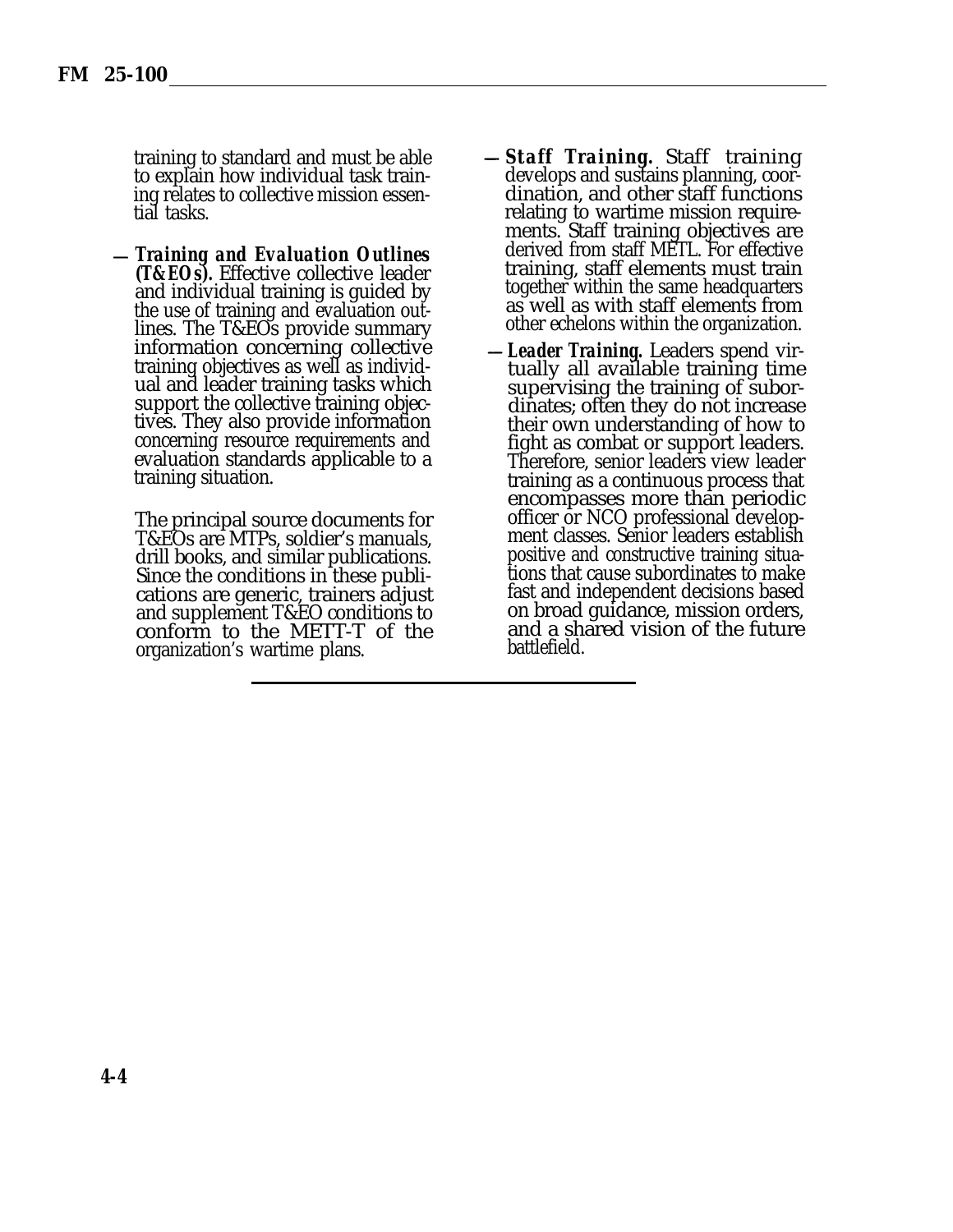training to standard and must be able to explain how individual task training relates to collective mission essential tasks.

— ***Training and Evaluation Outlines (T&EOs).*** Effective collective leader and individual training is guided by the use of training and evaluation outlines. The T&EOs provide summary information concerning collective training objectives as well as individual and leader training tasks which support the collective training objectives. They also provide information concerning resource requirements and evaluation standards applicable to a training situation.

  The principal source documents for T&EOs are MTPs, soldier's manuals, drill books, and similar publications. Since the conditions in these publications are generic, trainers adjust and supplement T&EO conditions to conform to the METT-T of the organization's wartime plans.

— ***Staff Training.*** Staff training develops and sustains planning, coordination, and other staff functions relating to wartime mission requirements. Staff training objectives are derived from staff METL. For effective training, staff elements must train together within the same headquarters as well as with staff elements from other echelons within the organization.

— ***Leader Training.*** Leaders spend virtually all available training time supervising the training of subordinates; often they do not increase their own understanding of how to fight as combat or support leaders. Therefore, senior leaders view leader training as a continuous process that encompasses more than periodic officer or NCO professional development classes. Senior leaders establish positive and constructive training situations that cause subordinates to make fast and independent decisions based on broad guidance, mission orders, and a shared vision of the future battlefield.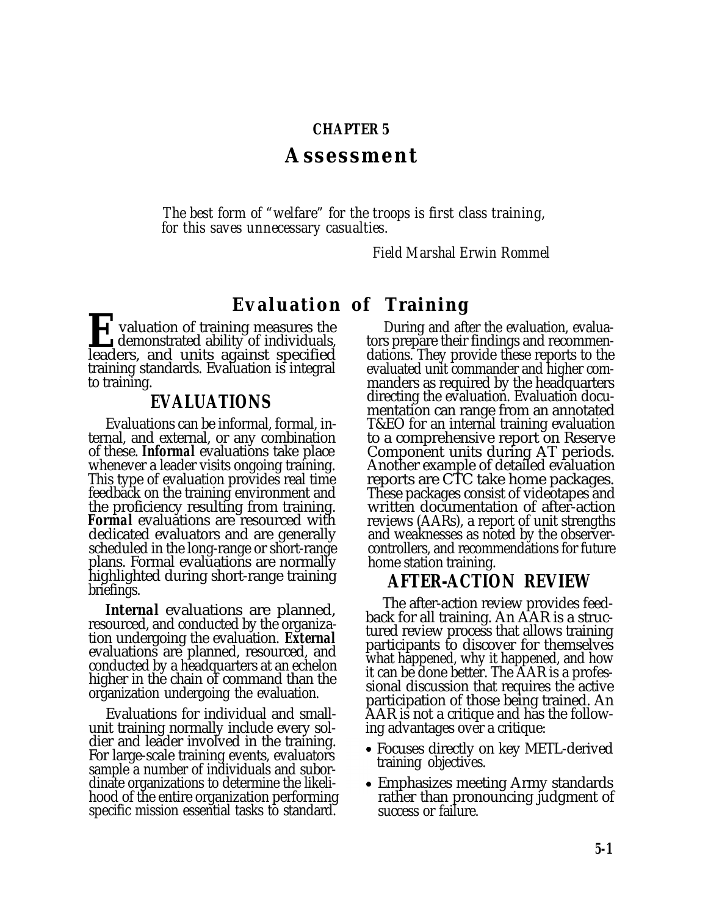# CHAPTER 5

# Assessment

*The best form of "welfare" for the troops is first class training, for this saves unnecessary casualties.*

*Field Marshal Erwin Rommel*

## Evaluation of Training

Evaluation of training measures the demonstrated ability of individuals, leaders, and units against specified training standards. Evaluation is integral to training.

### EVALUATIONS

Evaluations can be informal, formal, internal, and external, or any combination of these. ***Informal*** evaluations take place whenever a leader visits ongoing training. This type of evaluation provides real time feedback on the training environment and the proficiency resulting from training. ***Formal*** evaluations are resourced with dedicated evaluators and are generally scheduled in the long-range or short-range plans. Formal evaluations are normally highlighted during short-range training briefings.

***Internal*** evaluations are planned, resourced, and conducted by the organization undergoing the evaluation. ***External*** evaluations are planned, resourced, and conducted by a headquarters at an echelon higher in the chain of command than the organization undergoing the evaluation.

Evaluations for individual and small-unit training normally include every soldier and leader involved in the training. For large-scale training events, evaluators sample a number of individuals and subordinate organizations to determine the likelihood of the entire organization performing specific mission essential tasks to standard.

During and after the evaluation, evaluators prepare their findings and recommendations. They provide these reports to the evaluated unit commander and higher commanders as required by the headquarters directing the evaluation. Evaluation documentation can range from an annotated T&EO for an internal training evaluation to a comprehensive report on Reserve Component units during AT periods. Another example of detailed evaluation reports are CTC take home packages. These packages consist of videotapes and written documentation of after-action reviews (AARs), a report of unit strengths and weaknesses as noted by the observer-controllers, and recommendations for future home station training.

### AFTER-ACTION REVIEW

The after-action review provides feedback for all training. An AAR is a structured review process that allows training participants to discover for themselves what happened, why it happened, and how it can be done better. The AAR is a professional discussion that requires the active participation of those being trained. An AAR is not a critique and has the following advantages over a critique:

- Focuses directly on key METL-derived training objectives.
- Emphasizes meeting Army standards rather than pronouncing judgment of success or failure.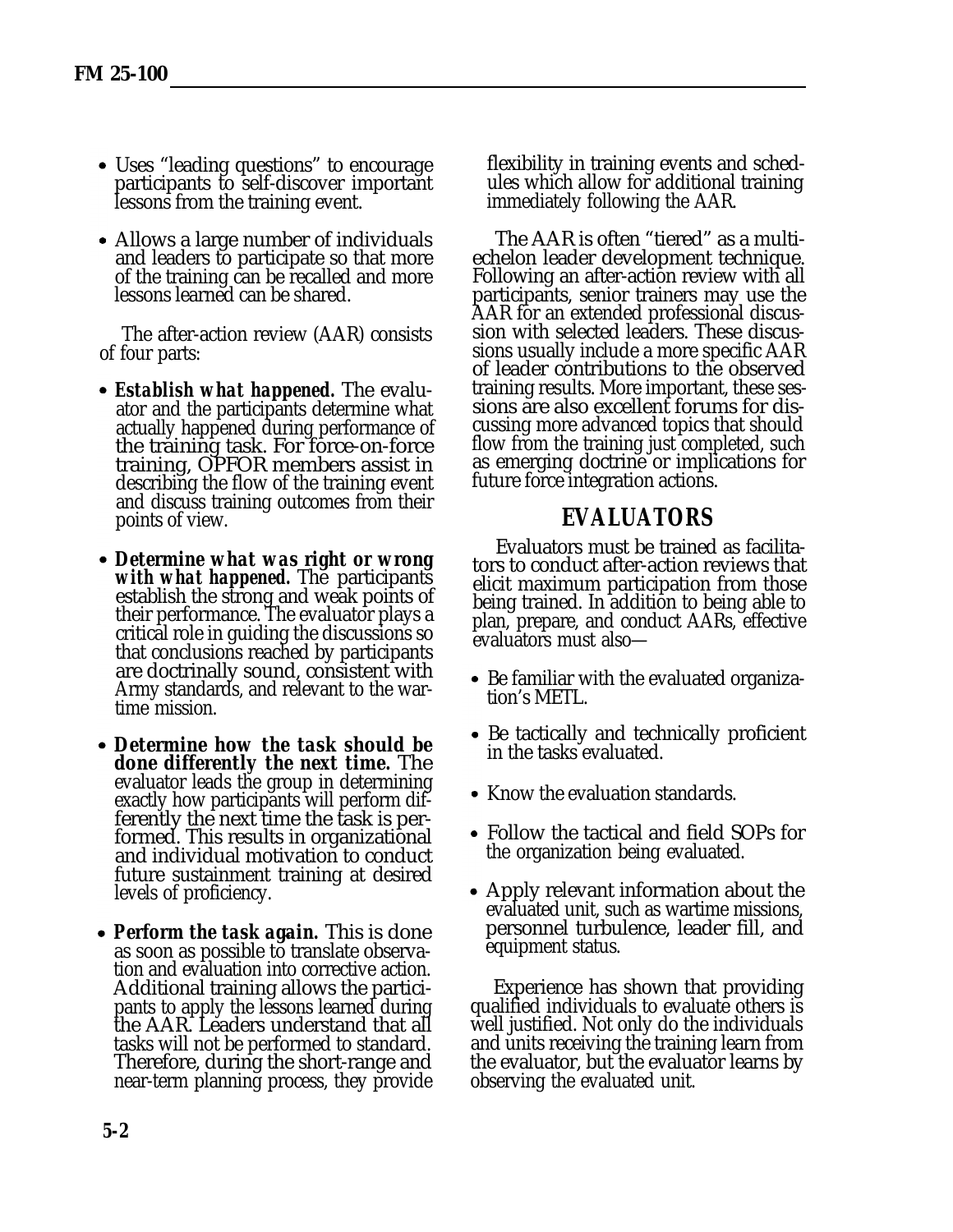- Uses "leading questions" to encourage participants to self-discover important lessons from the training event.
- Allows a large number of individuals and leaders to participate so that more of the training can be recalled and more lessons learned can be shared.

The after-action review (AAR) consists of four parts:

- ***Establish what happened.*** The evaluator and the participants determine what actually happened during performance of the training task. For force-on-force training, OPFOR members assist in describing the flow of the training event and discuss training outcomes from their points of view.
- ***Determine what was right or wrong with what happened.*** The participants establish the strong and weak points of their performance. The evaluator plays a critical role in guiding the discussions so that conclusions reached by participants are doctrinally sound, consistent with Army standards, and relevant to the wartime mission.
- ***Determine how the task should be done differently the next time.*** The evaluator leads the group in determining exactly how participants will perform differently the next time the task is performed. This results in organizational and individual motivation to conduct future sustainment training at desired levels of proficiency.
- ***Perform the task again.*** This is done as soon as possible to translate observation and evaluation into corrective action. Additional training allows the participants to apply the lessons learned during the AAR. Leaders understand that all tasks will not be performed to standard. Therefore, during the short-range and near-term planning process, they provide flexibility in training events and schedules which allow for additional training immediately following the AAR.

The AAR is often "tiered" as a multiechelon leader development technique. Following an after-action review with all participants, senior trainers may use the AAR for an extended professional discussion with selected leaders. These discussions usually include a more specific AAR of leader contributions to the observed training results. More important, these sessions are also excellent forums for discussing more advanced topics that should flow from the training just completed, such as emerging doctrine or implications for future force integration actions.

## *EVALUATORS*

Evaluators must be trained as facilitators to conduct after-action reviews that elicit maximum participation from those being trained. In addition to being able to plan, prepare, and conduct AARs, effective evaluators must also—

- Be familiar with the evaluated organization's METL.
- Be tactically and technically proficient in the tasks evaluated.
- Know the evaluation standards.
- Follow the tactical and field SOPs for the organization being evaluated.
- Apply relevant information about the evaluated unit, such as wartime missions, personnel turbulence, leader fill, and equipment status.

Experience has shown that providing qualified individuals to evaluate others is well justified. Not only do the individuals and units receiving the training learn from the evaluator, but the evaluator learns by observing the evaluated unit.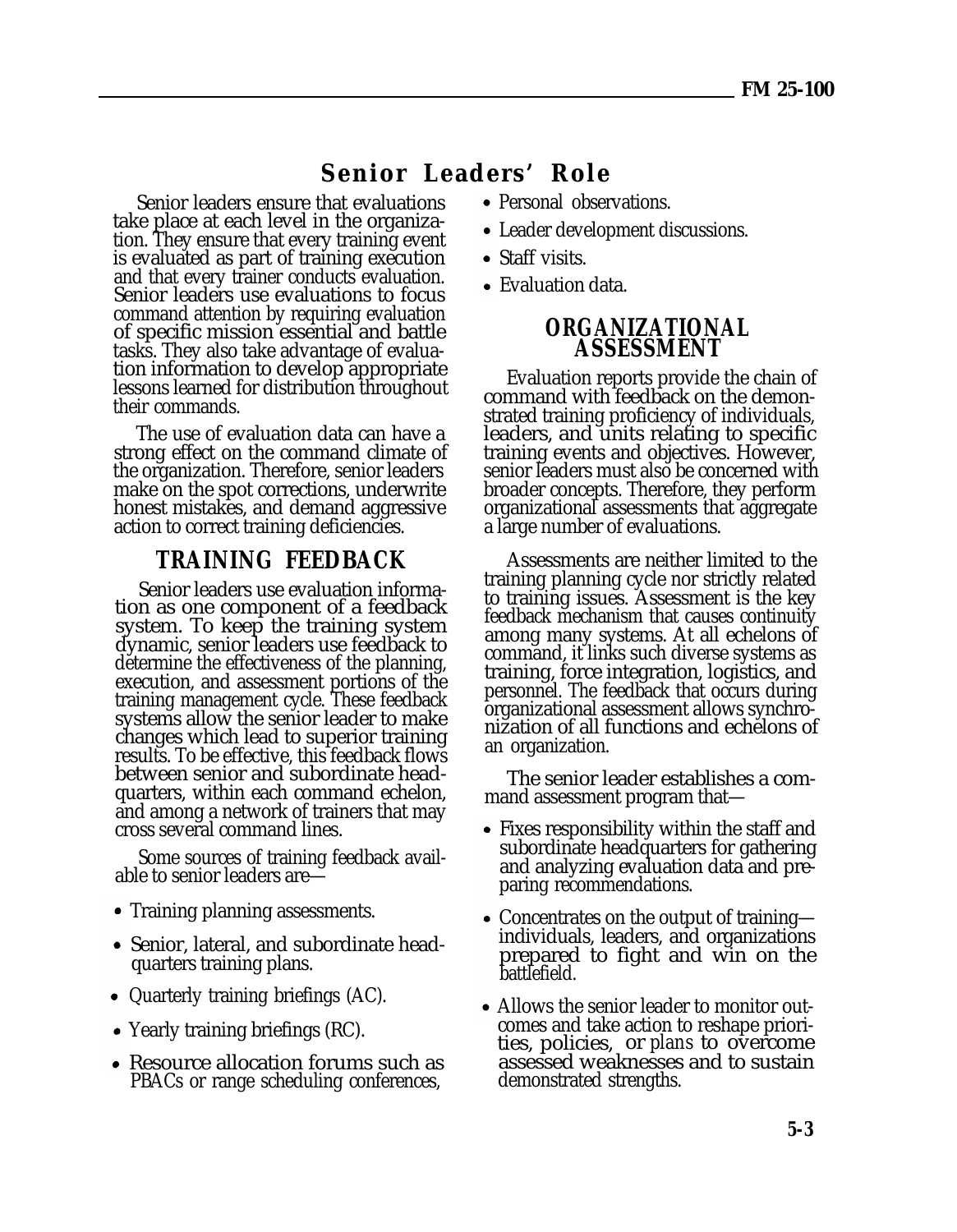## Senior Leaders' Role

Senior leaders ensure that evaluations take place at each level in the organization. They ensure that every training event is evaluated as part of training execution and that every trainer conducts evaluation. Senior leaders use evaluations to focus command attention by requiring evaluation of specific mission essential and battle tasks. They also take advantage of evaluation information to develop appropriate lessons learned for distribution throughout their commands.

The use of evaluation data can have a strong effect on the command climate of the organization. Therefore, senior leaders make on the spot corrections, underwrite honest mistakes, and demand aggressive action to correct training deficiencies.

### TRAINING FEEDBACK

Senior leaders use evaluation information as one component of a feedback system. To keep the training system dynamic, senior leaders use feedback to determine the effectiveness of the planning, execution, and assessment portions of the training management cycle. These feedback systems allow the senior leader to make changes which lead to superior training results. To be effective, this feedback flows between senior and subordinate headquarters, within each command echelon, and among a network of trainers that may cross several command lines.

Some sources of training feedback available to senior leaders are—

- Training planning assessments.
- Senior, lateral, and subordinate headquarters training plans.
- Quarterly training briefings (AC).
- Yearly training briefings (RC).
- Resource allocation forums such as PBACs or range scheduling conferences,
- Personal observations.
- Leader development discussions.
- Staff visits.
- Evaluation data.

### ORGANIZATIONAL ASSESSMENT

Evaluation reports provide the chain of command with feedback on the demonstrated training proficiency of individuals, leaders, and units relating to specific training events and objectives. However, senior leaders must also be concerned with broader concepts. Therefore, they perform organizational assessments that aggregate a large number of evaluations.

Assessments are neither limited to the training planning cycle nor strictly related to training issues. Assessment is the key feedback mechanism that causes continuity among many systems. At all echelons of command, it links such diverse systems as training, force integration, logistics, and personnel. The feedback that occurs during organizational assessment allows synchronization of all functions and echelons of an organization.

The senior leader establishes a command assessment program that—

- Fixes responsibility within the staff and subordinate headquarters for gathering and analyzing evaluation data and preparing recommendations.
- Concentrates on the output of training—individuals, leaders, and organizations prepared to fight and win on the battlefield.
- Allows the senior leader to monitor outcomes and take action to reshape priorities, policies, or plans to overcome assessed weaknesses and to sustain demonstrated strengths.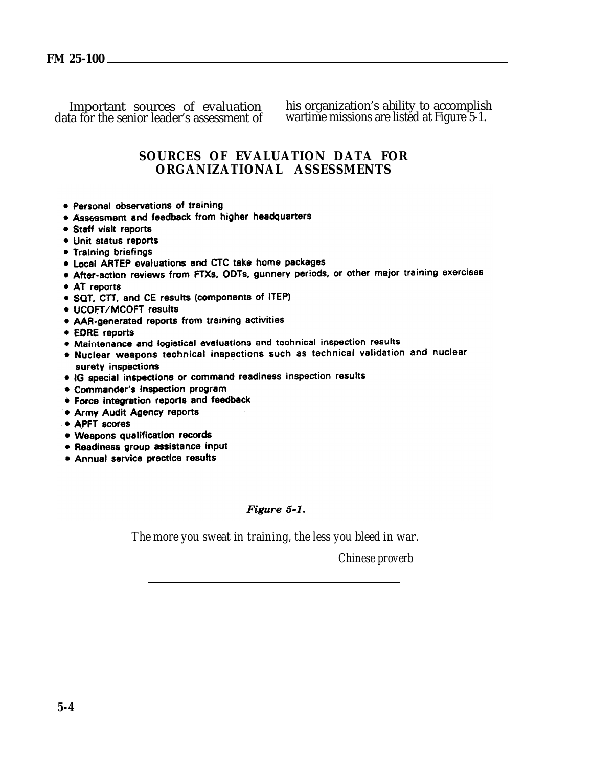Important sources of evaluation data for the senior leader's assessment of his organization's ability to accomplish wartime missions are listed at Figure 5-1.

## SOURCES OF EVALUATION DATA FOR ORGANIZATIONAL ASSESSMENTS

- Personal observations of training
- Assessment and feedback from higher headquarters
- Staff visit reports
- Unit status reports
- Training briefings
- Local ARTEP evaluations and CTC take home packages
- After-action reviews from FTXs, ODTs, gunnery periods, or other major training exercises
- AT reports
- SQT, CTT, and CE results (components of ITEP)
- UCOFT/MCOFT results
- AAR-generated reports from training activities
- EDRE reports
- Maintenance and logistical evaluations and technical inspection results
- Nuclear weapons technical inspections such as technical validation and nuclear surety inspections
- IG special inspections or command readiness inspection results
- Commander's inspection program
- Force integration reports and feedback
- Army Audit Agency reports
- APFT scores
- Weapons qualification records
- Readiness group assistance input
- Annual service practice results

***Figure 5-1.***

*The more you sweat in training, the less you bleed in war.*

*Chinese proverb*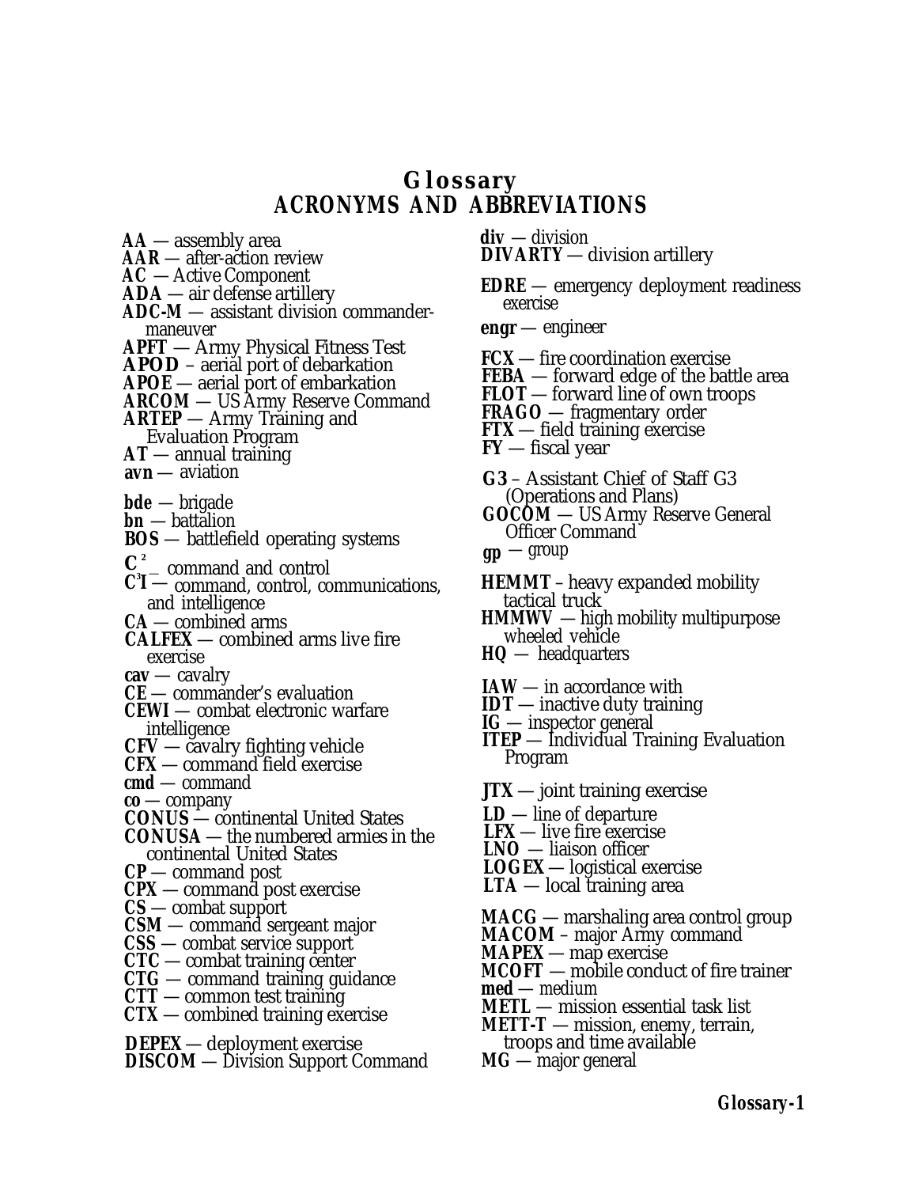# Glossary
## ACRONYMS AND ABBREVIATIONS

**AA** — assembly area
**AAR** — after-action review
**AC** — Active Component
**ADA** — air defense artillery
**ADC-M** — assistant division commander-maneuver
**APFT** — Army Physical Fitness Test
**APOD** – aerial port of debarkation
**APOE** — aerial port of embarkation
**ARCOM** — US Army Reserve Command
**ARTEP** — Army Training and Evaluation Program
**AT** — annual training
**avn** — aviation

**bde** — brigade
**bn** — battalion
**BOS** — battlefield operating systems

**$C^2$** — command and control
**$C^3I$** — command, control, communications, and intelligence
**CA** — combined arms
**CALFEX** — combined arms live fire exercise
**cav** — cavalry
**CE** — commander's evaluation
**CEWI** — combat electronic warfare intelligence
**CFV** — cavalry fighting vehicle
**CFX** — command field exercise
**cmd** — command
**co** — company
**CONUS** — continental United States
**CONUSA** — the numbered armies in the continental United States
**CP** — command post
**CPX** — command post exercise
**CS** — combat support
**CSM** — command sergeant major
**CSS** — combat service support
**CTC** — combat training center
**CTG** — command training guidance
**CTT** — common test training
**CTX** — combined training exercise

**DEPEX** — deployment exercise
**DISCOM** — Division Support Command
**div** — division
**DIVARTY** — division artillery

**EDRE** — emergency deployment readiness exercise
**engr** — engineer

**FCX** — fire coordination exercise
**FEBA** — forward edge of the battle area
**FLOT** — forward line of own troops
**FRAGO** — fragmentary order
**FTX** — field training exercise
**FY** — fiscal year

**G3** – Assistant Chief of Staff G3 (Operations and Plans)
**GOCOM** — US Army Reserve General Officer Command
**gp** — group

**HEMMT** – heavy expanded mobility tactical truck
**HMMWV** — high mobility multipurpose wheeled vehicle
**HQ** — headquarters

**IAW** — in accordance with
**IDT** — inactive duty training
**IG** — inspector general
**ITEP** — Individual Training Evaluation Program

**JTX** — joint training exercise

**LD** — line of departure
**LFX** — live fire exercise
**LNO** — liaison officer
**LOGEX** — logistical exercise
**LTA** — local training area

**MACG** — marshaling area control group
**MACOM** – major Army command
**MAPEX** — map exercise
**MCOFT** — mobile conduct of fire trainer
**med** — medium
**METL** — mission essential task list
**METT-T** — mission, enemy, terrain, troops and time available
**MG** — major general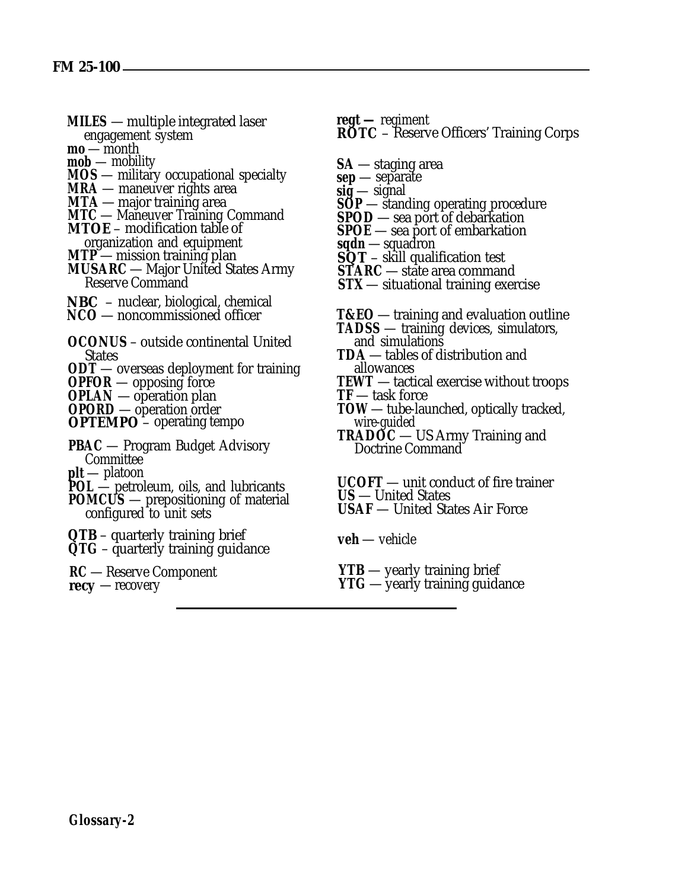**MILES** — multiple integrated laser engagement system
**mo** — month
**mob** — mobility
**MOS** — military occupational specialty
**MRA** — maneuver rights area
**MTA** — major training area
**MTC** — Maneuver Training Command
**MTOE** – modification table of organization and equipment
**MTP** — mission training plan
**MUSARC** — Major United States Army Reserve Command

**NBC** – nuclear, biological, chemical
**NCO** — noncommissioned officer

**OCONUS** – outside continental United States
**ODT** — overseas deployment for training
**OPFOR** — opposing force
**OPLAN** — operation plan
**OPORD** — operation order
**OPTEMPO** – operating tempo

**PBAC** — Program Budget Advisory Committee
**plt** — platoon
**POL** — petroleum, oils, and lubricants
**POMCUS** — prepositioning of material configured to unit sets

**QTB** – quarterly training brief
**QTG** – quarterly training guidance

**RC** — Reserve Component
**recy** — recovery
**regt —** regiment
**ROTC** – Reserve Officers' Training Corps

**SA** — staging area
**sep** — separate
**sig** — signal
**SOP** — standing operating procedure
**SPOD** — sea port of debarkation
**SPOE** — sea port of embarkation
**sqdn** — squadron
**SQT** – skill qualification test
**STARC** — state area command
**STX** — situational training exercise

**T&EO** — training and evaluation outline
**TADSS** — training devices, simulators, and simulations
**TDA** — tables of distribution and allowances
**TEWT** — tactical exercise without troops
**TF** — task force
**TOW** — tube-launched, optically tracked, wire-guided
**TRADOC** — US Army Training and Doctrine Command

**UCOFT** — unit conduct of fire trainer
**US** — United States
**USAF** — United States Air Force

**veh** — vehicle

**YTB** — yearly training brief
**YTG** — yearly training guidance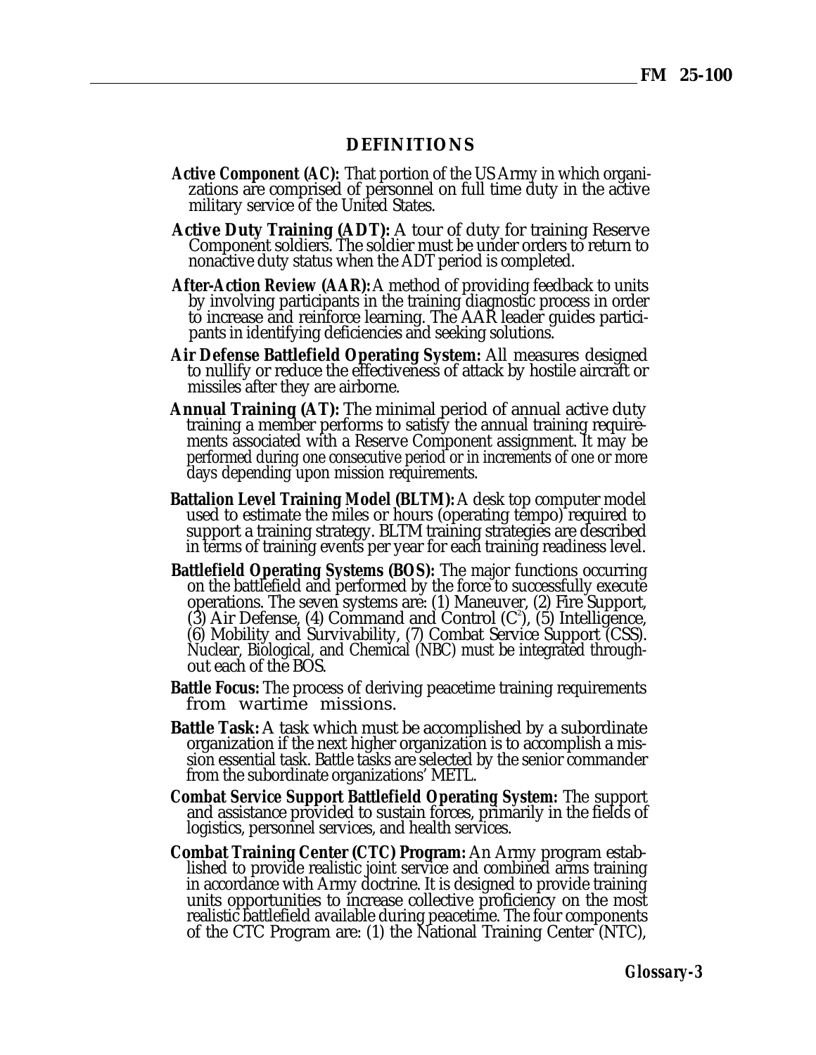## DEFINITIONS

**Active Component (AC):** That portion of the US Army in which organizations are comprised of personnel on full time duty in the active military service of the United States.

**Active Duty Training (ADT):** A tour of duty for training Reserve Component soldiers. The soldier must be under orders to return to nonactive duty status when the ADT period is completed.

**After-Action Review (AAR):** A method of providing feedback to units by involving participants in the training diagnostic process in order to increase and reinforce learning. The AAR leader guides participants in identifying deficiencies and seeking solutions.

**Air Defense Battlefield Operating System:** All measures designed to nullify or reduce the effectiveness of attack by hostile aircraft or missiles after they are airborne.

**Annual Training (AT):** The minimal period of annual active duty training a member performs to satisfy the annual training requirements associated with a Reserve Component assignment. It may be performed during one consecutive period or in increments of one or more days depending upon mission requirements.

**Battalion Level Training Model (BLTM):** A desk top computer model used to estimate the miles or hours (operating tempo) required to support a training strategy. BLTM training strategies are described in terms of training events per year for each training readiness level.

**Battlefield Operating Systems (BOS):** The major functions occurring on the battlefield and performed by the force to successfully execute operations. The seven systems are: (1) Maneuver, (2) Fire Support, (3) Air Defense, (4) Command and Control ($C^2$), (5) Intelligence, (6) Mobility and Survivability, (7) Combat Service Support (CSS). Nuclear, Biological, and Chemical (NBC) must be integrated throughout each of the BOS.

**Battle Focus:** The process of deriving peacetime training requirements from wartime missions.

**Battle Task:** A task which must be accomplished by a subordinate organization if the next higher organization is to accomplish a mission essential task. Battle tasks are selected by the senior commander from the subordinate organizations' METL.

**Combat Service Support Battlefield Operating System:** The support and assistance provided to sustain forces, primarily in the fields of logistics, personnel services, and health services.

**Combat Training Center (CTC) Program:** An Army program established to provide realistic joint service and combined arms training in accordance with Army doctrine. It is designed to provide training units opportunities to increase collective proficiency on the most realistic battlefield available during peacetime. The four components of the CTC Program are: (1) the National Training Center (NTC),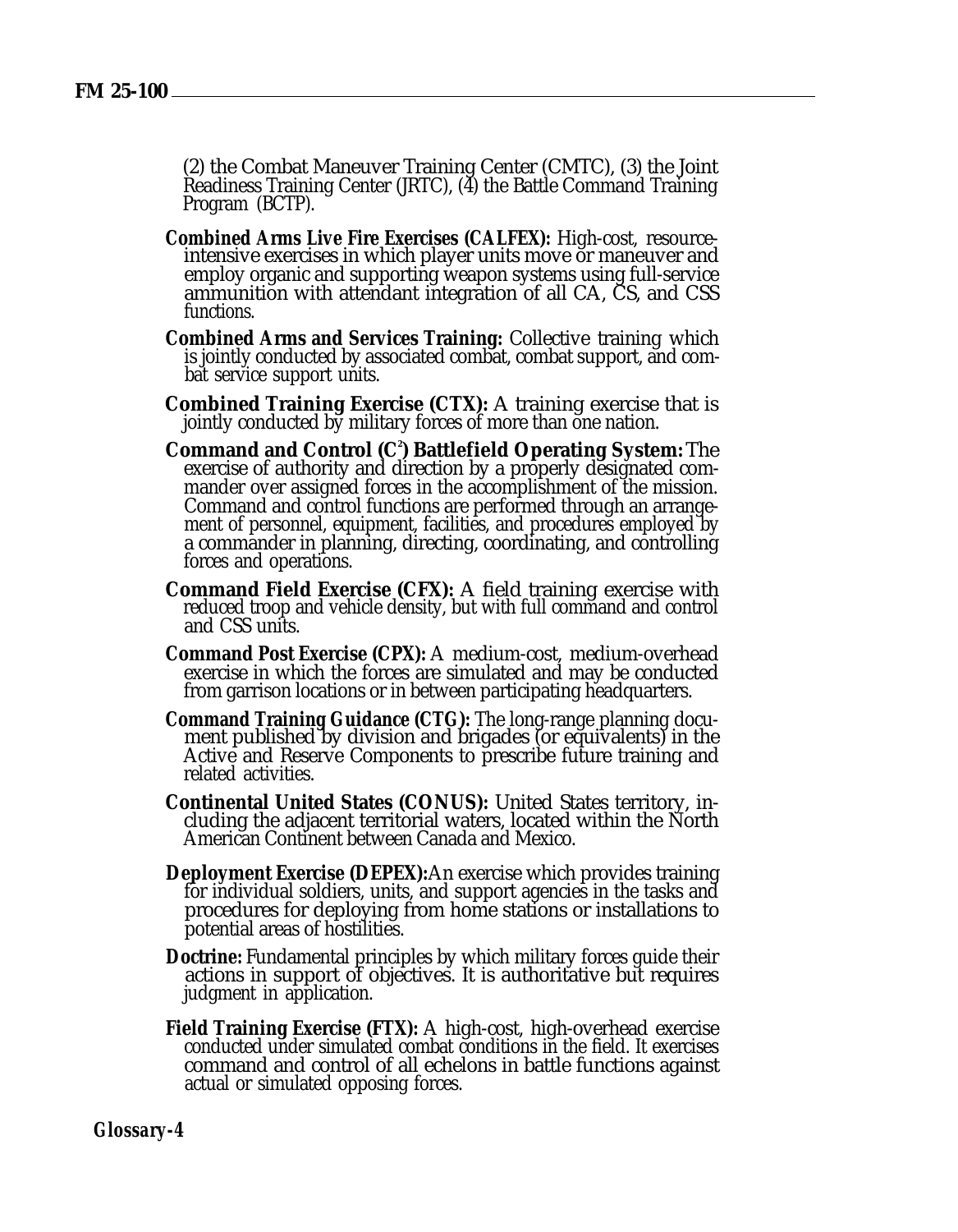(2) the Combat Maneuver Training Center (CMTC), (3) the Joint Readiness Training Center (JRTC), (4) the Battle Command Training Program (BCTP).

**Combined Arms Live Fire Exercises (CALFEX):** High-cost, resource-intensive exercises in which player units move or maneuver and employ organic and supporting weapon systems using full-service ammunition with attendant integration of all CA, CS, and CSS functions.

**Combined Arms and Services Training:** Collective training which is jointly conducted by associated combat, combat support, and combat service support units.

**Combined Training Exercise (CTX):** A training exercise that is jointly conducted by military forces of more than one nation.

**Command and Control ($C^2$) Battlefield Operating System:** The exercise of authority and direction by a properly designated commander over assigned forces in the accomplishment of the mission. Command and control functions are performed through an arrangement of personnel, equipment, facilities, and procedures employed by a commander in planning, directing, coordinating, and controlling forces and operations.

**Command Field Exercise (CFX):** A field training exercise with reduced troop and vehicle density, but with full command and control and CSS units.

**Command Post Exercise (CPX):** A medium-cost, medium-overhead exercise in which the forces are simulated and may be conducted from garrison locations or in between participating headquarters.

**Command Training Guidance (CTG):** The long-range planning document published by division and brigades (or equivalents) in the Active and Reserve Components to prescribe future training and related activities.

**Continental United States (CONUS):** United States territory, including the adjacent territorial waters, located within the North American Continent between Canada and Mexico.

**Deployment Exercise (DEPEX):** An exercise which provides training for individual soldiers, units, and support agencies in the tasks and procedures for deploying from home stations or installations to potential areas of hostilities.

**Doctrine:** Fundamental principles by which military forces guide their actions in support of objectives. It is authoritative but requires judgment in application.

**Field Training Exercise (FTX):** A high-cost, high-overhead exercise conducted under simulated combat conditions in the field. It exercises command and control of all echelons in battle functions against actual or simulated opposing forces.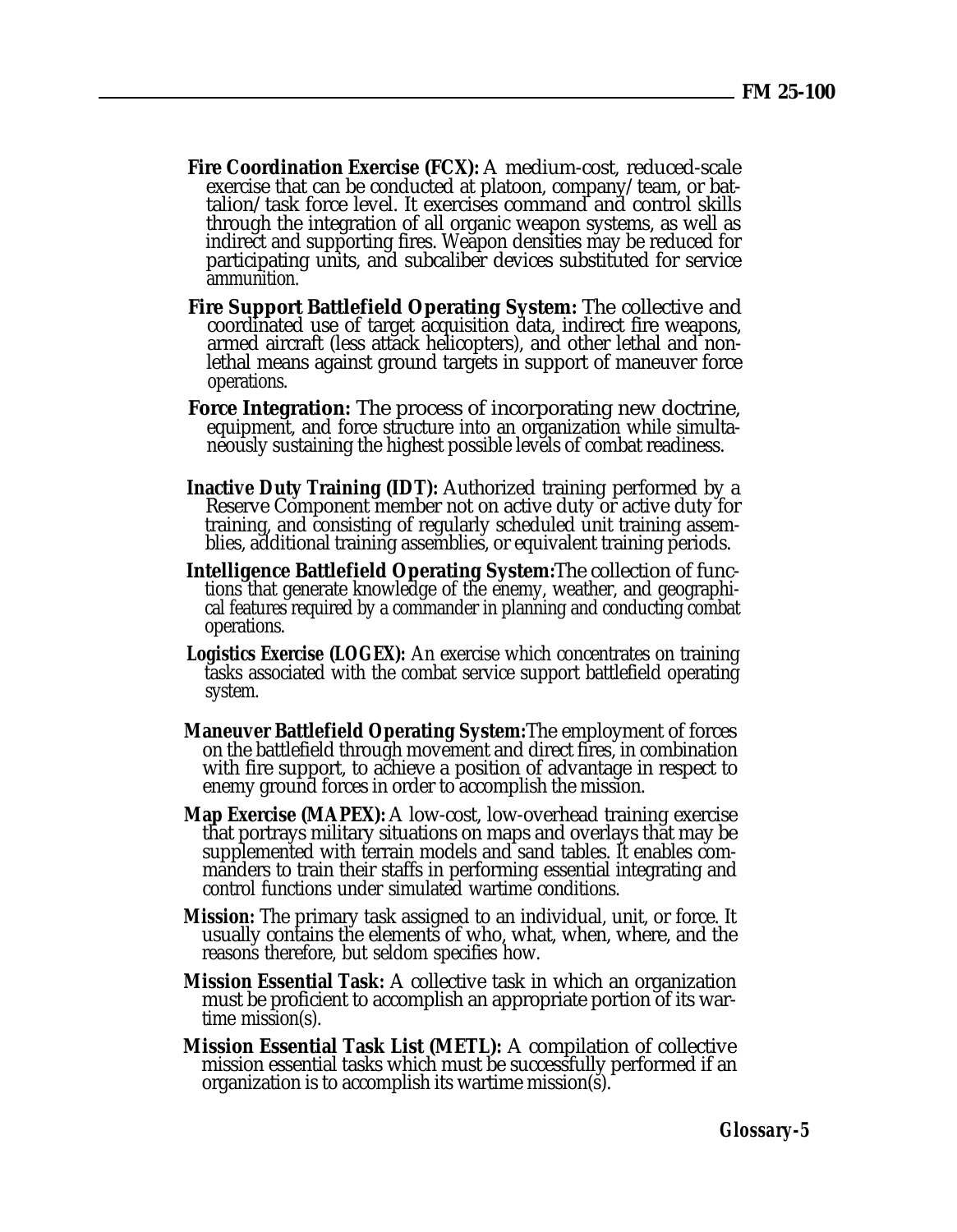**Fire Coordination Exercise (FCX):** A medium-cost, reduced-scale exercise that can be conducted at platoon, company/team, or battalion/task force level. It exercises command and control skills through the integration of all organic weapon systems, as well as indirect and supporting fires. Weapon densities may be reduced for participating units, and subcaliber devices substituted for service ammunition.

**Fire Support Battlefield Operating System:** The collective and coordinated use of target acquisition data, indirect fire weapons, armed aircraft (less attack helicopters), and other lethal and nonlethal means against ground targets in support of maneuver force operations.

**Force Integration:** The process of incorporating new doctrine, equipment, and force structure into an organization while simultaneously sustaining the highest possible levels of combat readiness.

**Inactive Duty Training (IDT):** Authorized training performed by a Reserve Component member not on active duty or active duty for training, and consisting of regularly scheduled unit training assemblies, additional training assemblies, or equivalent training periods.

**Intelligence Battlefield Operating System:** The collection of functions that generate knowledge of the enemy, weather, and geographical features required by a commander in planning and conducting combat operations.

**Logistics Exercise (LOGEX):** An exercise which concentrates on training tasks associated with the combat service support battlefield operating system.

**Maneuver Battlefield Operating System:** The employment of forces on the battlefield through movement and direct fires, in combination with fire support, to achieve a position of advantage in respect to enemy ground forces in order to accomplish the mission.

**Map Exercise (MAPEX):** A low-cost, low-overhead training exercise that portrays military situations on maps and overlays that may be supplemented with terrain models and sand tables. It enables commanders to train their staffs in performing essential integrating and control functions under simulated wartime conditions.

**Mission:** The primary task assigned to an individual, unit, or force. It usually contains the elements of who, what, when, where, and the reasons therefore, but seldom specifies how.

**Mission Essential Task:** A collective task in which an organization must be proficient to accomplish an appropriate portion of its wartime mission(s).

**Mission Essential Task List (METL):** A compilation of collective mission essential tasks which must be successfully performed if an organization is to accomplish its wartime mission(s).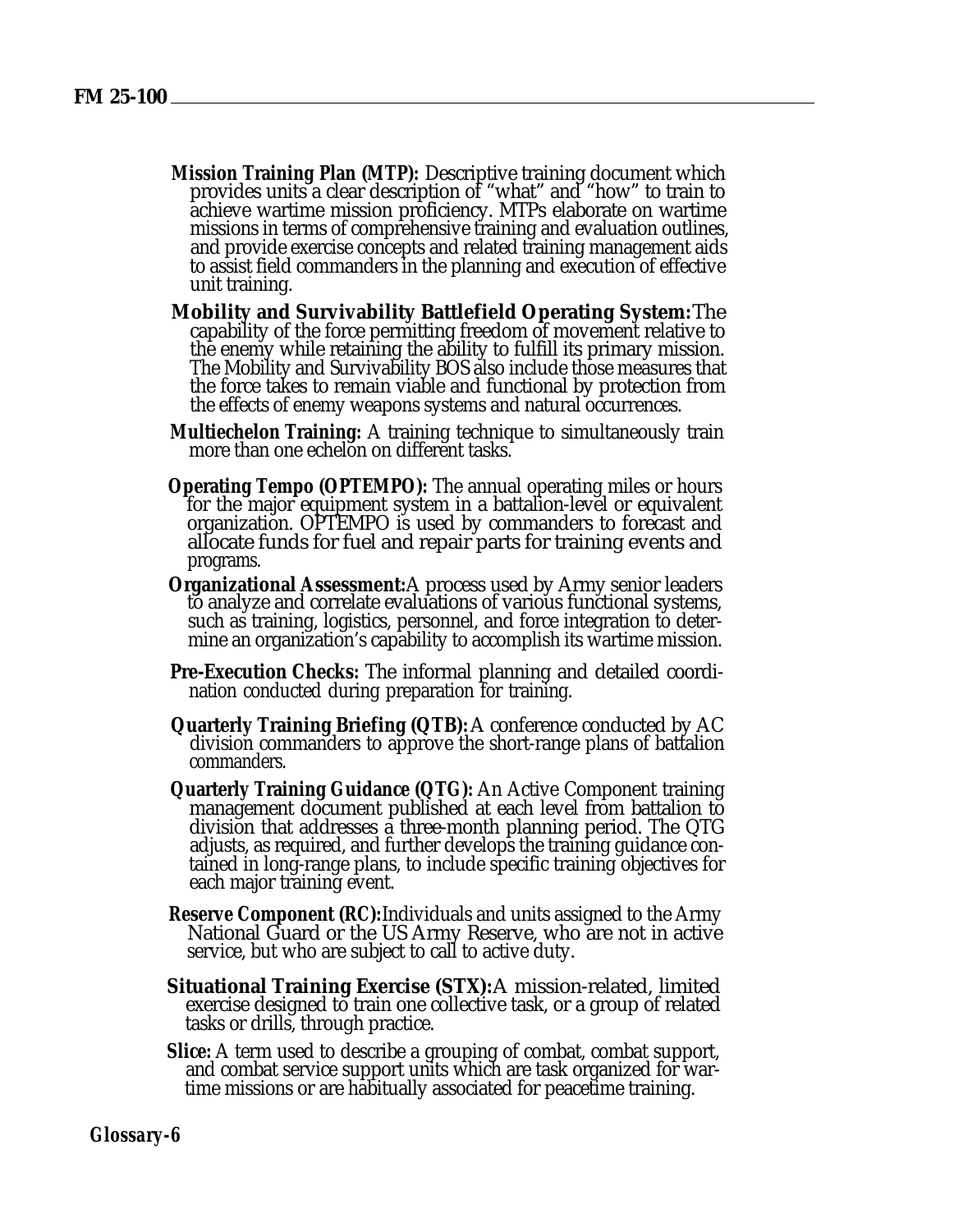**Mission Training Plan (MTP):** Descriptive training document which provides units a clear description of "what" and "how" to train to achieve wartime mission proficiency. MTPs elaborate on wartime missions in terms of comprehensive training and evaluation outlines, and provide exercise concepts and related training management aids to assist field commanders in the planning and execution of effective unit training.

**Mobility and Survivability Battlefield Operating System:** The capability of the force permitting freedom of movement relative to the enemy while retaining the ability to fulfill its primary mission. The Mobility and Survivability BOS also include those measures that the force takes to remain viable and functional by protection from the effects of enemy weapons systems and natural occurrences.

**Multiechelon Training:** A training technique to simultaneously train more than one echelon on different tasks.

**Operating Tempo (OPTEMPO):** The annual operating miles or hours for the major equipment system in a battalion-level or equivalent organization. OPTEMPO is used by commanders to forecast and allocate funds for fuel and repair parts for training events and programs.

**Organizational Assessment:** A process used by Army senior leaders to analyze and correlate evaluations of various functional systems, such as training, logistics, personnel, and force integration to determine an organization's capability to accomplish its wartime mission.

**Pre-Execution Checks:** The informal planning and detailed coordination conducted during preparation for training.

**Quarterly Training Briefing (QTB):** A conference conducted by AC division commanders to approve the short-range plans of battalion commanders.

**Quarterly Training Guidance (QTG):** An Active Component training management document published at each level from battalion to division that addresses a three-month planning period. The QTG adjusts, as required, and further develops the training guidance contained in long-range plans, to include specific training objectives for each major training event.

**Reserve Component (RC):** Individuals and units assigned to the Army National Guard or the US Army Reserve, who are not in active service, but who are subject to call to active duty.

**Situational Training Exercise (STX):** A mission-related, limited exercise designed to train one collective task, or a group of related tasks or drills, through practice.

**Slice:** A term used to describe a grouping of combat, combat support, and combat service support units which are task organized for wartime missions or are habitually associated for peacetime training.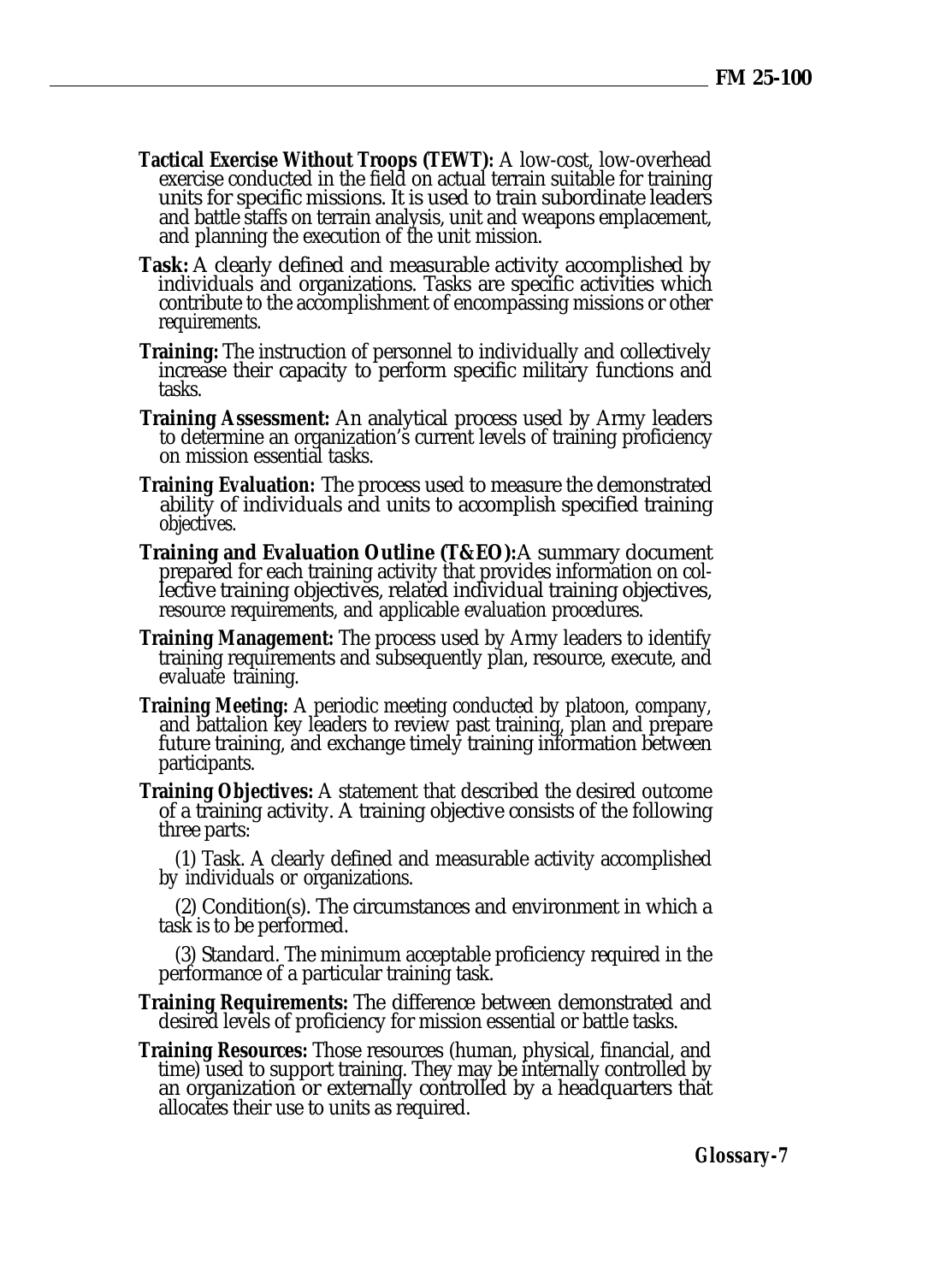**Tactical Exercise Without Troops (TEWT):** A low-cost, low-overhead exercise conducted in the field on actual terrain suitable for training units for specific missions. It is used to train subordinate leaders and battle staffs on terrain analysis, unit and weapons emplacement, and planning the execution of the unit mission.

**Task:** A clearly defined and measurable activity accomplished by individuals and organizations. Tasks are specific activities which contribute to the accomplishment of encompassing missions or other requirements.

**Training:** The instruction of personnel to individually and collectively increase their capacity to perform specific military functions and tasks.

**Training Assessment:** An analytical process used by Army leaders to determine an organization's current levels of training proficiency on mission essential tasks.

**Training Evaluation:** The process used to measure the demonstrated ability of individuals and units to accomplish specified training objectives.

**Training and Evaluation Outline (T&EO):** A summary document prepared for each training activity that provides information on collective training objectives, related individual training objectives, resource requirements, and applicable evaluation procedures.

**Training Management:** The process used by Army leaders to identify training requirements and subsequently plan, resource, execute, and evaluate training.

**Training Meeting:** A periodic meeting conducted by platoon, company, and battalion key leaders to review past training, plan and prepare future training, and exchange timely training information between participants.

**Training Objectives:** A statement that described the desired outcome of a training activity. A training objective consists of the following three parts:

(1) Task. A clearly defined and measurable activity accomplished by individuals or organizations.

(2) Condition(s). The circumstances and environment in which a task is to be performed.

(3) Standard. The minimum acceptable proficiency required in the performance of a particular training task.

**Training Requirements:** The difference between demonstrated and desired levels of proficiency for mission essential or battle tasks.

**Training Resources:** Those resources (human, physical, financial, and time) used to support training. They may be internally controlled by an organization or externally controlled by a headquarters that allocates their use to units as required.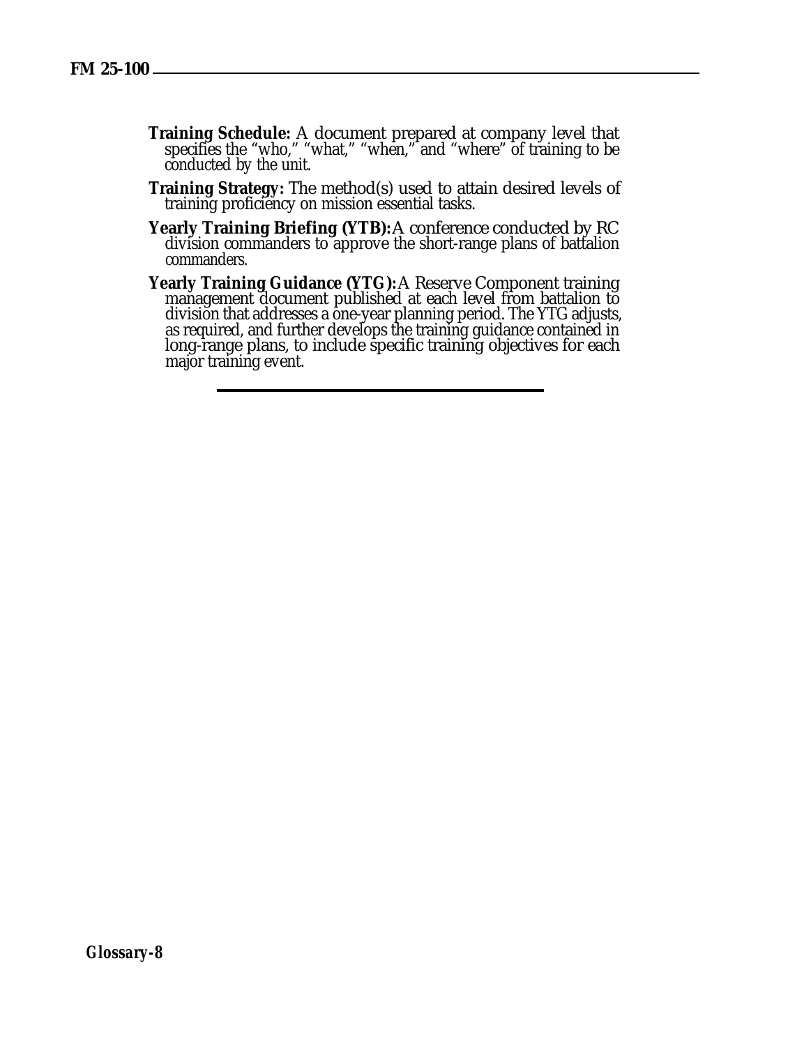**Training Schedule:** A document prepared at company level that specifies the "who," "what," "when," and "where" of training to be conducted by the unit.

**Training Strategy:** The method(s) used to attain desired levels of training proficiency on mission essential tasks.

**Yearly Training Briefing (YTB):** A conference conducted by RC division commanders to approve the short-range plans of battalion commanders.

**Yearly Training Guidance (YTG):** A Reserve Component training management document published at each level from battalion to division that addresses a one-year planning period. The YTG adjusts, as required, and further develops the training guidance contained in long-range plans, to include specific training objectives for each major training event.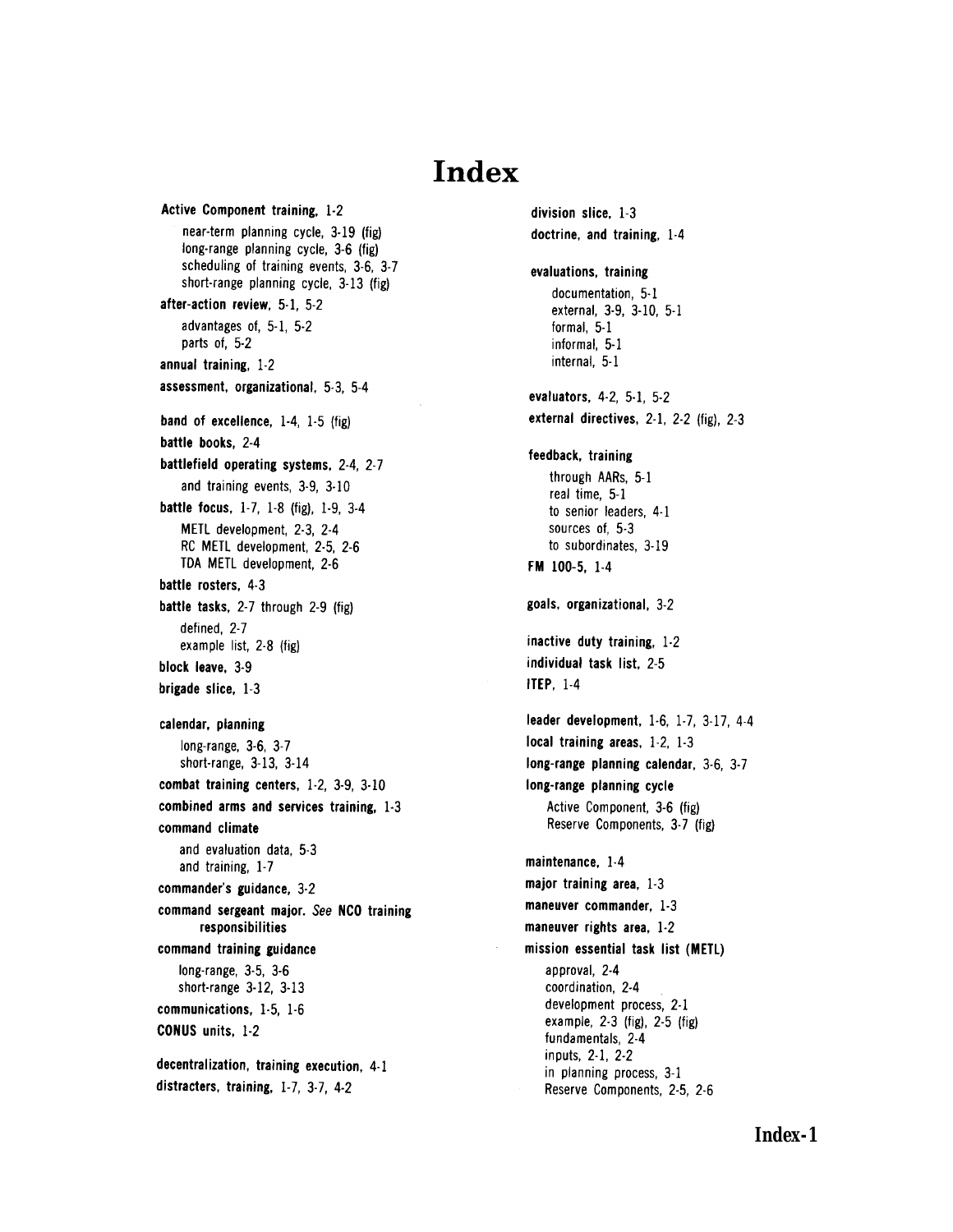# Index

**Active Component training**, 1-2
- near-term planning cycle, 3-19 (fig)
- long-range planning cycle, 3-6 (fig)
- scheduling of training events, 3-6, 3-7
- short-range planning cycle, 3-13 (fig)

**after-action review**, 5-1, 5-2
- advantages of, 5-1, 5-2
- parts of, 5-2

**annual training**, 1-2

**assessment, organizational**, 5-3, 5-4

**band of excellence**, 1-4, 1-5 (fig)

**battle books**, 2-4

**battlefield operating systems**, 2-4, 2-7
- and training events, 3-9, 3-10

**battle focus**, 1-7, 1-8 (fig), 1-9, 3-4
- METL development, 2-3, 2-4
- RC METL development, 2-5, 2-6
- TDA METL development, 2-6

**battle rosters**, 4-3

**battle tasks**, 2-7 through 2-9 (fig)
- defined, 2-7
- example list, 2-8 (fig)

**block leave**, 3-9

**brigade slice**, 1-3

**calendar, planning**
- long-range, 3-6, 3-7
- short-range, 3-13, 3-14

**combat training centers**, 1-2, 3-9, 3-10

**combined arms and services training**, 1-3

**command climate**
- and evaluation data, 5-3
- and training, 1-7

**commander's guidance**, 3-2

**command sergeant major**. *See* **NCO training responsibilities**

**command training guidance**
- long-range, 3-5, 3-6
- short-range 3-12, 3-13

**communications**, 1-5, 1-6

**CONUS units**, 1-2

**decentralization, training execution**, 4-1

**distracters, training**, 1-7, 3-7, 4-2

**division slice**, 1-3

**doctrine, and training**, 1-4

**evaluations, training**
- documentation, 5-1
- external, 3-9, 3-10, 5-1
- formal, 5-1
- informal, 5-1
- internal, 5-1

**evaluators**, 4-2, 5-1, 5-2

**external directives**, 2-1, 2-2 (fig), 2-3

**feedback, training**
- through AARs, 5-1
- real time, 5-1
- to senior leaders, 4-1
- sources of, 5-3
- to subordinates, 3-19

**FM 100-5**, 1-4

**goals, organizational**, 3-2

**inactive duty training**, 1-2

**individual task list**, 2-5

**ITEP**, 1-4

**leader development**, 1-6, 1-7, 3-17, 4-4

**local training areas**, 1-2, 1-3

**long-range planning calendar**, 3-6, 3-7

**long-range planning cycle**
- Active Component, 3-6 (fig)
- Reserve Components, 3-7 (fig)

**maintenance**, 1-4

**major training area**, 1-3

**maneuver commander**, 1-3

**maneuver rights area**, 1-2

**mission essential task list (METL)**
- approval, 2-4
- coordination, 2-4
- development process, 2-1
- example, 2-3 (fig), 2-5 (fig)
- fundamentals, 2-4
- inputs, 2-1, 2-2
- in planning process, 3-1
- Reserve Components, 2-5, 2-6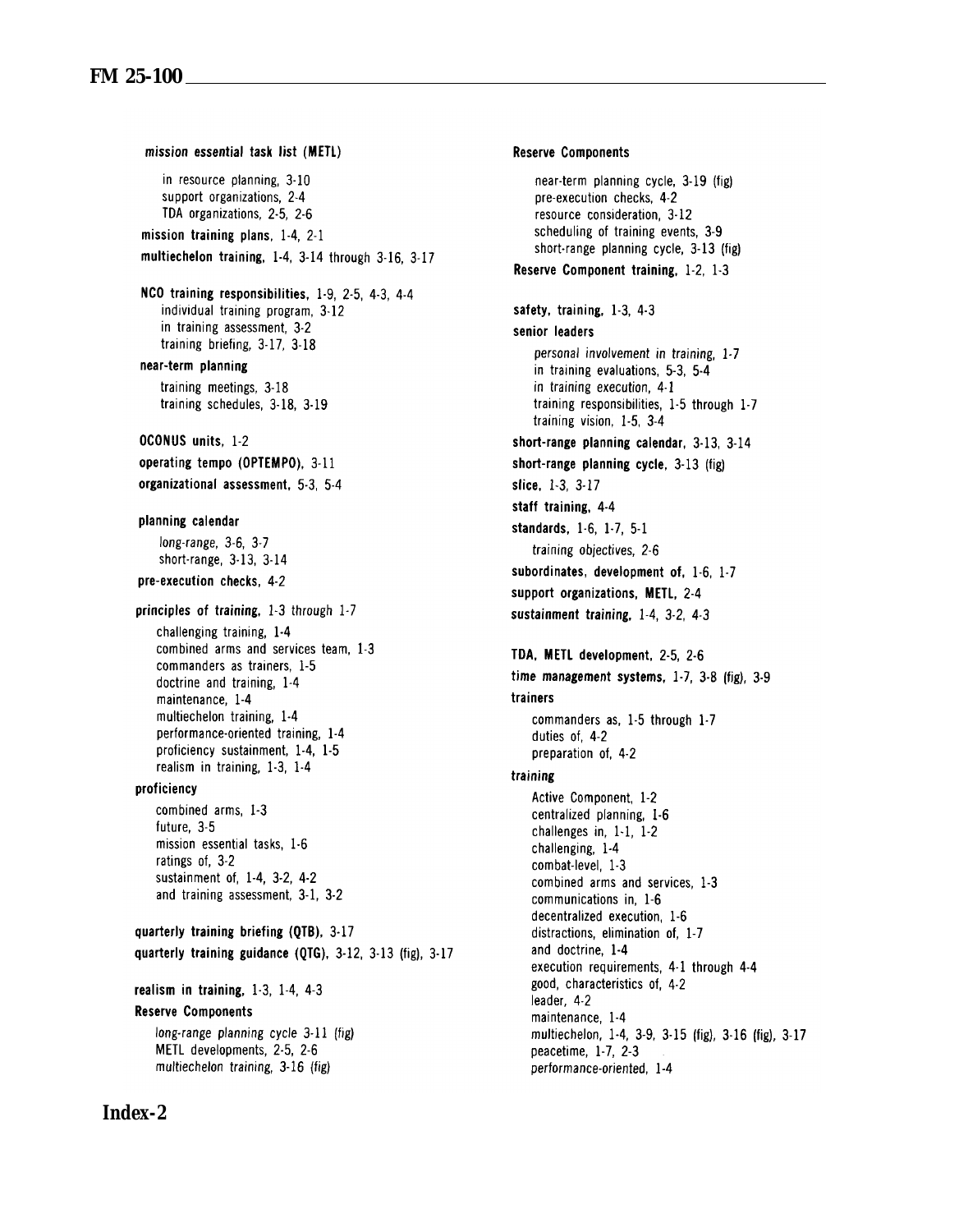**mission essential task list (METL)**
- in resource planning, 3-10
- support organizations, 2-4
- TDA organizations, 2-5, 2-6

**mission training plans**, 1-4, 2-1

**multiechelon training**, 1-4, 3-14 through 3-16, 3-17

**NCO training responsibilities**, 1-9, 2-5, 4-3, 4-4
- individual training program, 3-12
- in training assessment, 3-2
- training briefing, 3-17, 3-18

**near-term planning**
- training meetings, 3-18
- training schedules, 3-18, 3-19

**OCONUS units**, 1-2

**operating tempo (OPTEMPO)**, 3-11

**organizational assessment**, 5-3, 5-4

**planning calendar**
- long-range, 3-6, 3-7
- short-range, 3-13, 3-14

**pre-execution checks**, 4-2

**principles of training**, 1-3 through 1-7
- challenging training, 1-4
- combined arms and services team, 1-3
- commanders as trainers, 1-5
- doctrine and training, 1-4
- maintenance, 1-4
- multiechelon training, 1-4
- performance-oriented training, 1-4
- proficiency sustainment, 1-4, 1-5
- realism in training, 1-3, 1-4

**proficiency**
- combined arms, 1-3
- future, 3-5
- mission essential tasks, 1-6
- ratings of, 3-2
- sustainment of, 1-4, 3-2, 4-2
- and training assessment, 3-1, 3-2

**quarterly training briefing (QTB)**, 3-17

**quarterly training guidance (QTG)**, 3-12, 3-13 (fig), 3-17

**realism in training**, 1-3, 1-4, 4-3

**Reserve Components**
- long-range planning cycle 3-11 (fig)
- METL developments, 2-5, 2-6
- multiechelon training, 3-16 (fig)
- near-term planning cycle, 3-19 (fig)
- pre-execution checks, 4-2
- resource consideration, 3-12
- scheduling of training events, 3-9
- short-range planning cycle, 3-13 (fig)

**Reserve Component training**, 1-2, 1-3

**safety, training**, 1-3, 4-3

**senior leaders**
- personal involvement in training, 1-7
- in training evaluations, 5-3, 5-4
- in training execution, 4-1
- training responsibilities, 1-5 through 1-7
- training vision, 1-5, 3-4

**short-range planning calendar**, 3-13, 3-14

**short-range planning cycle**, 3-13 (fig)

**slice**, 1-3, 3-17

**staff training**, 4-4

**standards**, 1-6, 1-7, 5-1
- training objectives, 2-6

**subordinates, development of**, 1-6, 1-7

**support organizations, METL**, 2-4

**sustainment training**, 1-4, 3-2, 4-3

**TDA, METL development**, 2-5, 2-6

**time management systems**, 1-7, 3-8 (fig), 3-9

**trainers**
- commanders as, 1-5 through 1-7
- duties of, 4-2
- preparation of, 4-2

**training**
- Active Component, 1-2
- centralized planning, 1-6
- challenges in, 1-1, 1-2
- challenging, 1-4
- combat-level, 1-3
- combined arms and services, 1-3
- communications in, 1-6
- decentralized execution, 1-6
- distractions, elimination of, 1-7
- and doctrine, 1-4
- execution requirements, 4-1 through 4-4
- good, characteristics of, 4-2
- leader, 4-2
- maintenance, 1-4
- multiechelon, 1-4, 3-9, 3-15 (fig), 3-16 (fig), 3-17
- peacetime, 1-7, 2-3
- performance-oriented, 1-4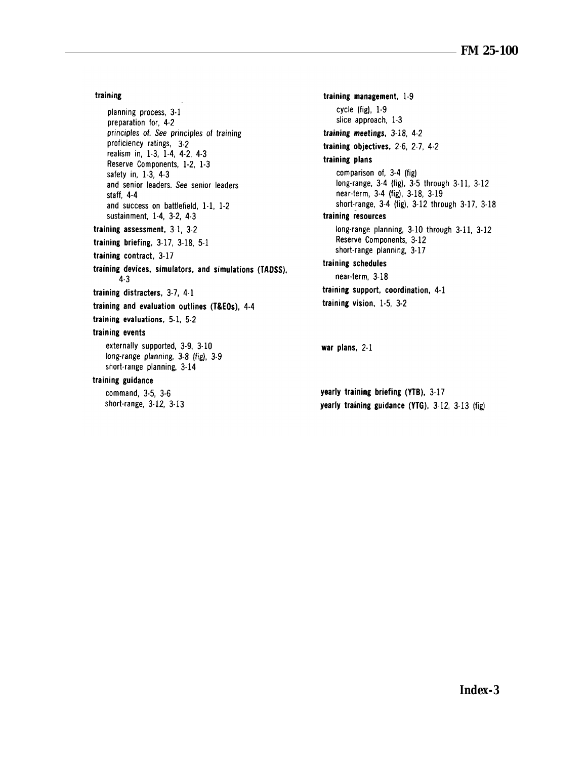**training**

- planning process, 3-1
- preparation for, 4-2
- *principles of. See principles of training*
- proficiency ratings, 3-2
- realism in, 1-3, 1-4, 4-2, 4-3
- Reserve Components, 1-2, 1-3
- safety in, 1-3, 4-3
- and senior leaders. *See* senior leaders
- staff, 4-4
- and success on battlefield, 1-1, 1-2
- sustainment, 1-4, 3-2, 4-3

**training assessment**, 3-1, 3-2

**training briefing**, 3-17, 3-18, 5-1

**training contract**, 3-17

**training devices, simulators, and simulations (TADSS)**, 4-3

**training distracters**, 3-7, 4-1

**training and evaluation outlines (T&EOs)**, 4-4

**training evaluations**, 5-1, 5-2

**training events**

- externally supported, 3-9, 3-10
- *long-range planning*, 3-8 (fig), 3-9
- short-range planning, 3-14

**training guidance**

- command, 3-5, 3-6
- short-range, 3-12, 3-13

**training management**, 1-9

- cycle (fig), 1-9
- slice approach, 1-3

***training meetings***, 3-18, 4-2

**training objectives**, 2-6, 2-7, 4-2

**training plans**

- comparison of, 3-4 (fig)
- long-range, 3-4 (fig), 3-5 through 3-11, 3-12
- near-term, 3-4 (fig), 3-18, 3-19
- short-range, 3-4 (fig), 3-12 through 3-17, 3-18

**training resources**

- long-range planning, 3-10 through 3-11, 3-12
- Reserve Components, 3-12
- short-range planning, 3-17

**training schedules**

- near-term, 3-18

**training support, coordination**, 4-1

**training vision**, 1-5, 3-2

**war plans**, 2-1

**yearly training briefing (YTB)**, 3-17

**yearly training guidance (YTG)**, 3-12, 3-13 (fig)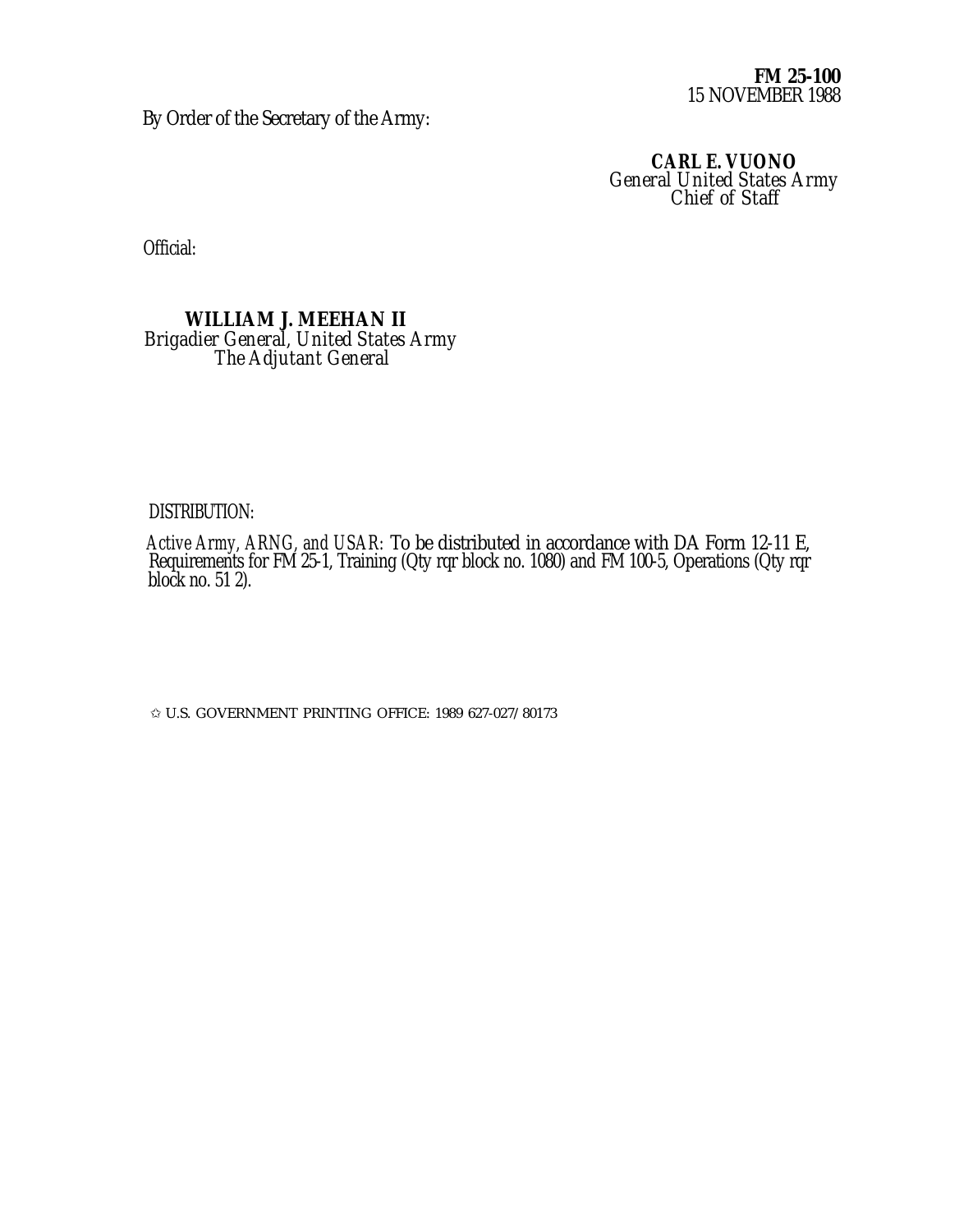**FM 25-100**
15 NOVEMBER 1988

By Order of the Secretary of the Army:

**CARL E. VUONO**
*General United States Army*
*Chief of Staff*

Official:

**WILLIAM J. MEEHAN II**
*Brigadier General, United States Army*
*The Adjutant General*

DISTRIBUTION:

*Active Army, ARNG, and USAR:* To be distributed in accordance with DA Form 12-11 E, Requirements for FM 25-1, Training (Qty rqr block no. 1080) and FM 100-5, Operations (Qty rqr block no. 51 2).

✩ U.S. GOVERNMENT PRINTING OFFICE: 1989 627-027/80173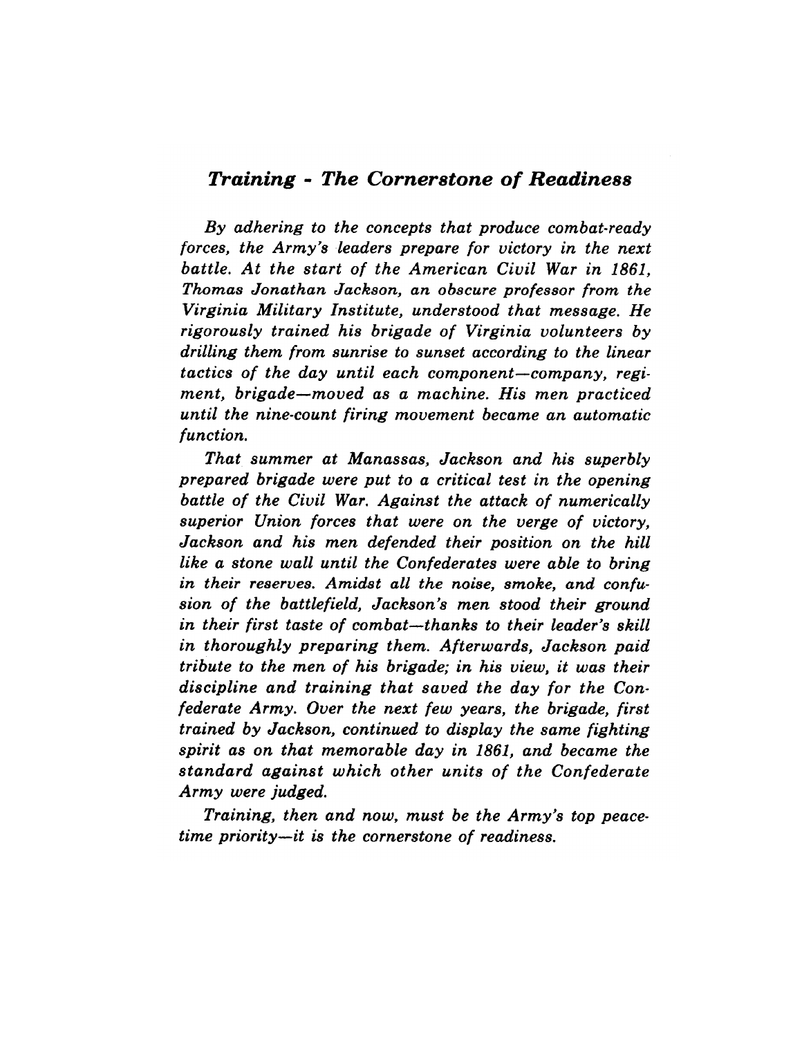## *Training - The Cornerstone of Readiness*

*By adhering to the concepts that produce combat-ready forces, the Army's leaders prepare for victory in the next battle. At the start of the American Civil War in 1861, Thomas Jonathan Jackson, an obscure professor from the Virginia Military Institute, understood that message. He rigorously trained his brigade of Virginia volunteers by drilling them from sunrise to sunset according to the linear tactics of the day until each component—company, regiment, brigade—moved as a machine. His men practiced until the nine-count firing movement became an automatic function.*

*That summer at Manassas, Jackson and his superbly prepared brigade were put to a critical test in the opening battle of the Civil War. Against the attack of numerically superior Union forces that were on the verge of victory, Jackson and his men defended their position on the hill like a stone wall until the Confederates were able to bring in their reserves. Amidst all the noise, smoke, and confusion of the battlefield, Jackson's men stood their ground in their first taste of combat—thanks to their leader's skill in thoroughly preparing them. Afterwards, Jackson paid tribute to the men of his brigade; in his view, it was their discipline and training that saved the day for the Confederate Army. Over the next few years, the brigade, first trained by Jackson, continued to display the same fighting spirit as on that memorable day in 1861, and became the standard against which other units of the Confederate Army were judged.*

*Training, then and now, must be the Army's top peacetime priority—it is the cornerstone of readiness.*